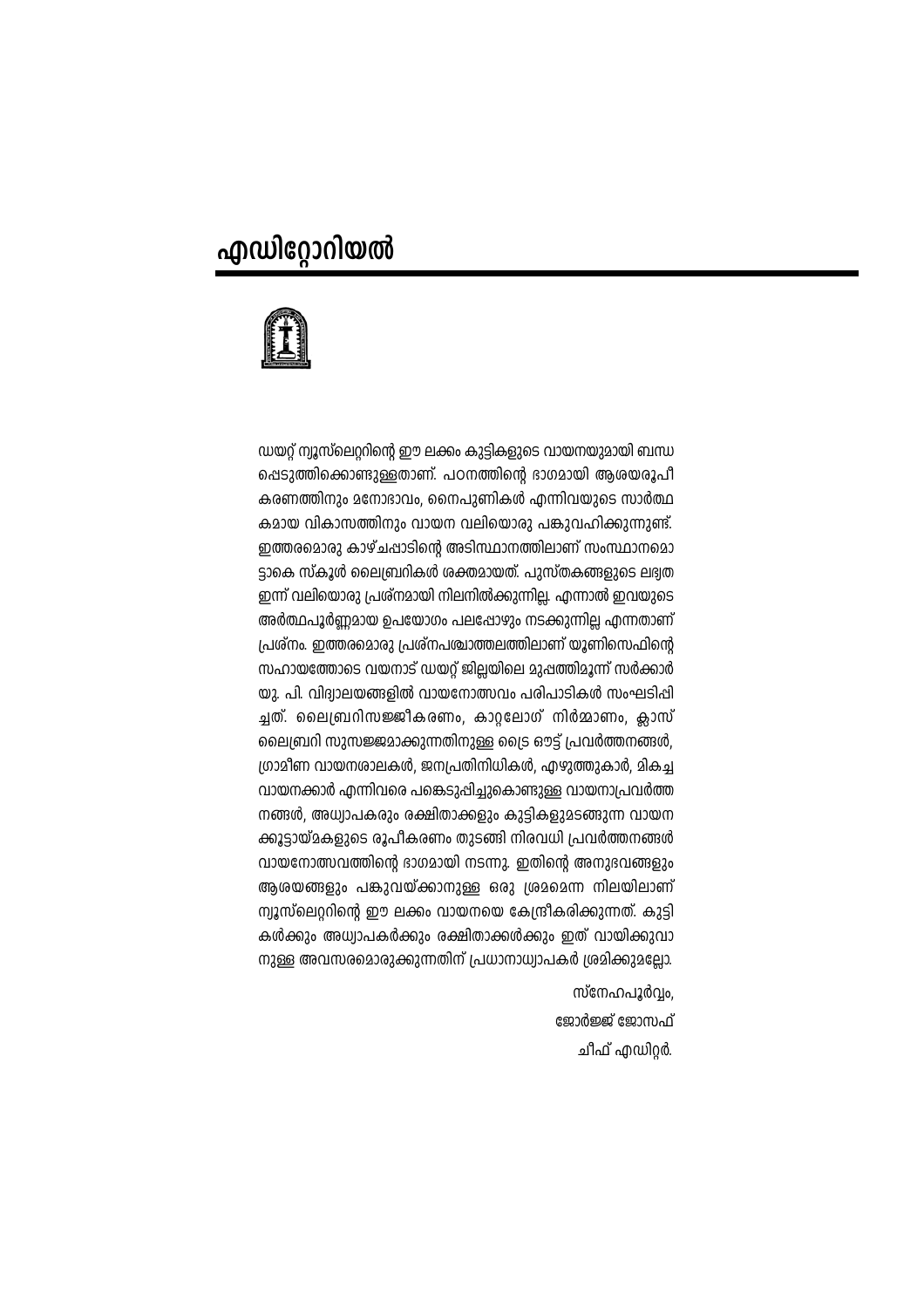# എഡിറ്റോറിയൽ

ഡയറ്റ് ന്യൂസ്‌ലെറ്ററിന്റെ ഈ ലക്കം കുട്ടികളുടെ വായനയുമായി ബന്ധപ്പെടുത്തിക്കൊണ്ടുള്ളതാണ്. പഠനത്തിന്റെ ഭാഗമായി ആശയരൂപീകരണത്തിനും മനോഭാവം, നൈപുണികൾ എന്നിവയുടെ സാർത്ഥകമായ വികാസത്തിനും വായന വലിയൊരു പങ്കുവഹിക്കുന്നുണ്ട്. ഇത്തരമൊരു കാഴ്ചപ്പാടിന്റെ അടിസ്ഥാനത്തിലാണ് സംസ്ഥാനമൊട്ടാകെ സ്കൂൾ ലൈബ്രറികൾ ശക്തമായത്. പുസ്തകങ്ങളുടെ ലഭ്യത ഇന്ന് വലിയൊരു പ്രശ്നമായി നിലനിൽക്കുന്നില്ല. എന്നാൽ ഇവയുടെ അർത്ഥപൂർണ്ണമായ ഉപയോഗം പലപ്പോഴും നടക്കുന്നില്ല എന്നതാണ് പ്രശ്നം. ഇത്തരമൊരു പ്രശ്നപശ്ചാത്തലത്തിലാണ് യൂണിസെഫിന്റെ സഹായത്തോടെ വയനാട് ഡയറ്റ് ജില്ലയിലെ മുപ്പത്തിമൂന്ന് സർക്കാർ യു. പി. വിദ്യാലയങ്ങളിൽ വായനോത്സവം പരിപാടികൾ സംഘടിപ്പിച്ചത്. ലൈബ്രറിസജ്ജീകരണം, കാറ്റലോഗ് നിർമ്മാണം, ക്ലാസ് ലൈബ്രറി സുസജ്ജമാക്കുന്നതിനുള്ള ട്രൈ ഔട്ട് പ്രവർത്തനങ്ങൾ, ഗ്രാമീണ വായനശാലകൾ, ജനപ്രതിനിധികൾ, എഴുത്തുകാർ, മികച്ച വായനക്കാർ എന്നിവരെ പങ്കെടുപ്പിച്ചുകൊണ്ടുള്ള വായനാപ്രവർത്തനങ്ങൾ, അധ്യാപകരും രക്ഷിതാക്കളും കുട്ടികളുമടങ്ങുന്ന വായനക്കൂട്ടായ്മകളുടെ രൂപീകരണം തുടങ്ങി നിരവധി പ്രവർത്തനങ്ങൾ വായനോത്സവത്തിന്റെ ഭാഗമായി നടന്നു. ഇതിന്റെ അനുഭവങ്ങളും ആശയങ്ങളും പങ്കുവയ്ക്കാനുള്ള ഒരു ശ്രമമെന്ന നിലയിലാണ് ന്യൂസ്‌ലെറ്ററിന്റെ ഈ ലക്കം വായനയെ കേന്ദ്രീകരിക്കുന്നത്. കുട്ടികൾക്കും അധ്യാപകർക്കും രക്ഷിതാക്കൾക്കും ഇത് വായിക്കുവാനുള്ള അവസരമൊരുക്കുന്നതിന് പ്രധാനാധ്യാപകർ ശ്രമിക്കുമല്ലോ.

സ്നേഹപൂർവ്വം,

ജോർജ്ജ് ജോസഫ്

ചീഫ് എഡിറ്റർ.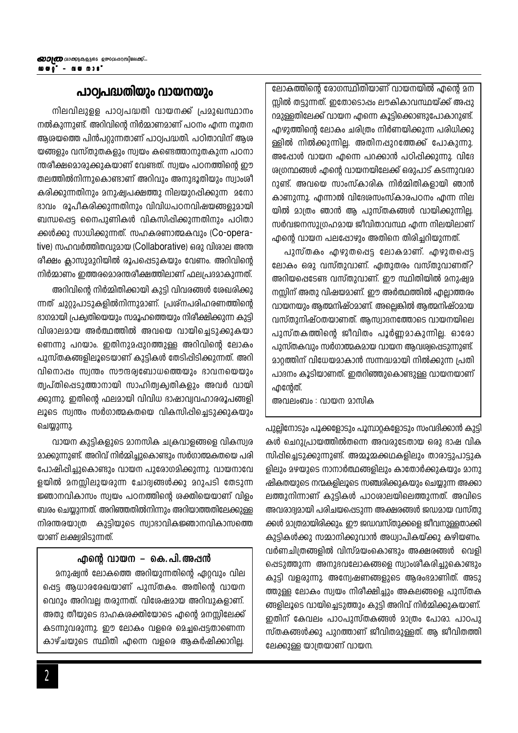## പാഠ്യപദ്ധതിയും വായനയും

നിലവിലുള്ള പാഠ്യപദ്ധതി വായനക്ക് പ്രമുഖസ്ഥാനം നൽകുന്നുണ്ട്. അറിവിന്റെ നിർമ്മാണമാണ് പഠനം എന്ന നൂതന ആശയത്തെ പിൻപറ്റുന്നതാണ് പാഠ്യപദ്ധതി. പഠിതാവിന് ആശയങ്ങളും വസ്തുതകളും സ്വയം കണ്ടെത്താനുതകുന്ന പഠനാന്തരീക്ഷമൊരുക്കുകയാണ് വേണ്ടത്. സ്വയം പഠനത്തിന്റെ ഈ തലത്തിൽനിന്നുകൊണ്ടാണ് അറിവും അനുഭൂതിയും സ്വാംശീകരിക്കുന്നതിനും മനുഷ്യപക്ഷത്തു നിലയുറപ്പിക്കുന്ന മനോഭാവം രൂപീകരിക്കുന്നതിനും വിവിധപഠനവിഷയങ്ങളുമായി ബന്ധപ്പെട്ട നൈപുണികൾ വികസിപ്പിക്കുന്നതിനും പഠിതാക്കൾക്കു സാധിക്കുന്നത്. സഹകരണാത്മകവും (Co-operative) സഹവർത്തിതവുമായ (Collaborative) ഒരു വിശാല അന്തരീക്ഷം ക്ലാസുമുറിയിൽ രൂപപ്പെടുകയും വേണം. അറിവിന്റെ നിർമ്മാണം ഇത്തരമൊരന്തരീക്ഷത്തിലാണ് ഫലപ്രദമാകുന്നത്.

അറിവിന്റെ നിർമ്മിതിക്കായി കുട്ടി വിവരങ്ങൾ ശേഖരിക്കുന്നത് ചുറ്റുപാടുകളിൽനിന്നുമാണ്. പ്രശ്നപരിഹരണത്തിന്റെ ഭാഗമായി പ്രകൃതിയെയും സമൂഹത്തെയും നിരീക്ഷിക്കുന്ന കുട്ടി വിശാലമായ അർത്ഥത്തിൽ അവയെ വായിച്ചെടുക്കുകയാണെന്നു പറയാം. ഇതിനുമപ്പുറത്തുള്ള അറിവിന്റെ ലോകം പുസ്തകങ്ങളിലൂടെയാണ് കുട്ടികൾ തേടിപ്പിടിക്കുന്നത്. അറിവിനൊപ്പം സ്വന്തം സൗന്ദര്യബോധത്തെയും ഭാവനയെയും തൃപ്തിപ്പെടുത്താനായി സാഹിത്യകൃതികളും അവർ വായിക്കുന്നു. ഇതിന്റെ ഫലമായി വിവിധ ഭാഷാവ്യവഹാരരൂപങ്ങളിലൂടെ സ്വന്തം സർഗാത്മകതയെ വികസിപ്പിച്ചെടുക്കുകയും ചെയ്യുന്നു.

വായന കുട്ടികളുടെ മാനസിക ചക്രവാളങ്ങളെ വികസ്വരമാക്കുന്നുണ്ട്. അറിവ് നിർമ്മിച്ചുകൊണ്ടും സർഗാത്മകതയെ പരിപോഷിപ്പിച്ചുകൊണ്ടും വായന പുരോഗമിക്കുന്നു. വായനാവേളയിൽ മനസ്സിലുയരുന്ന ചോദ്യങ്ങൾക്കു മറുപടി തേടുന്ന ജ്ഞാനവികാസം സ്വയം പഠനത്തിന്റെ ശക്തിയെയാണ് വിളംബരം ചെയ്യുന്നത്. അറിഞ്ഞതിൽനിന്നും അറിയാത്തതിലേക്കുള്ള നിരന്തരയാത്ര കുട്ടിയുടെ സ്വാഭാവികജ്ഞാനവികാസത്തെയാണ് ലക്ഷ്യമിടുന്നത്.

### എന്റെ വായന – കെ. പി. അപ്പൻ

മനുഷ്യൻ ലോകത്തെ അറിയുന്നതിന്റെ ഏറ്റവും വിലപ്പെട്ട ആധാരരേഖയാണ് പുസ്തകം. അതിന്റെ വായന വെറും അറിവല്ല തരുന്നത്. വിശേഷമായ അറിവുകളാണ്. അതു തീയുടെ ദാഹകശക്തിയോടെ എന്റെ മനസ്സിലേക്ക് കടന്നുവരുന്നു. ഈ ലോകം വളരെ മെച്ചപ്പെട്ടതാണെന്ന കാഴ്ചയുടെ സ്ഥിതി എന്നെ വളരെ ആകർഷിക്കാറില്ല. ലോകത്തിന്റെ രോഗസ്ഥിതിയാണ് വായനയിൽ എന്റെ മനസ്സിൽ തട്ടുന്നത്. ഇതോടൊപ്പം ലൗകികാവസ്ഥയ്ക്ക് അപ്പുറമുള്ളതിലേക്ക് വായന എന്നെ കൂട്ടിക്കൊണ്ടുപോകാറുണ്ട്. എഴുത്തിന്റെ ലോകം ചരിത്രം നിർണയിക്കുന്ന പരിധിക്കുള്ളിൽ നിൽക്കുന്നില്ല. അതിനപ്പുറത്തേക്ക് പോകുന്നു. അപ്പോൾ വായന എന്നെ പറക്കാൻ പഠിപ്പിക്കുന്നു. വിദേശഗ്രന്ഥങ്ങൾ എന്റെ വായനയിലേക്ക് ഒരുപാട് കടന്നുവരാറുണ്ട്. അവയെ സാംസ്കാരിക നിർമ്മിതികളായി ഞാൻ കാണുന്നു. എന്നാൽ വിദേശസംസ്കാരപഠനം എന്ന നിലയിൽ മാത്രം ഞാൻ ആ പുസ്തകങ്ങൾ വായിക്കുന്നില്ല. സർവജനസുഗ്രഹമായ ജീവിതാവസ്ഥ എന്ന നിലയിലാണ് എന്റെ വായന പലപ്പോഴും അതിനെ തിരിച്ചറിയുന്നത്.

പുസ്തകം എഴുതപ്പെട്ട ലോകമാണ്. എഴുതപ്പെട്ട ലോകം ഒരു വസ്തുവാണ്. ഏതുതരം വസ്തുവാണത്? അറിയപ്പെടേണ്ട വസ്തുവാണ്. ഈ സ്ഥിതിയിൽ മനുഷ്യമനസ്സിന് അതു വിഷയമാണ്. ഈ അർത്ഥത്തിൽ എല്ലാത്തരം വായനയും ആത്മനിഷ്ഠമാണ്. അല്ലെങ്കിൽ ആത്മനിഷ്ഠമായ വസ്തുനിഷ്ഠതയാണത്. ആസ്വാദനത്തോടെ വായനയിലെ പുസ്തകത്തിന്റെ ജീവിതം പൂർണ്ണമാകുന്നില്ല. ഓരോ പുസ്തകവും സർഗാത്മകമായ വായന ആവശ്യപ്പെടുന്നുണ്ട്. മാറ്റത്തിന് വിധേയമാകാൻ സന്നദ്ധമായി നിൽക്കുന്ന പ്രതിപാദനം കൂടിയാണത്. ഇതറിഞ്ഞുകൊണ്ടുള്ള വായനയാണ് എന്റേത്.

അവലംബം : വായന മാസിക

പുല്ലിനോടും പൂക്കളോടും പൂമ്പാറ്റകളോടും സംവദിക്കാൻ കുട്ടികൾ ചെറുപ്രായത്തിൽതന്നെ അവരുടേതായ ഒരു ഭാഷ വികസിപ്പിച്ചെടുക്കുന്നുണ്ട്. അമ്മൂമ്മക്കഥകളിലും താരാട്ടുപാട്ടുകളിലും മഴയുടെ നാനാർത്ഥങ്ങളിലും കാതോർക്കുകയും മാനുഷികതയുടെ നന്മകളിലൂടെ സഞ്ചരിക്കുകയും ചെയ്യുന്ന അക്കാലത്തുനിന്നാണ് കുട്ടികൾ പാഠശാലയിലെത്തുന്നത്. അവിടെ അവരാദ്യമായി പരിചയപ്പെടുന്ന അക്ഷരങ്ങൾ ജഡമായ വസ്തുക്കൾ മാത്രമായിരിക്കും. ഈ ജഡവസ്തുക്കളെ ജീവനുള്ളതാക്കി കുട്ടികൾക്കു സമ്മാനിക്കുവാൻ അധ്യാപികയ്ക്കു കഴിയണം. വർണചിത്രങ്ങളിൽ വിസ്മയംകൊണ്ടും അക്ഷരങ്ങൾ വെളിപ്പെടുത്തുന്ന അനുഭവലോകങ്ങളെ സ്വാംശീകരിച്ചുകൊണ്ടും കുട്ടി വളരുന്നു. അന്വേഷണങ്ങളുടെ ആരംഭമാണിത്. അടുത്തുള്ള ലോകം സ്വയം നിരീക്ഷിച്ചും അകലങ്ങളെ പുസ്തകങ്ങളിലൂടെ വായിച്ചെടുത്തും കുട്ടി അറിവ് നിർമ്മിക്കുകയാണ്. ഇതിന് കേവലം പാഠപുസ്തകങ്ങൾ മാത്രം പോരാ. പാഠപുസ്തകങ്ങൾക്കു പുറത്താണ് ജീവിതമുള്ളത്. ആ ജീവിതത്തിലേക്കുള്ള യാത്രയാണ് വായന.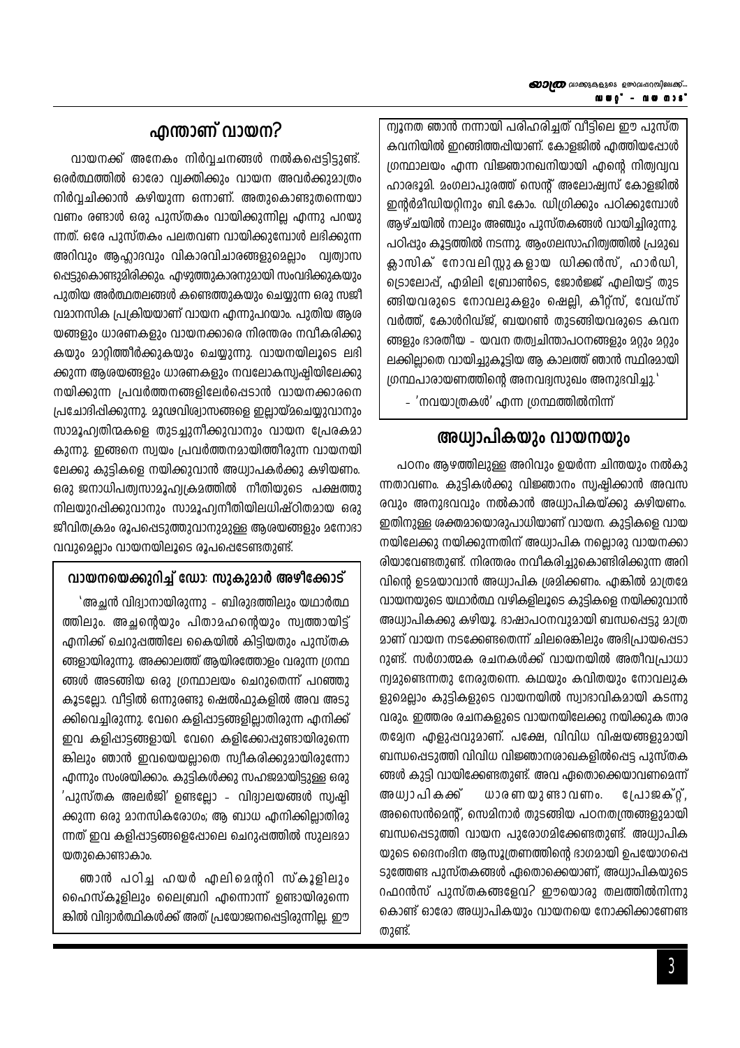## എന്താണ് വായന?

വായനക്ക് അനേകം നിർവ്വചനങ്ങൾ നൽകപ്പെട്ടിട്ടുണ്ട്. ഒരർത്ഥത്തിൽ ഓരോ വ്യക്തിക്കും വായന അവർക്കുമാത്രം നിർവ്വചിക്കാൻ കഴിയുന്ന ഒന്നാണ്. അതുകൊണ്ടുതന്നെയാവണം രണ്ടാൾ ഒരു പുസ്തകം വായിക്കുന്നില്ല എന്നു പറയുന്നത്. ഒരേ പുസ്തകം പലതവണ വായിക്കുമ്പോൾ ലഭിക്കുന്ന അറിവും ആഹ്ലാദവും വികാരവിചാരങ്ങളുമെല്ലാം വ്യത്യാസപ്പെട്ടുകൊണ്ടുമിരിക്കും. എഴുത്തുകാരനുമായി സംവദിക്കുകയും പുതിയ അർത്ഥതലങ്ങൾ കണ്ടെത്തുകയും ചെയ്യുന്ന ഒരു സജീവമാനസിക പ്രക്രിയയാണ് വായന എന്നുപറയാം. പുതിയ ആശയങ്ങളും ധാരണകളും വായനക്കാരെ നിരന്തരം നവീകരിക്കുകയും മാറ്റിത്തീർക്കുകയും ചെയ്യുന്നു. വായനയിലൂടെ ലഭിക്കുന്ന ആശയങ്ങളും ധാരണകളും നവലോകസൃഷ്ടിയിലേക്കു നയിക്കുന്ന പ്രവർത്തനങ്ങളിലേർപ്പെടാൻ വായനക്കാരനെ പ്രചോദിപ്പിക്കുന്നു. മൂഢവിശ്വാസങ്ങളെ ഇല്ലായ്മചെയ്യുവാനും സാമൂഹ്യതിന്മകളെ തുടച്ചുനീക്കുവാനും വായന പ്രേരകമാകുന്നു. ഇങ്ങനെ സ്വയം പ്രവർത്തനമായിത്തീരുന്ന വായനയിലേക്കു കുട്ടികളെ നയിക്കുവാൻ അധ്യാപകർക്കു കഴിയണം. ഒരു ജനാധിപത്യസാമൂഹ്യക്രമത്തിൽ നീതിയുടെ പക്ഷത്തു നിലയുറപ്പിക്കുവാനും സാമൂഹ്യനീതിയിലധിഷ്ഠിതമായ ഒരു ജീവിതക്രമം രൂപപ്പെടുത്തുവാനുമുള്ള ആശയങ്ങളും മനോഭാവവുമെല്ലാം വായനയിലൂടെ രൂപപ്പെടേണ്ടതുണ്ട്.

### വായനയെക്കുറിച്ച് ഡോഃ സുകുമാർ അഴീക്കോട്

'അച്ഛൻ വിദ്വാനായിരുന്നു - ബിരുദത്തിലും യഥാർത്ഥത്തിലും. അച്ഛന്റെയും പിതാമഹന്റെയും സ്വത്തായിട്ട് എനിക്ക് ചെറുപ്പത്തിലേ കൈയിൽ കിട്ടിയതും പുസ്തകങ്ങളായിരുന്നു. അക്കാലത്ത് ആയിരത്തോളം വരുന്ന ഗ്രന്ഥങ്ങൾ അടങ്ങിയ ഒരു ഗ്രന്ഥാലയം ചെറുതെന്ന് പറഞ്ഞുകൂടല്ലോ. വീട്ടിൽ ഒന്നുരണ്ടു ഷെൽഫുകളിൽ അവ അടുക്കിവെച്ചിരുന്നു. വേറെ കളിപ്പാട്ടങ്ങളില്ലാതിരുന്ന എനിക്ക് ഇവ കളിപ്പാട്ടങ്ങളായി. വേറെ കളിക്കോപ്പുണ്ടായിരുന്നെങ്കിലും ഞാൻ ഇവയെയല്ലാതെ സ്വീകരിക്കുമായിരുന്നോ എന്നും സംശയിക്കാം. കുട്ടികൾക്കു സഹജമായിട്ടുള്ള ഒരു 'പുസ്തക അലർജി' ഉണ്ടല്ലോ - വിദ്യാലയങ്ങൾ സൃഷ്ടിക്കുന്ന ഒരു മാനസികരോഗം; ആ ബാധ എനിക്കില്ലാതിരുന്നത് ഇവ കളിപ്പാട്ടങ്ങളെപ്പോലെ ചെറുപ്പത്തിൽ സുലഭമായതുകൊണ്ടാകാം.

ഞാൻ പഠിച്ച ഹയർ എലിമെന്ററി സ്കൂളിലും ഹൈസ്കൂളിലും ലൈബ്രറി എന്നൊന്ന് ഉണ്ടായിരുന്നെങ്കിൽ വിദ്യാർത്ഥികൾക്ക് അത് പ്രയോജനപ്പെട്ടിരുന്നില്ല. ഈ ന്യൂനത ഞാൻ നന്നായി പരിഹരിച്ചത് വീട്ടിലെ ഈ പുസ്തകവനിയിൽ ഇറങ്ങിത്തപ്പിയാണ്. കോളജിൽ എത്തിയപ്പോൾ ഗ്രന്ഥാലയം എന്ന വിജ്ഞാനഖനിയായി എന്റെ നിത്യവ്യവഹാരഭൂമി. മംഗലാപുരത്ത് സെന്റ് അലോഷ്യസ് കോളജിൽ ഇന്റർമീഡിയറ്റിനും ബി.കോം. ഡിഗ്രിക്കും പഠിക്കുമ്പോൾ ആഴ്ചയിൽ നാലും അഞ്ചും പുസ്തകങ്ങൾ വായിച്ചിരുന്നു. പഠിപ്പും കൂട്ടത്തിൽ നടന്നു. ആംഗലസാഹിത്യത്തിൽ പ്രമുഖ ക്ലാസിക് നോവലിസ്റ്റുകളായ ഡിക്കൻസ്, ഹാർഡി, ട്രൊലോപ്പ്, എമിലി ബ്രോൺടെ, ജോർജ്ജ് എലിയട്ട് തുടങ്ങിയവരുടെ നോവലുകളും ഷെല്ലി, കീറ്റ്സ്, വേഡ്സ്വർത്ത്, കോൾറിഡ്ജ്, ബയറൺ തുടങ്ങിയവരുടെ കവനങ്ങളും ഭാരതീയ - യവന തത്വചിന്താപഠനങ്ങളും മറ്റും മറ്റും ലക്കില്ലാതെ വായിച്ചുകൂട്ടിയ ആ കാലത്ത് ഞാൻ സ്ഥിരമായി ഗ്രന്ഥപാരായണത്തിന്റെ അനവദ്യസുഖം അനുഭവിച്ചു.'

- 'നവയാത്രകൾ' എന്ന ഗ്രന്ഥത്തിൽനിന്ന്

## അധ്യാപികയും വായനയും

പഠനം ആഴത്തിലുള്ള അറിവും ഉയർന്ന ചിന്തയും നൽകുന്നതാവണം. കുട്ടികൾക്കു വിജ്ഞാനം സൃഷ്ടിക്കാൻ അവസരവും അനുഭവവും നൽകാൻ അധ്യാപികയ്ക്കു കഴിയണം. ഇതിനുള്ള ശക്തമായൊരുപാധിയാണ് വായന. കുട്ടികളെ വായനയിലേക്കു നയിക്കുന്നതിന് അധ്യാപിക നല്ലൊരു വായനക്കാരിയാവേണ്ടതുണ്ട്. നിരന്തരം നവീകരിച്ചുകൊണ്ടിരിക്കുന്ന അറിവിന്റെ ഉടമയാവാൻ അധ്യാപിക ശ്രമിക്കണം. എങ്കിൽ മാത്രമേ വായനയുടെ യഥാർത്ഥ വഴികളിലൂടെ കുട്ടികളെ നയിക്കുവാൻ അധ്യാപികക്കു കഴിയൂ. ഭാഷാപഠനവുമായി ബന്ധപ്പെട്ടു മാത്രമാണ് വായന നടക്കേണ്ടതെന്ന് ചിലരെങ്കിലും അഭിപ്രായപ്പെടാറുണ്ട്. സർഗാത്മക രചനകൾക്ക് വായനയിൽ അതീവപ്രാധാന്യമുണ്ടെന്നതു നേരുതന്നെ. കഥയും കവിതയും നോവലുകളുമെല്ലാം കുട്ടികളുടെ വായനയിൽ സ്വാഭാവികമായി കടന്നുവരും. ഇത്തരം രചനകളുടെ വായനയിലേക്കു നയിക്കുക താരതമ്യേന എളുപ്പവുമാണ്. പക്ഷേ, വിവിധ വിഷയങ്ങളുമായി ബന്ധപ്പെടുത്തി വിവിധ വിജ്ഞാനശാഖകളിൽപ്പെട്ട പുസ്തകങ്ങൾ കുട്ടി വായിക്കേണ്ടതുണ്ട്. അവ ഏതൊക്കെയാവണമെന്ന് അധ്യാപികക്ക് ധാരണയുണ്ടാവണം. പ്രോജക്റ്റ്, അസൈൻമെന്റ്, സെമിനാർ തുടങ്ങിയ പഠനതന്ത്രങ്ങളുമായി ബന്ധപ്പെടുത്തി വായന പുരോഗമിക്കേണ്ടതുണ്ട്. അധ്യാപികയുടെ ദൈനംദിന ആസൂത്രണത്തിന്റെ ഭാഗമായി ഉപയോഗപ്പെടുത്തേണ്ട പുസ്തകങ്ങൾ ഏതൊക്കെയാണ്, അധ്യാപികയുടെ റഫറൻസ് പുസ്തകങ്ങളേവ? ഈയൊരു തലത്തിൽനിന്നുകൊണ്ട് ഓരോ അധ്യാപികയും വായനയെ നോക്കിക്കാണേണ്ടതുണ്ട്.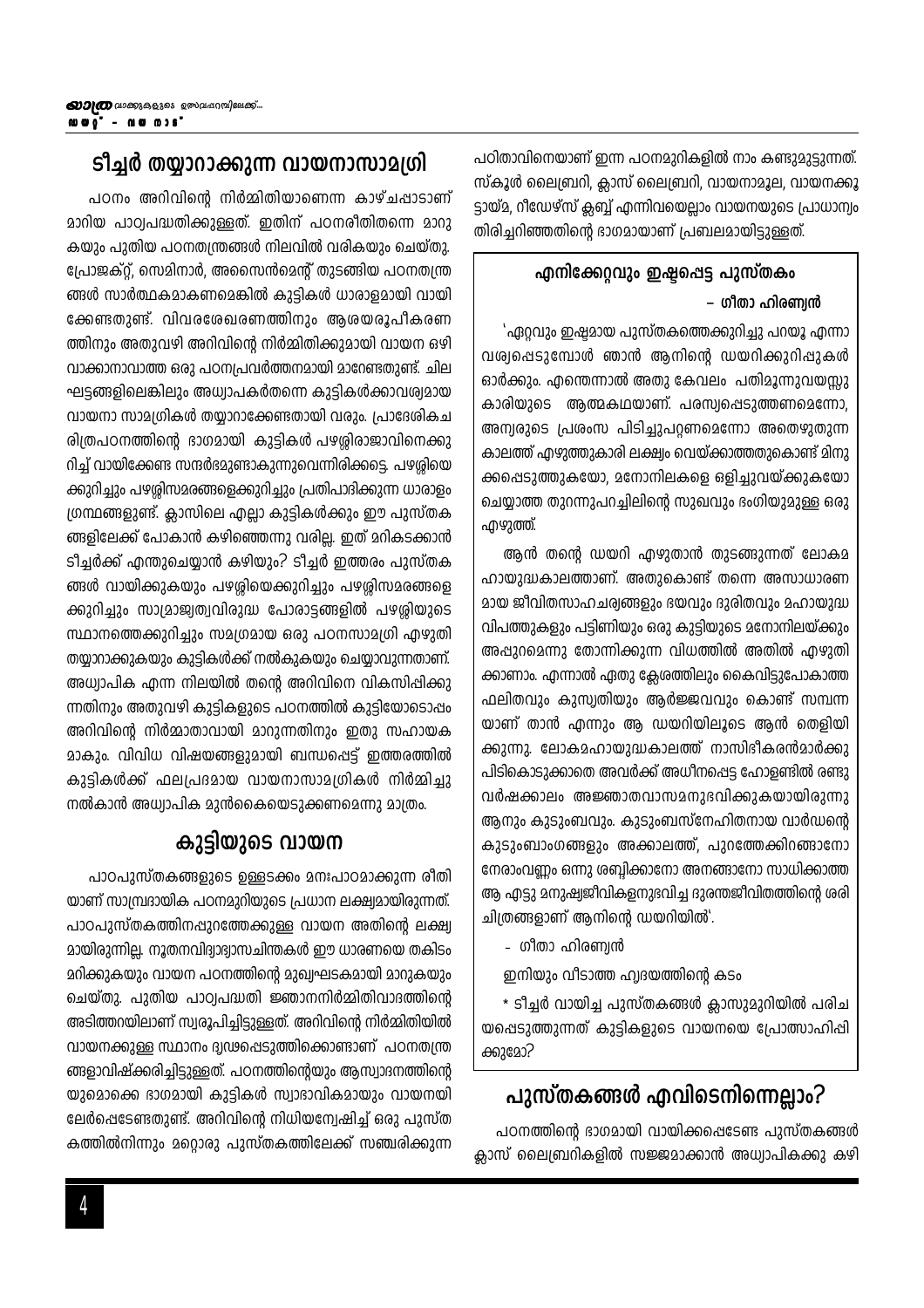## ടീച്ചർ തയ്യാറാക്കുന്ന വായനാസാമഗ്രി

പഠനം അറിവിന്റെ നിർമ്മിതിയാണെന്ന കാഴ്ചപ്പാടാണ് മാറിയ പാഠ്യപദ്ധതിക്കുള്ളത്. ഇതിന് പഠനരീതിതന്നെ മാറുകയും പുതിയ പഠനതന്ത്രങ്ങൾ നിലവിൽ വരികയും ചെയ്തു. പ്രോജക്റ്റ്, സെമിനാർ, അസൈൻമെന്റ് തുടങ്ങിയ പഠനതന്ത്രങ്ങൾ സാർത്ഥകമാകണമെങ്കിൽ കുട്ടികൾ ധാരാളമായി വായിക്കേണ്ടതുണ്ട്. വിവരശേഖരണത്തിനും ആശയരൂപീകരണത്തിനും അതുവഴി അറിവിന്റെ നിർമ്മിതിക്കുമായി വായന ഒഴിവാക്കാനാവാത്ത ഒരു പഠനപ്രവർത്തനമായി മാറേണ്ടതുണ്ട്. ചില ഘട്ടങ്ങളിലെങ്കിലും അധ്യാപകർതന്നെ കുട്ടികൾക്കാവശ്യമായ വായനാ സാമഗ്രികൾ തയ്യാറാക്കേണ്ടതായി വരും. പ്രാദേശികചരിത്രപഠനത്തിന്റെ ഭാഗമായി കുട്ടികൾ പഴശ്ശിരാജാവിനെക്കുറിച്ച് വായിക്കേണ്ട സന്ദർഭമുണ്ടാകുന്നുവെന്നിരിക്കട്ടെ. പഴശ്ശിയെക്കുറിച്ചും പഴശ്ശിസമരങ്ങളെക്കുറിച്ചും പ്രതിപാദിക്കുന്ന ധാരാളം ഗ്രന്ഥങ്ങളുണ്ട്. ക്ലാസിലെ എല്ലാ കുട്ടികൾക്കും ഈ പുസ്തകങ്ങളിലേക്ക് പോകാൻ കഴിഞ്ഞെന്നു വരില്ല. ഇത് മറികടക്കാൻ ടീച്ചർക്ക് എന്തുചെയ്യാൻ കഴിയും? ടീച്ചർ ഇത്തരം പുസ്തകങ്ങൾ വായിക്കുകയും പഴശ്ശിയെക്കുറിച്ചും പഴശ്ശിസമരങ്ങളെക്കുറിച്ചും സാമ്രാജ്യത്വവിരുദ്ധ പോരാട്ടങ്ങളിൽ പഴശ്ശിയുടെ സ്ഥാനത്തെക്കുറിച്ചും സമഗ്രമായ ഒരു പഠനസാമഗ്രി എഴുതി തയ്യാറാക്കുകയും കുട്ടികൾക്ക് നൽകുകയും ചെയ്യാവുന്നതാണ്. അധ്യാപിക എന്ന നിലയിൽ തന്റെ അറിവിനെ വികസിപ്പിക്കുന്നതിനും അതുവഴി കുട്ടികളുടെ പഠനത്തിൽ കുട്ടിയോടൊപ്പം അറിവിന്റെ നിർമ്മാതാവായി മാറുന്നതിനും ഇതു സഹായകമാകും. വിവിധ വിഷയങ്ങളുമായി ബന്ധപ്പെട്ട് ഇത്തരത്തിൽ കുട്ടികൾക്ക് ഫലപ്രദമായ വായനാസാമഗ്രികൾ നിർമ്മിച്ചു നൽകാൻ അധ്യാപിക മുൻകൈയെടുക്കണമെന്നു മാത്രം.

## കുട്ടിയുടെ വായന

പാഠപുസ്തകങ്ങളുടെ ഉള്ളടക്കം മനഃപാഠമാക്കുന്ന രീതിയാണ് സാമ്പ്രദായിക പഠനമുറിയുടെ പ്രധാന ലക്ഷ്യമായിരുന്നത്. പാഠപുസ്തകത്തിനപ്പുറത്തേക്കുള്ള വായന അതിന്റെ ലക്ഷ്യമായിരുന്നില്ല. നൂതനവിദ്യാഭ്യാസചിന്തകൾ ഈ ധാരണയെ തകിടം മറിക്കുകയും വായന പഠനത്തിന്റെ മുഖ്യഘടകമായി മാറുകയും ചെയ്തു. പുതിയ പാഠ്യപദ്ധതി ജ്ഞാനനിർമ്മിതിവാദത്തിന്റെ അടിത്തറയിലാണ് സ്വരൂപിച്ചിട്ടുള്ളത്. അറിവിന്റെ നിർമ്മിതിയിൽ വായനക്കുള്ള സ്ഥാനം ദൃഢപ്പെടുത്തിക്കൊണ്ടാണ് പഠനതന്ത്രങ്ങളാവിഷ്ക്കരിച്ചിട്ടുള്ളത്. പഠനത്തിന്റെയും ആസ്വാദനത്തിന്റെയുമൊക്കെ ഭാഗമായി കുട്ടികൾ സ്വാഭാവികമായും വായനയിലേർപ്പെടേണ്ടതുണ്ട്. അറിവിന്റെ നിധിയന്വേഷിച്ച് ഒരു പുസ്തകത്തിൽനിന്നും മറ്റൊരു പുസ്തകത്തിലേക്ക് സഞ്ചരിക്കുന്ന പഠിതാവിനെയാണ് ഇന്ന പഠനമുറികളിൽ നാം കണ്ടുമുട്ടുന്നത്. സ്കൂൾ ലൈബ്രറി, ക്ലാസ് ലൈബ്രറി, വായനാമൂല, വായനക്കൂട്ടായ്മ, റീഡേഴ്സ് ക്ലബ്ബ് എന്നിവയെല്ലാം വായനയുടെ പ്രാധാന്യം തിരിച്ചറിഞ്ഞതിന്റെ ഭാഗമായാണ് പ്രബലമായിട്ടുള്ളത്.

> ### എനിക്കേറ്റവും ഇഷ്ടപ്പെട്ട പുസ്തകം
> **– ഗീതാ ഹിരണ്യൻ**
>
> 'ഏറ്റവും ഇഷ്ടമായ പുസ്തകത്തെക്കുറിച്ചു പറയൂ എന്നാവശ്യപ്പെടുമ്പോൾ ഞാൻ ആനിന്റെ ഡയറിക്കുറിപ്പുകൾ ഓർക്കും. എന്തെന്നാൽ അതു കേവലം പതിമൂന്നുവയസ്സുകാരിയുടെ ആത്മകഥയാണ്. പരസ്യപ്പെടുത്തണമെന്നോ, അന്യരുടെ പ്രശംസ പിടിച്ചുപറ്റണമെന്നോ അതെഴുതുന്ന കാലത്ത് എഴുത്തുകാരി ലക്ഷ്യം വെയ്ക്കാത്തതുകൊണ്ട് മിനുക്കപ്പെടുത്തുകയോ, മനോനിലകളെ ഒളിച്ചുവയ്ക്കുകയോ ചെയ്യാത്ത തുറന്നുപറച്ചിലിന്റെ സുഖവും ഭംഗിയുമുള്ള ഒരു എഴുത്ത്.
>
> ആൻ തന്റെ ഡയറി എഴുതാൻ തുടങ്ങുന്നത് ലോകമഹായുദ്ധകാലത്താണ്. അതുകൊണ്ട് തന്നെ അസാധാരണമായ ജീവിതസാഹചര്യങ്ങളും ഭയവും ദുരിതവും മഹായുദ്ധവിപത്തുകളും പട്ടിണിയും ഒരു കുട്ടിയുടെ മനോനിലയ്ക്കും അപ്പുറമെന്നു തോന്നിക്കുന്ന വിധത്തിൽ അതിൽ എഴുതിക്കാണാം. എന്നാൽ ഏതു ക്ലേശത്തിലും കൈവിട്ടുപോകാത്ത ഫലിതവും കുസൃതിയും ആർജ്ജവവും കൊണ്ട് സമ്പന്നയാണ് താൻ എന്നും ആ ഡയറിയിലൂടെ ആൻ തെളിയിക്കുന്നു. ലോകമഹായുദ്ധകാലത്ത് നാസിഭീകരൻമാർക്കു പിടികൊടുക്കാതെ അവർക്ക് അധീനപ്പെട്ട ഹോളണ്ടിൽ രണ്ടു വർഷക്കാലം അജ്ഞാതവാസമനുഭവിക്കുകയായിരുന്നു ആനും കുടുംബവും. കുടുംബസ്നേഹിതനായ വാർഡന്റെ കുടുംബാംഗങ്ങളും അക്കാലത്ത്, പുറത്തേക്കിറങ്ങാനോ നേരാംവണ്ണം ഒന്നു ശബ്ദിക്കാനോ അനങ്ങാനോ സാധിക്കാത്ത ആ എട്ടു മനുഷ്യജീവികളനുഭവിച്ച ദുരന്തജീവിതത്തിന്റെ ശരിചിത്രങ്ങളാണ് ആനിന്റെ ഡയറിയിൽ'.
>
> - ഗീതാ ഹിരണ്യൻ
>
> ഇനിയും വീടാത്ത ഹൃദയത്തിന്റെ കടം
>
> * ടീച്ചർ വായിച്ച പുസ്തകങ്ങൾ ക്ലാസുമുറിയിൽ പരിചയപ്പെടുത്തുന്നത് കുട്ടികളുടെ വായനയെ പ്രോത്സാഹിപ്പിക്കുമോ?

## പുസ്തകങ്ങൾ എവിടെനിന്നെല്ലാം?

പഠനത്തിന്റെ ഭാഗമായി വായിക്കപ്പെടേണ്ട പുസ്തകങ്ങൾ ക്ലാസ് ലൈബ്രറികളിൽ സജ്ജമാക്കാൻ അധ്യാപികക്കു കഴി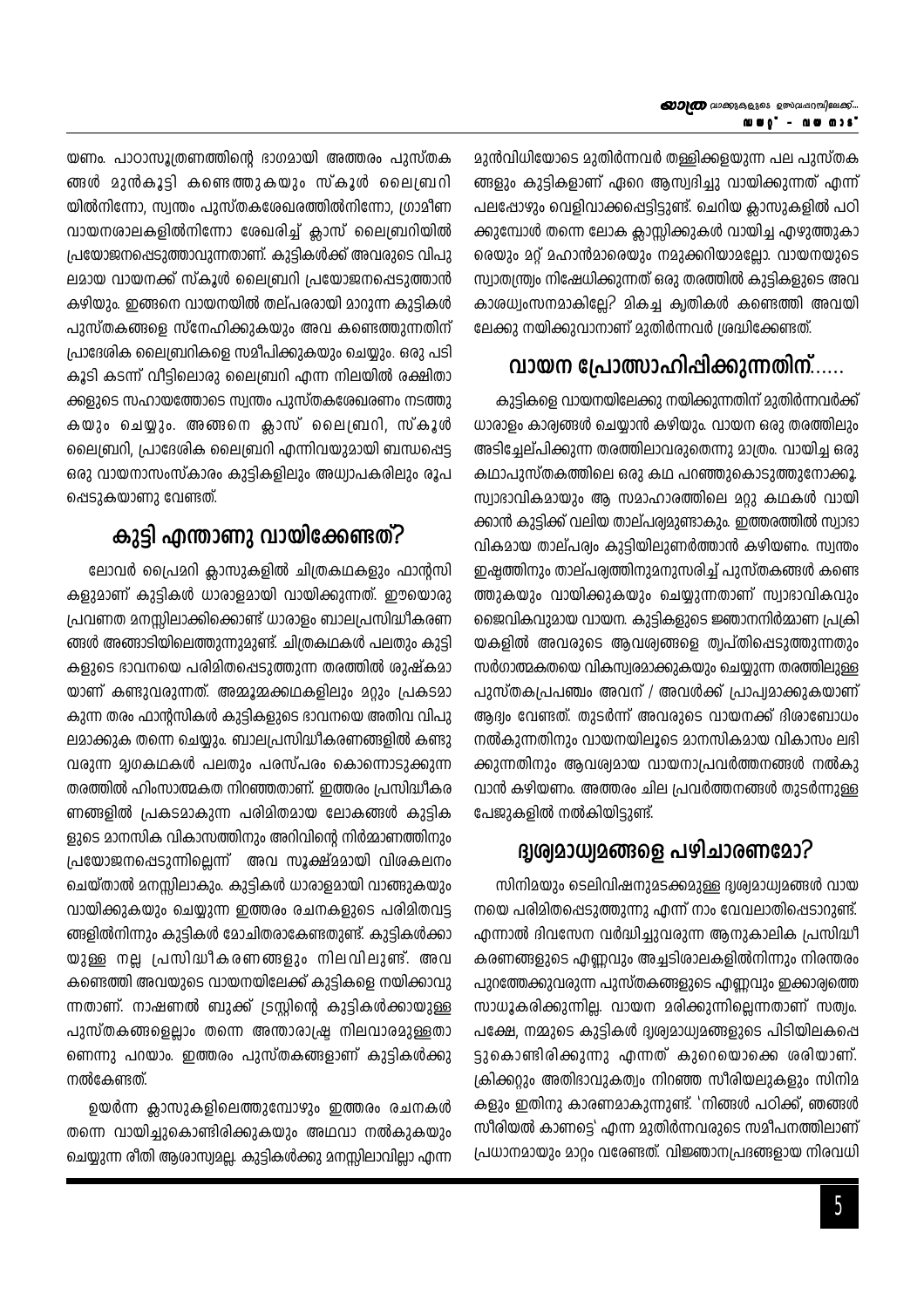മുൻവിധിയോടെ മുതിർന്നവർ തള്ളിക്കളയുന്ന പല പുസ്തകങ്ങളും കുട്ടികളാണ് ഏറെ ആസ്വദിച്ചു വായിക്കുന്നത് എന്ന് പലപ്പോഴും വെളിവാക്കപ്പെട്ടിട്ടുണ്ട്. ചെറിയ ക്ലാസുകളിൽ പഠിക്കുമ്പോൾ തന്നെ ലോക ക്ലാസ്സിക്കുകൾ വായിച്ച എഴുത്തുകാരെയും മറ്റ് മഹാൻമാരെയും നമുക്കറിയാമല്ലോ. വായനയുടെ സ്വാതന്ത്ര്യം നിഷേധിക്കുന്നത് ഒരു തരത്തിൽ കുട്ടികളുടെ അവകാശധ്വംസനമാകില്ലേ? മികച്ച കൃതികൾ കണ്ടെത്തി അവയിലേക്കു നയിക്കുവാനാണ് മുതിർന്നവർ ശ്രദ്ധിക്കേണ്ടത്.

## വായന പ്രോത്സാഹിപ്പിക്കുന്നതിന്......

കുട്ടികളെ വായനയിലേക്കു നയിക്കുന്നതിന് മുതിർന്നവർക്ക് ധാരാളം കാര്യങ്ങൾ ചെയ്യാൻ കഴിയും. വായന ഒരു തരത്തിലും അടിച്ചേല്പിക്കുന്ന തരത്തിലാവരുതെന്നു മാത്രം. വായിച്ച ഒരു കഥാപുസ്തകത്തിലെ ഒരു കഥ പറഞ്ഞുകൊടുത്തുനോക്കൂ. സ്വാഭാവികമായും ആ സമാഹാരത്തിലെ മറ്റു കഥകൾ വായിക്കാൻ കുട്ടിക്ക് വലിയ താല്പര്യമുണ്ടാകും. ഇത്തരത്തിൽ സ്വാഭാവികമായ താല്പര്യം കുട്ടിയിലുണർത്താൻ കഴിയണം. സ്വന്തം ഇഷ്ടത്തിനും താല്പര്യത്തിനുമനുസരിച്ച് പുസ്തകങ്ങൾ കണ്ടെത്തുകയും വായിക്കുകയും ചെയ്യുന്നതാണ് സ്വാഭാവികവും ജൈവികവുമായ വായന. കുട്ടികളുടെ ജ്ഞാനനിർമ്മാണ പ്രക്രിയകളിൽ അവരുടെ ആവശ്യങ്ങളെ തൃപ്തിപ്പെടുത്തുന്നതും സർഗാത്മകതയെ വികസ്വരമാക്കുകയും ചെയ്യുന്ന തരത്തിലുള്ള പുസ്തകപ്രപഞ്ചം അവന് / അവൾക്ക് പ്രാപ്യമാക്കുകയാണ് ആദ്യം വേണ്ടത്. തുടർന്ന് അവരുടെ വായനക്ക് ദിശാബോധം നൽകുന്നതിനും വായനയിലൂടെ മാനസികമായ വികാസം ലഭിക്കുന്നതിനും ആവശ്യമായ വായനാപ്രവർത്തനങ്ങൾ നൽകുവാൻ കഴിയണം. അത്തരം ചില പ്രവർത്തനങ്ങൾ തുടർന്നുള്ള പേജുകളിൽ നൽകിയിട്ടുണ്ട്.

## ദൃശ്യമാധ്യമങ്ങളെ പഴിചാരണമോ?

സിനിമയും ടെലിവിഷനുമടക്കമുള്ള ദൃശ്യമാധ്യമങ്ങൾ വായനയെ പരിമിതപ്പെടുത്തുന്നു എന്ന് നാം വേവലാതിപ്പെടാറുണ്ട്. എന്നാൽ ദിവസേന വർദ്ധിച്ചുവരുന്ന ആനുകാലിക പ്രസിദ്ധീകരണങ്ങളുടെ എണ്ണവും അച്ചടിശാലകളിൽനിന്നും നിരന്തരം പുറത്തേക്കുവരുന്ന പുസ്തകങ്ങളുടെ എണ്ണവും ഇക്കാര്യത്തെ സാധൂകരിക്കുന്നില്ല. വായന മരിക്കുന്നില്ലെന്നതാണ് സത്യം. പക്ഷേ, നമ്മുടെ കുട്ടികൾ ദൃശ്യമാധ്യമങ്ങളുടെ പിടിയിലകപ്പെട്ടുകൊണ്ടിരിക്കുന്നു എന്നത് കുറെയൊക്കെ ശരിയാണ്. ക്രിക്കറ്റും അതിഭാവുകത്വം നിറഞ്ഞ സീരിയലുകളും സിനിമകളും ഇതിനു കാരണമാകുന്നുണ്ട്. 'നിങ്ങൾ പഠിക്ക്, ഞങ്ങൾ സീരിയൽ കാണട്ടെ' എന്ന മുതിർന്നവരുടെ സമീപനത്തിലാണ് പ്രധാനമായും മാറ്റം വരേണ്ടത്. വിജ്ഞാനപ്രദങ്ങളായ നിരവധി

യണം. പാഠാസൂത്രണത്തിന്റെ ഭാഗമായി അത്തരം പുസ്തകങ്ങൾ മുൻകൂട്ടി കണ്ടെത്തുകയും സ്കൂൾ ലൈബ്രറിയിൽനിന്നോ, സ്വന്തം പുസ്തകശേഖരത്തിൽനിന്നോ, ഗ്രാമീണ വായനശാലകളിൽനിന്നോ ശേഖരിച്ച് ക്ലാസ് ലൈബ്രറിയിൽ പ്രയോജനപ്പെടുത്താവുന്നതാണ്. കുട്ടികൾക്ക് അവരുടെ വിപുലമായ വായനക്ക് സ്കൂൾ ലൈബ്രറി പ്രയോജനപ്പെടുത്താൻ കഴിയും. ഇങ്ങനെ വായനയിൽ തല്പരരായി മാറുന്ന കുട്ടികൾ പുസ്തകങ്ങളെ സ്നേഹിക്കുകയും അവ കണ്ടെത്തുന്നതിന് പ്രാദേശിക ലൈബ്രറികളെ സമീപിക്കുകയും ചെയ്യും. ഒരു പടി കൂടി കടന്ന് വീട്ടിലൊരു ലൈബ്രറി എന്ന നിലയിൽ രക്ഷിതാക്കളുടെ സഹായത്തോടെ സ്വന്തം പുസ്തകശേഖരണം നടത്തുകയും ചെയ്യും. അങ്ങനെ ക്ലാസ് ലൈബ്രറി, സ്കൂൾ ലൈബ്രറി, പ്രാദേശിക ലൈബ്രറി എന്നിവയുമായി ബന്ധപ്പെട്ട ഒരു വായനാസംസ്കാരം കുട്ടികളിലും അധ്യാപകരിലും രൂപപ്പെടുകയാണു വേണ്ടത്.

## കുട്ടി എന്താണു വായിക്കേണ്ടത്?

ലോവർ പ്രൈമറി ക്ലാസുകളിൽ ചിത്രകഥകളും ഫാന്റസികളുമാണ് കുട്ടികൾ ധാരാളമായി വായിക്കുന്നത്. ഈയൊരു പ്രവണത മനസ്സിലാക്കിക്കൊണ്ട് ധാരാളം ബാലപ്രസിദ്ധീകരണങ്ങൾ അങ്ങാടിയിലെത്തുന്നുമുണ്ട്. ചിത്രകഥകൾ പലതും കുട്ടികളുടെ ഭാവനയെ പരിമിതപ്പെടുത്തുന്ന തരത്തിൽ ശുഷ്കമായാണ് കണ്ടുവരുന്നത്. അമ്മൂമ്മക്കഥകളിലും മറ്റും പ്രകടമാകുന്ന തരം ഫാന്റസികൾ കുട്ടികളുടെ ഭാവനയെ അതിവ വിപുലമാക്കുക തന്നെ ചെയ്യും. ബാലപ്രസിദ്ധീകരണങ്ങളിൽ കണ്ടുവരുന്ന മൃഗകഥകൾ പലതും പരസ്പരം കൊന്നൊടുക്കുന്ന തരത്തിൽ ഹിംസാത്മകത നിറഞ്ഞതാണ്. ഇത്തരം പ്രസിദ്ധീകരണങ്ങളിൽ പ്രകടമാകുന്ന പരിമിതമായ ലോകങ്ങൾ കുട്ടികളുടെ മാനസിക വികാസത്തിനും അറിവിന്റെ നിർമ്മാണത്തിനും പ്രയോജനപ്പെടുന്നില്ലെന്ന് അവ സൂക്ഷ്മമായി വിശകലനം ചെയ്താൽ മനസ്സിലാകും. കുട്ടികൾ ധാരാളമായി വാങ്ങുകയും വായിക്കുകയും ചെയ്യുന്ന ഇത്തരം രചനകളുടെ പരിമിതവട്ടങ്ങളിൽനിന്നും കുട്ടികൾ മോചിതരാകേണ്ടതുണ്ട്. കുട്ടികൾക്കായുള്ള നല്ല പ്രസിദ്ധീകരണങ്ങളും നിലവിലുണ്ട്. അവ കണ്ടെത്തി അവയുടെ വായനയിലേക്ക് കുട്ടികളെ നയിക്കാവുന്നതാണ്. നാഷണൽ ബുക്ക് ട്രസ്റ്റിന്റെ കുട്ടികൾക്കായുള്ള പുസ്തകങ്ങളെല്ലാം തന്നെ അന്താരാഷ്ട്ര നിലവാരമുള്ളതാണെന്നു പറയാം. ഇത്തരം പുസ്തകങ്ങളാണ് കുട്ടികൾക്കു നൽകേണ്ടത്.

ഉയർന്ന ക്ലാസുകളിലെത്തുമ്പോഴും ഇത്തരം രചനകൾ തന്നെ വായിച്ചുകൊണ്ടിരിക്കുകയും അഥവാ നൽകുകയും ചെയ്യുന്ന രീതി ആശാസ്യമല്ല. കുട്ടികൾക്കു മനസ്സിലാവില്ലാ എന്ന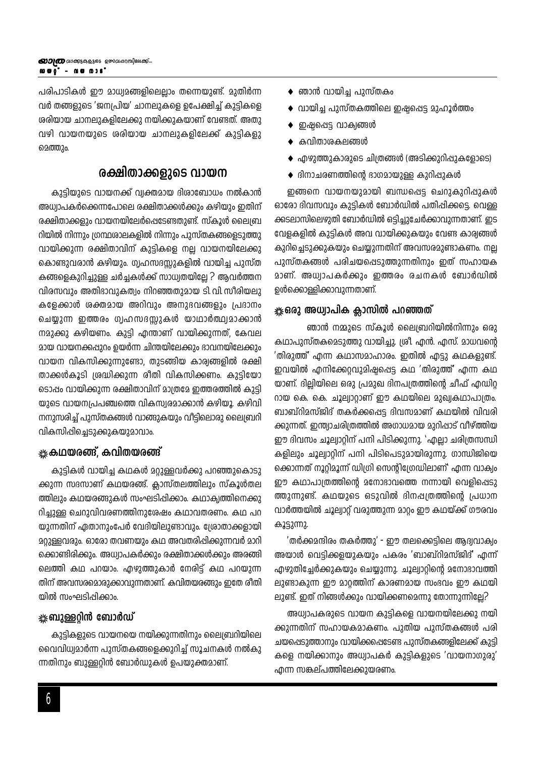പരിപാടികൾ ഈ മാധ്യമങ്ങളിലെല്ലാം തന്നെയുണ്ട്. മുതിർന്നവർ തങ്ങളുടെ 'ജനപ്രിയ' ചാനലുകളെ ഉപേക്ഷിച്ച് കുട്ടികളെ ശരിയായ ചാനലുകളിലേക്കു നയിക്കുകയാണ് വേണ്ടത്. അതുവഴി വായനയുടെ ശരിയായ ചാനലുകളിലേക്ക് കുട്ടികളുമെത്തും.

## രക്ഷിതാക്കളുടെ വായന

കുട്ടിയുടെ വായനക്ക് വ്യക്തമായ ദിശാബോധം നൽകാൻ അധ്യാപകർക്കെന്നപോലെ രക്ഷിതാക്കൾക്കും കഴിയും ഇതിന് രക്ഷിതാക്കളും വായനയിലേർപ്പെടേണ്ടതുണ്ട്. സ്കൂൾ ലൈബ്രറിയിൽ നിന്നും ഗ്രന്ഥശാലകളിൽ നിന്നും പുസ്തകങ്ങളെടുത്തു വായിക്കുന്ന രക്ഷിതാവിന് കുട്ടികളെ നല്ല വായനയിലേക്കു കൊണ്ടുവരാൻ കഴിയും. ഗൃഹസദസ്സുകളിൽ വായിച്ച പുസ്തകങ്ങളെകുറിച്ചുള്ള ചർച്ചകൾക്ക് സാധ്യതയില്ലേ ? ആവർത്തന വിരസവും അതിഭാവുകത്വം നിറഞ്ഞതുമായ ടി.വി. സീരിയലുകളേക്കാൾ ശക്തമായ അറിവും അനുഭവങ്ങളും പ്രദാനം ചെയ്യുന്ന ഇത്തരം ഗൃഹസദസ്സുകൾ യാഥാർത്ഥ്യമാക്കാൻ നമുക്കു കഴിയണം. കുട്ടി എന്താണ് വായിക്കുന്നത്, കേവലമായ വായനക്കപ്പുറം ഉയർന്ന ചിന്തയിലേക്കും ഭാവനയിലേക്കും വായന വികസിക്കുന്നുണ്ടോ, തുടങ്ങിയ കാര്യങ്ങളിൽ രക്ഷിതാക്കൾകൂടി ശ്രദ്ധിക്കുന്ന രീതി വികസിക്കണം. കുട്ടിയോടൊപ്പം വായിക്കുന്ന രക്ഷിതാവിന് മാത്രമേ ഇത്തരത്തിൽ കുട്ടിയുടെ വായനപ്രപഞ്ചത്തെ വികസ്വരമാക്കാൻ കഴിയൂ. കഴിവിനനുസരിച്ച് പുസ്തകങ്ങൾ വാങ്ങുകയും വീട്ടിലൊരു ലൈബ്രറി വികസിപ്പിച്ചെടുക്കുകയുമാവാം.

### കഥയരങ്ങ്, കവിതയരങ്ങ്

കുട്ടികൾ വായിച്ച കഥകൾ മറ്റുള്ളവർക്കു പറഞ്ഞുകൊടുക്കുന്ന സദസാണ് കഥയരങ്ങ്. ക്ലാസ്തലത്തിലും സ്കൂൾതലത്തിലും കഥയരങ്ങുകൾ സംഘടിപ്പിക്കാം. കഥാകൃത്തിനെക്കുറിച്ചുള്ള ചെറുവിവരണത്തിനുശേഷം കഥാവതരണം. കഥ പറയുന്നതിന് ഏതാനുംപേർ വേദിയിലുണ്ടാവും. ശ്രോതാക്കളായി മറ്റുള്ളവരും. ഓരോ തവണയും കഥ അവതരിപ്പിക്കുന്നവർ മാറിക്കൊണ്ടിരിക്കും. അധ്യാപകർക്കും രക്ഷിതാക്കൾക്കും അരങ്ങിലെത്തി കഥ പറയാം. എഴുത്തുകാർ നേരിട്ട് കഥ പറയുന്നതിന് അവസരമൊരുക്കാവുന്നതാണ്. കവിതയരങ്ങും ഇതേ രീതിയിൽ സംഘടിപ്പിക്കാം.

### ബുള്ളറ്റിൻ ബോർഡ്

കുട്ടികളുടെ വായനയെ നയിക്കുന്നതിനും ലൈബ്രറിയിലെ വൈവിധ്യമാർന്ന പുസ്തകങ്ങളെക്കുറിച്ച് സൂചനകൾ നൽകുന്നതിനും ബുള്ളറ്റിൻ ബോർഡുകൾ ഉപയുക്തമാണ്.

- ഞാൻ വായിച്ച പുസ്തകം
- വായിച്ച പുസ്തകത്തിലെ ഇഷ്ടപ്പെട്ട മുഹൂർത്തം
- ഇഷ്ടപ്പെട്ട വാക്യങ്ങൾ
- കവിതാശകലങ്ങൾ
- എഴുത്തുകാരുടെ ചിത്രങ്ങൾ (അടിക്കുറിപ്പുകളോടെ)
- ദിനാചരണത്തിന്റെ ഭാഗമായുള്ള കുറിപ്പുകൾ

ഇങ്ങനെ വായനയുമായി ബന്ധപ്പെട്ട ചെറുകുറിപ്പുകൾ ഓരോ ദിവസവും കുട്ടികൾ ബോർഡിൽ പതിപ്പിക്കട്ടെ. വെള്ളക്കടലാസിലെഴുതി ബോർഡിൽ ഒട്ടിച്ചുചേർക്കാവുന്നതാണ്. ഇടവേളകളിൽ കുട്ടികൾ അവ വായിക്കുകയും വേണ്ട കാര്യങ്ങൾ കുറിച്ചെടുക്കുകയും ചെയ്യുന്നതിന് അവസരമുണ്ടാകണം. നല്ല പുസ്തകങ്ങൾ പരിചയപ്പെടുത്തുന്നതിനും ഇത് സഹായകമാണ്. അധ്യാപകർക്കും ഇത്തരം രചനകൾ ബോർഡിൽ ഉൾക്കൊള്ളിക്കാവുന്നതാണ്.

### ഒരു അധ്യാപിക ക്ലാസിൽ പറഞ്ഞത്

ഞാൻ നമ്മുടെ സ്കൂൾ ലൈബ്രറിയിൽനിന്നും ഒരു കഥാപുസ്തകമെടുത്തു വായിച്ചു. ശ്രീ. എൻ. എസ്. മാധവന്റെ 'തിരുത്ത്' എന്ന കഥാസമാഹാരം. ഇതിൽ എട്ടു കഥകളുണ്ട്. ഇവയിൽ എനിക്കേറ്റവുമിഷ്ടപ്പെട്ട കഥ 'തിരുത്ത്' എന്ന കഥയാണ്. ദില്ലിയിലെ ഒരു പ്രമുഖ ദിനപത്രത്തിന്റെ ചീഫ് എഡിറ്ററായ കെ. കെ. ചൂല്യാറ്റാണ് ഈ കഥയിലെ മുഖ്യകഥാപാത്രം. ബാബ്റിമസ്ജിദ് തകർക്കപ്പെട്ട ദിവസമാണ് കഥയിൽ വിവരിക്കുന്നത്. ഇന്ത്യാചരിത്രത്തിൽ അഗാധമായ മുറിപ്പാട് വീഴ്ത്തിയ ഈ ദിവസം ചൂല്യാറ്റിന് പനി പിടിക്കുന്നു. 'എല്ലാ ചരിത്രസന്ധികളിലും ചൂല്യാറ്റിന് പനി പിടിപെടുമായിരുന്നു. ഗാന്ധിജിയെക്കൊന്നത് നൂറ്റിമൂന്ന് ഡിഗ്രി സെന്റിഗ്രേഡിലാണ്' എന്ന വാക്യം ഈ കഥാപാത്രത്തിന്റെ മനോഭാവത്തെ നന്നായി വെളിപ്പെടുത്തുന്നുണ്ട്. കഥയുടെ ഒടുവിൽ ദിനപത്രത്തിന്റെ പ്രധാന വാർത്തയിൽ ചൂല്യാറ്റ് വരുത്തുന്ന മാറ്റം ഈ കഥയ്ക്ക് ഗൗരവം കൂട്ടുന്നു.

'തർക്കമന്ദിരം തകർത്തു' - ഈ തലക്കെട്ടിലെ ആദ്യവാക്യം അയാൾ വെട്ടിക്കളയുകയും പകരം 'ബാബ്റിമസ്ജിദ്' എന്ന് എഴുതിച്ചേർക്കുകയും ചെയ്യുന്നു. ചൂല്യാറ്റിന്റെ മനോഭാവത്തിലുണ്ടാകുന്ന ഈ മാറ്റത്തിന് കാരണമായ സംഭവം ഈ കഥയിലുണ്ട്. ഇത് നിങ്ങൾക്കും വായിക്കണമെന്നു തോന്നുന്നില്ലേ?

അധ്യാപകരുടെ വായന കുട്ടികളെ വായനയിലേക്കു നയിക്കുന്നതിന് സഹായകമാകണം. പുതിയ പുസ്തകങ്ങൾ പരിചയപ്പെടുത്താനും വായിക്കപ്പെടേണ്ട പുസ്തകങ്ങളിലേക്ക് കുട്ടികളെ നയിക്കാനും അധ്യാപകർ കുട്ടികളുടെ 'വായനാഗുരു' എന്ന സങ്കല്പത്തിലേക്കുയരണം.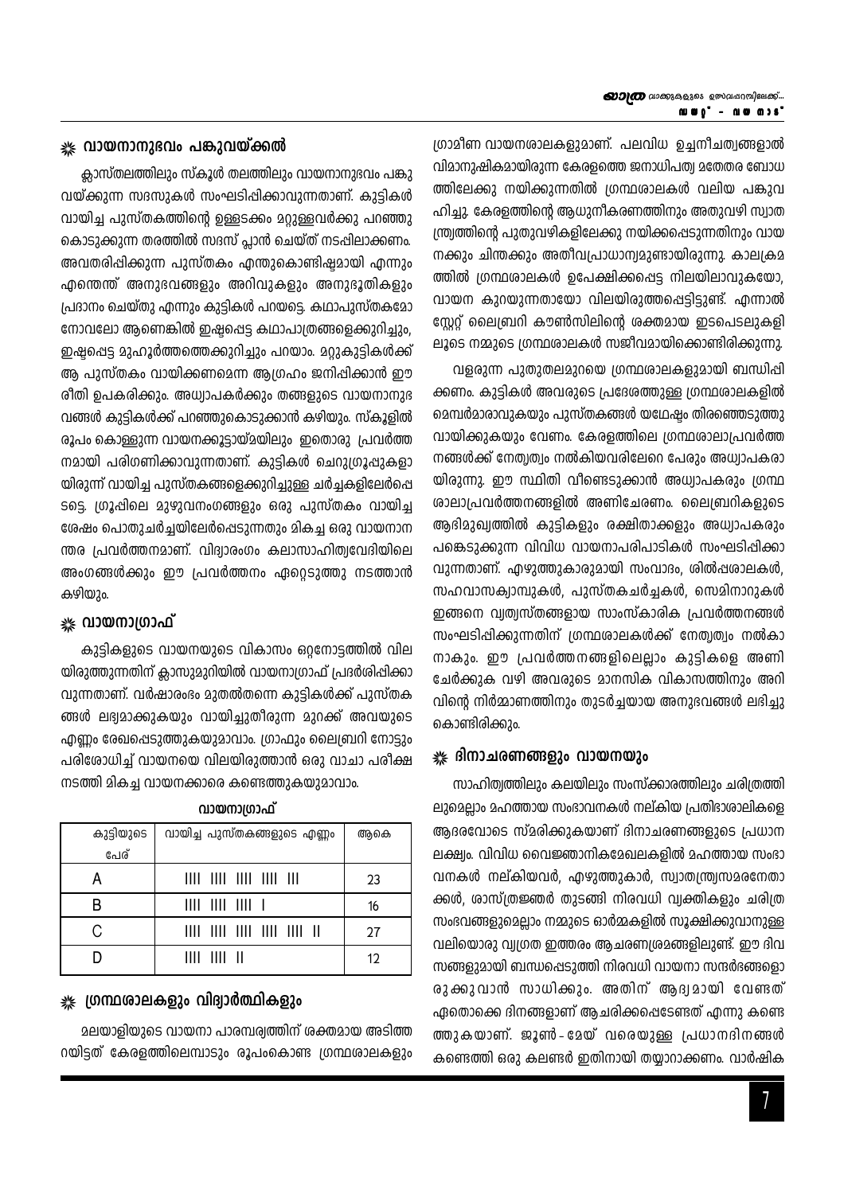## ⁂ വായനാനുഭവം പങ്കുവയ്ക്കൽ

ക്ലാസ്‌തലത്തിലും സ്കൂൾ തലത്തിലും വായനാനുഭവം പങ്കുവയ്ക്കുന്ന സദസുകൾ സംഘടിപ്പിക്കാവുന്നതാണ്. കുട്ടികൾ വായിച്ച പുസ്തകത്തിന്റെ ഉള്ളടക്കം മറ്റുള്ളവർക്കു പറഞ്ഞു കൊടുക്കുന്ന തരത്തിൽ സദസ് പ്ലാൻ ചെയ്ത് നടപ്പിലാക്കണം. അവതരിപ്പിക്കുന്ന പുസ്തകം എന്തുകൊണ്ടിഷ്ടമായി എന്നും എന്തെന്ത് അനുഭവങ്ങളും അറിവുകളും അനുഭൂതികളും പ്രദാനം ചെയ്തു എന്നും കുട്ടികൾ പറയട്ടെ. കഥാപുസ്തകമോ നോവലോ ആണെങ്കിൽ ഇഷ്ടപ്പെട്ട കഥാപാത്രങ്ങളെക്കുറിച്ചും, ഇഷ്ടപ്പെട്ട മുഹൂർത്തത്തെക്കുറിച്ചും പറയാം. മറ്റുകുട്ടികൾക്ക് ആ പുസ്തകം വായിക്കണമെന്ന ആഗ്രഹം ജനിപ്പിക്കാൻ ഈ രീതി ഉപകരിക്കും. അധ്യാപകർക്കും തങ്ങളുടെ വായനാനുഭവങ്ങൾ കുട്ടികൾക്ക് പറഞ്ഞുകൊടുക്കാൻ കഴിയും. സ്കൂളിൽ രൂപം കൊള്ളുന്ന വായനക്കൂട്ടായ്മയിലും ഇതൊരു പ്രവർത്തനമായി പരിഗണിക്കാവുന്നതാണ്. കുട്ടികൾ ചെറുഗ്രൂപ്പുകളായിരുന്ന് വായിച്ച പുസ്തകങ്ങളെക്കുറിച്ചുള്ള ചർച്ചകളിലേർപ്പെടട്ടെ. ഗ്രൂപ്പിലെ മുഴുവനംഗങ്ങളും ഒരു പുസ്തകം വായിച്ച ശേഷം പൊതുചർച്ചയിലേർപ്പെടുന്നതും മികച്ച ഒരു വായനാനന്തര പ്രവർത്തനമാണ്. വിദ്യാരംഗം കലാസാഹിത്യവേദിയിലെ അംഗങ്ങൾക്കും ഈ പ്രവർത്തനം ഏറ്റെടുത്തു നടത്താൻ കഴിയും.

## ⁂ വായനാഗ്രാഫ്

കുട്ടികളുടെ വായനയുടെ വികാസം ഒറ്റനോട്ടത്തിൽ വിലയിരുത്തുന്നതിന് ക്ലാസുമുറിയിൽ വായനാഗ്രാഫ് പ്രദർശിപ്പിക്കാവുന്നതാണ്. വർഷാരംഭം മുതൽതന്നെ കുട്ടികൾക്ക് പുസ്തകങ്ങൾ ലഭ്യമാക്കുകയും വായിച്ചുതീരുന്ന മുറക്ക് അവയുടെ എണ്ണം രേഖപ്പെടുത്തുകയുമാവാം. ഗ്രാഫും ലൈബ്രറി നോട്ടും പരിശോധിച്ച് വായനയെ വിലയിരുത്താൻ ഒരു വാചാ പരീക്ഷ നടത്തി മികച്ച വായനക്കാരെ കണ്ടെത്തുകയുമാവാം.

**വായനാഗ്രാഫ്**

| കുട്ടിയുടെ പേര് | വായിച്ച പുസ്തകങ്ങളുടെ എണ്ണം | ആകെ |
|---|---|---|
| A | IIII IIII IIII IIII III | 23 |
| B | IIII IIII IIII I | 16 |
| C | IIII IIII IIII IIII IIII II | 27 |
| D | IIII IIII II | 12 |

## ⁂ ഗ്രന്ഥശാലകളും വിദ്യാർത്ഥികളും

മലയാളിയുടെ വായനാ പാരമ്പര്യത്തിന് ശക്തമായ അടിത്തറയിട്ടത് കേരളത്തിലെമ്പാടും രൂപംകൊണ്ട ഗ്രന്ഥശാലകളും ഗ്രാമീണ വായനശാലകളുമാണ്. പലവിധ ഉച്ചനീചത്വങ്ങളാൽ വിമാനുഷികമായിരുന്ന കേരളത്തെ ജനാധിപത്യ മതേതര ബോധത്തിലേക്കു നയിക്കുന്നതിൽ ഗ്രന്ഥശാലകൾ വലിയ പങ്കുവഹിച്ചു. കേരളത്തിന്റെ ആധുനീകരണത്തിനും അതുവഴി സ്വാതന്ത്ര്യത്തിന്റെ പുതുവഴികളിലേക്കു നയിക്കപ്പെടുന്നതിനും വായനക്കും ചിന്തക്കും അതീവപ്രാധാന്യമുണ്ടായിരുന്നു. കാലക്രമത്തിൽ ഗ്രന്ഥശാലകൾ ഉപേക്ഷിക്കപ്പെട്ട നിലയിലാവുകയോ, വായന കുറയുന്നതായോ വിലയിരുത്തപ്പെട്ടിട്ടുണ്ട്. എന്നാൽ സ്റ്റേറ്റ് ലൈബ്രറി കൗൺസിലിന്റെ ശക്തമായ ഇടപെടലുകളിലൂടെ നമ്മുടെ ഗ്രന്ഥശാലകൾ സജീവമായിക്കൊണ്ടിരിക്കുന്നു.

വളരുന്ന പുതുതലമുറയെ ഗ്രന്ഥശാലകളുമായി ബന്ധിപ്പിക്കണം. കുട്ടികൾ അവരുടെ പ്രദേശത്തുള്ള ഗ്രന്ഥശാലകളിൽ മെമ്പർമാരാവുകയും പുസ്തകങ്ങൾ യഥേഷ്ടം തിരഞ്ഞെടുത്തു വായിക്കുകയും വേണം. കേരളത്തിലെ ഗ്രന്ഥശാലാപ്രവർത്തനങ്ങൾക്ക് നേതൃത്വം നൽകിയവരിലേറെ പേരും അധ്യാപകരായിരുന്നു. ഈ സ്ഥിതി വീണ്ടെടുക്കാൻ അധ്യാപകരും ഗ്രന്ഥശാലാപ്രവർത്തനങ്ങളിൽ അണിചേരണം. ലൈബ്രറികളുടെ ആഭിമുഖ്യത്തിൽ കുട്ടികളും രക്ഷിതാക്കളും അധ്യാപകരും പങ്കെടുക്കുന്ന വിവിധ വായനാപരിപാടികൾ സംഘടിപ്പിക്കാവുന്നതാണ്. എഴുത്തുകാരുമായി സംവാദം, ശിൽപ്പശാലകൾ, സഹവാസക്യാമ്പുകൾ, പുസ്തകചർച്ചകൾ, സെമിനാറുകൾ ഇങ്ങനെ വ്യത്യസ്തങ്ങളായ സാംസ്കാരിക പ്രവർത്തനങ്ങൾ സംഘടിപ്പിക്കുന്നതിന് ഗ്രന്ഥശാലകൾക്ക് നേതൃത്വം നൽകാനാകും. ഈ പ്രവർത്തനങ്ങളിലെല്ലാം കുട്ടികളെ അണിചേർക്കുക വഴി അവരുടെ മാനസിക വികാസത്തിനും അറിവിന്റെ നിർമ്മാണത്തിനും തുടർച്ചയായ അനുഭവങ്ങൾ ലഭിച്ചുകൊണ്ടിരിക്കും.

## ⁂ ദിനാചരണങ്ങളും വായനയും

സാഹിത്യത്തിലും കലയിലും സംസ്കാരത്തിലും ചരിത്രത്തിലുമെല്ലാം മഹത്തായ സംഭാവനകൾ നല്കിയ പ്രതിഭാശാലികളെ ആദരവോടെ സ്മരിക്കുകയാണ് ദിനാചരണങ്ങളുടെ പ്രധാന ലക്ഷ്യം. വിവിധ വൈജ്ഞാനികമേഖലകളിൽ മഹത്തായ സംഭാവനകൾ നല്കിയവർ, എഴുത്തുകാർ, സ്വാതന്ത്ര്യസമരനേതാക്കൾ, ശാസ്ത്രജ്ഞർ തുടങ്ങി നിരവധി വ്യക്തികളും ചരിത്രസംഭവങ്ങളുമെല്ലാം നമ്മുടെ ഓർമ്മകളിൽ സൂക്ഷിക്കുവാനുള്ള വലിയൊരു വ്യഗ്രത ഇത്തരം ആചരണശ്രമങ്ങളിലുണ്ട്. ഈ ദിവസങ്ങളുമായി ബന്ധപ്പെടുത്തി നിരവധി വായനാ സന്ദർഭങ്ങളൊരുക്കുവാൻ സാധിക്കും. അതിന് ആദ്യമായി വേണ്ടത് ഏതൊക്കെ ദിനങ്ങളാണ് ആചരിക്കപ്പെടേണ്ടത് എന്നു കണ്ടെത്തുകയാണ്. ജൂൺ - മേയ് വരെയുള്ള പ്രധാനദിനങ്ങൾ കണ്ടെത്തി ഒരു കലണ്ടർ ഇതിനായി തയ്യാറാക്കണം. വാർഷിക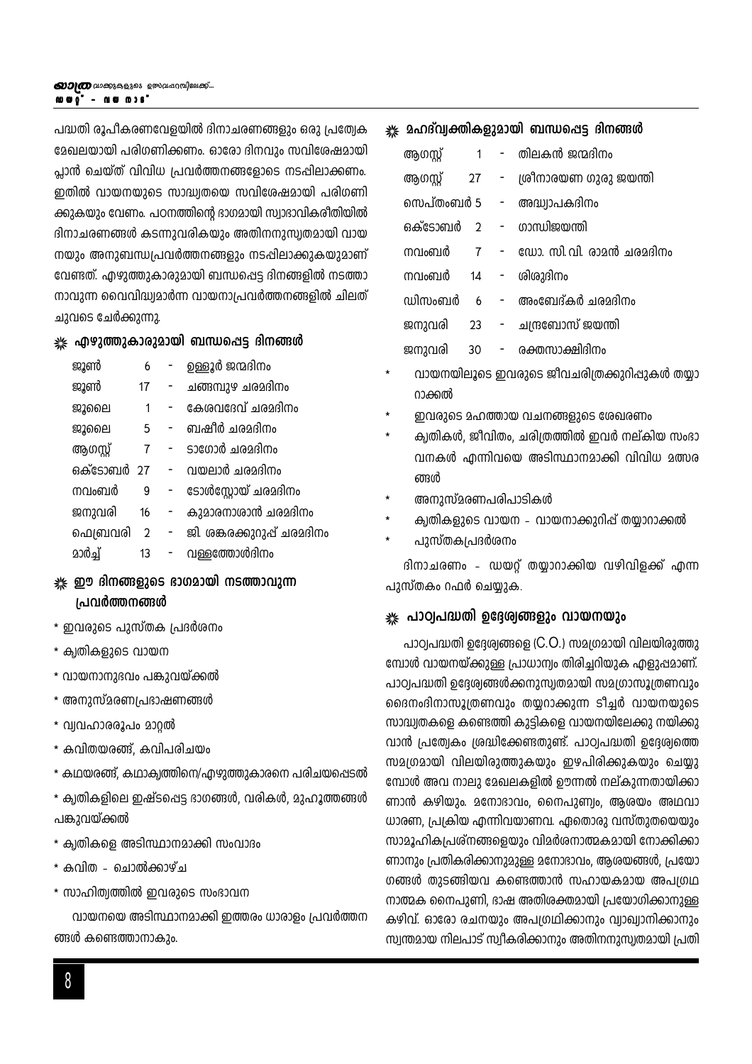പദ്ധതി രൂപീകരണവേളയിൽ ദിനാചരണങ്ങളും ഒരു പ്രത്യേക മേഖലയായി പരിഗണിക്കണം. ഓരോ ദിനവും സവിശേഷമായി പ്ലാൻ ചെയ്ത് വിവിധ പ്രവർത്തനങ്ങളോടെ നടപ്പിലാക്കണം. ഇതിൽ വായനയുടെ സാദ്ധ്യതയെ സവിശേഷമായി പരിഗണിക്കുകയും വേണം. പഠനത്തിന്റെ ഭാഗമായി സ്വാഭാവികരീതിയിൽ ദിനാചരണങ്ങൾ കടന്നുവരികയും അതിനനുസൃതമായി വായനയും അനുബന്ധപ്രവർത്തനങ്ങളും നടപ്പിലാക്കുകയുമാണ് വേണ്ടത്. എഴുത്തുകാരുമായി ബന്ധപ്പെട്ട ദിനങ്ങളിൽ നടത്താനാവുന്ന വൈവിദ്ധ്യമാർന്ന വായനാപ്രവർത്തനങ്ങളിൽ ചിലത് ചുവടെ ചേർക്കുന്നു.

### എഴുത്തുകാരുമായി ബന്ധപ്പെട്ട ദിനങ്ങൾ

| | | | |
|---|---|---|---|
| ജൂൺ | 6 | - | ഉള്ളൂർ ജന്മദിനം |
| ജൂൺ | 17 | - | ചങ്ങമ്പുഴ ചരമദിനം |
| ജൂലൈ | 1 | - | കേശവദേവ് ചരമദിനം |
| ജൂലൈ | 5 | - | ബഷീർ ചരമദിനം |
| ആഗസ്റ്റ് | 7 | - | ടാഗോർ ചരമദിനം |
| ഒക്ടോബർ | 27 | - | വയലാർ ചരമദിനം |
| നവംബർ | 9 | - | ടോൾസ്റ്റോയ് ചരമദിനം |
| ജനുവരി | 16 | - | കുമാരനാശാൻ ചരമദിനം |
| ഫെബ്രവരി | 2 | - | ജി. ശങ്കരക്കുറുപ്പ് ചരമദിനം |
| മാർച്ച് | 13 | - | വള്ളത്തോൾദിനം |

### ഈ ദിനങ്ങളുടെ ഭാഗമായി നടത്താവുന്ന പ്രവർത്തനങ്ങൾ

* ഇവരുടെ പുസ്തക പ്രദർശനം
* കൃതികളുടെ വായന
* വായനാനുഭവം പങ്കുവയ്ക്കൽ
* അനുസ്മരണപ്രഭാഷണങ്ങൾ
* വ്യവഹാരരൂപം മാറ്റൽ
* കവിതയരങ്ങ്, കവിപരിചയം
* കഥയരങ്ങ്, കഥാകൃത്തിനെ/എഴുത്തുകാരനെ പരിചയപ്പെടൽ
* കൃതികളിലെ ഇഷ്ടപ്പെട്ട ഭാഗങ്ങൾ, വരികൾ, മുഹൂർത്തങ്ങൾ പങ്കുവയ്ക്കൽ
* കൃതികളെ അടിസ്ഥാനമാക്കി സംവാദം
* കവിത - ചൊൽക്കാഴ്ച
* സാഹിത്യത്തിൽ ഇവരുടെ സംഭാവന

വായനയെ അടിസ്ഥാനമാക്കി ഇത്തരം ധാരാളം പ്രവർത്തനങ്ങൾ കണ്ടെത്താനാകും.

### മഹദ്‌വ്യക്തികളുമായി ബന്ധപ്പെട്ട ദിനങ്ങൾ

| | | | |
|---|---|---|---|
| ആഗസ്റ്റ് | 1 | - | തിലകൻ ജന്മദിനം |
| ആഗസ്റ്റ് | 27 | - | ശ്രീനാരയണ ഗുരു ജയന്തി |
| സെപ്തംബർ | 5 | - | അദ്ധ്യാപകദിനം |
| ഒക്ടോബർ | 2 | - | ഗാന്ധിജയന്തി |
| നവംബർ | 7 | - | ഡോ. സി.വി. രാമൻ ചരമദിനം |
| നവംബർ | 14 | - | ശിശുദിനം |
| ഡിസംബർ | 6 | - | അംബേദ്കർ ചരമദിനം |
| ജനുവരി | 23 | - | ചന്ദ്രബോസ് ജയന്തി |
| ജനുവരി | 30 | - | രക്തസാക്ഷിദിനം |

* വായനയിലൂടെ ഇവരുടെ ജീവചരിത്രക്കുറിപ്പുകൾ തയ്യാറാക്കൽ
* ഇവരുടെ മഹത്തായ വചനങ്ങളുടെ ശേഖരണം
* കൃതികൾ, ജീവിതം, ചരിത്രത്തിൽ ഇവർ നല്കിയ സംഭാവനകൾ എന്നിവയെ അടിസ്ഥാനമാക്കി വിവിധ മത്സരങ്ങൾ
* അനുസ്മരണപരിപാടികൾ
* കൃതികളുടെ വായന - വായനാക്കുറിപ്പ് തയ്യാറാക്കൽ
* പുസ്തകപ്രദർശനം

ദിനാചരണം - ഡയറ്റ് തയ്യാറാക്കിയ വഴിവിളക്ക് എന്ന പുസ്തകം റഫർ ചെയ്യുക.

### പാഠ്യപദ്ധതി ഉദ്ദേശ്യങ്ങളും വായനയും

പാഠ്യപദ്ധതി ഉദ്ദേശ്യങ്ങളെ (C.O.) സമഗ്രമായി വിലയിരുത്തുമ്പോൾ വായനയ്ക്കുള്ള പ്രാധാന്യം തിരിച്ചറിയുക എളുപ്പമാണ്. പാഠ്യപദ്ധതി ഉദ്ദേശ്യങ്ങൾക്കനുസൃതമായി സമഗ്രാസൂത്രണവും ദൈനംദിനാസൂത്രണവും തയ്യാറാക്കുന്ന ടീച്ചർ വായനയുടെ സാദ്ധ്യതകളെ കണ്ടെത്തി കുട്ടികളെ വായനയിലേക്കു നയിക്കുവാൻ പ്രത്യേകം ശ്രദ്ധിക്കേണ്ടതുണ്ട്. പാഠ്യപദ്ധതി ഉദ്ദേശ്യത്തെ സമഗ്രമായി വിലയിരുത്തുകയും ഇഴപിരിക്കുകയും ചെയ്യുമ്പോൾ അവ നാലു മേഖലകളിൽ ഊന്നൽ നല്കുന്നതായിക്കാണാൻ കഴിയും. മനോഭാവം, നൈപുണ്യം, ആശയം അഥവാ ധാരണ, പ്രക്രിയ എന്നിവയാണവ. ഏതൊരു വസ്തുതയെയും സാമൂഹികപ്രശ്നങ്ങളെയും വിമർശനാത്മകമായി നോക്കിക്കാണാനും പ്രതികരിക്കാനുമുള്ള മനോഭാവം, ആശയങ്ങൾ, പ്രയോഗങ്ങൾ തുടങ്ങിയവ കണ്ടെത്താൻ സഹായകമായ അപഗ്രഥനാത്മക നൈപുണി, ഭാഷ അതിശക്തമായി പ്രയോഗിക്കാനുള്ള കഴിവ്. ഓരോ രചനയും അപഗ്രഥിക്കാനും വ്യാഖ്യാനിക്കാനും സ്വന്തമായ നിലപാട് സ്വീകരിക്കാനും അതിനനുസൃതമായി പ്രതി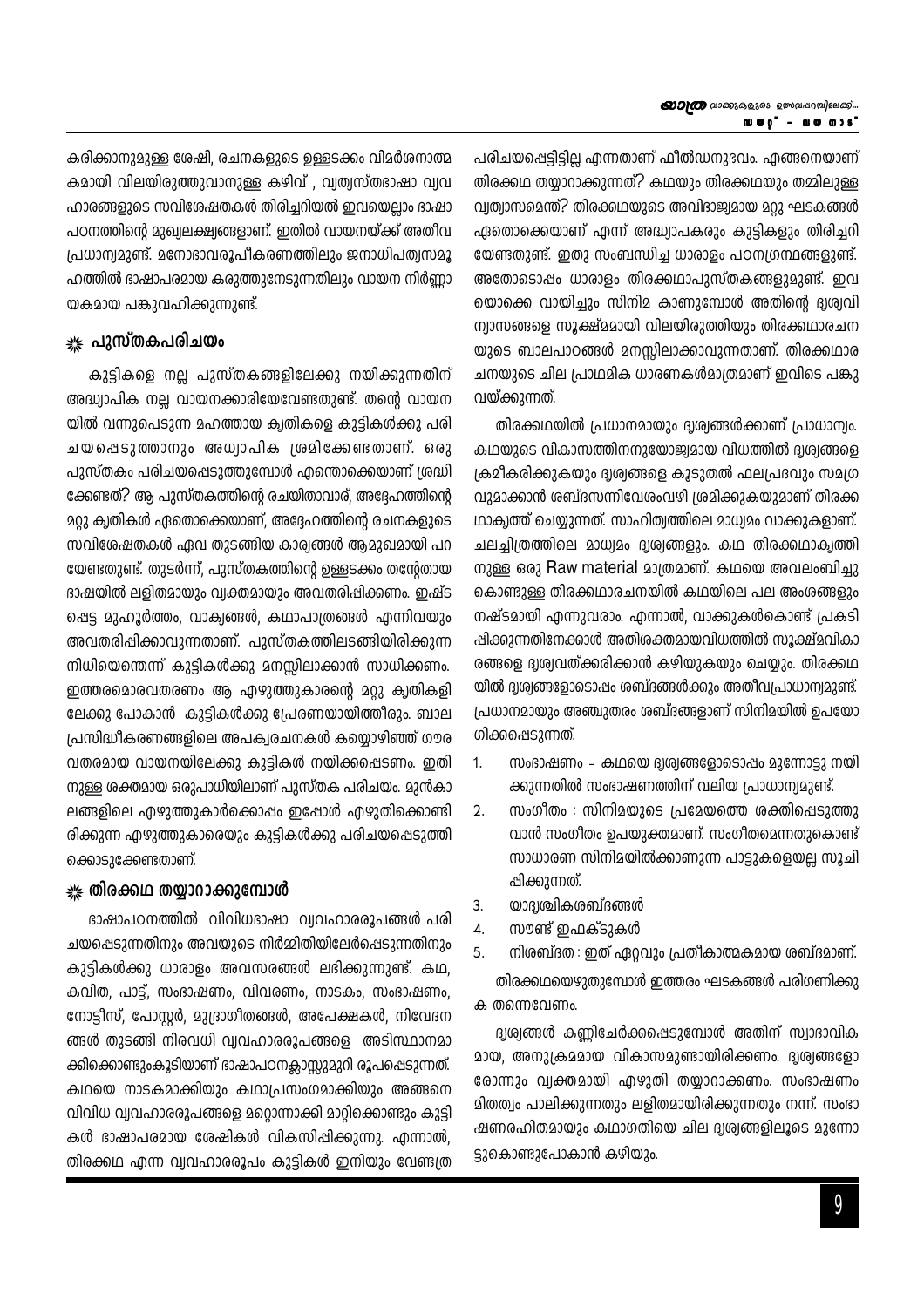കരിക്കാനുമുള്ള ശേഷി, രചനകളുടെ ഉള്ളടക്കം വിമർശനാത്മകമായി വിലയിരുത്തുവാനുള്ള കഴിവ് , വ്യത്യസ്തഭാഷാ വ്യവഹാരങ്ങളുടെ സവിശേഷതകൾ തിരിച്ചറിയൽ ഇവയെല്ലാം ഭാഷാപഠനത്തിന്റെ മുഖ്യലക്ഷ്യങ്ങളാണ്. ഇതിൽ വായനയ്ക്ക് അതീവ പ്രാധാന്യമുണ്ട്. മനോഭാവരൂപീകരണത്തിലും ജനാധിപത്യസമൂഹത്തിൽ ഭാഷാപരമായ കരുത്തുനേടുന്നതിലും വായന നിർണ്ണായകമായ പങ്കുവഹിക്കുന്നുണ്ട്.

## പുസ്തകപരിചയം

കുട്ടികളെ നല്ല പുസ്തകങ്ങളിലേക്കു നയിക്കുന്നതിന് അദ്ധ്യാപിക നല്ല വായനക്കാരിയേവേണ്ടതുണ്ട്. തന്റെ വായനയിൽ വന്നുപെടുന്ന മഹത്തായ കൃതികളെ കുട്ടികൾക്കു പരിചയപ്പെടുത്താനും അധ്യാപിക ശ്രമിക്കേണ്ടതാണ്. ഒരു പുസ്തകം പരിചയപ്പെടുത്തുമ്പോൾ എന്തൊക്കെയാണ് ശ്രദ്ധിക്കേണ്ടത്? ആ പുസ്തകത്തിന്റെ രചയിതാവാര്, അദ്ദേഹത്തിന്റെ മറ്റു കൃതികൾ ഏതൊക്കെയാണ്, അദ്ദേഹത്തിന്റെ രചനകളുടെ സവിശേഷതകൾ ഏവ തുടങ്ങിയ കാര്യങ്ങൾ ആമുഖമായി പറയേണ്ടതുണ്ട്. തുടർന്ന്, പുസ്തകത്തിന്റെ ഉള്ളടക്കം തന്റേതായ ഭാഷയിൽ ലളിതമായും വ്യക്തമായും അവതരിപ്പിക്കണം. ഇഷ്ടപ്പെട്ട മുഹൂർത്തം, വാക്യങ്ങൾ, കഥാപാത്രങ്ങൾ എന്നിവയും അവതരിപ്പിക്കാവുന്നതാണ്. പുസ്തകത്തിലടങ്ങിയിരിക്കുന്ന നിധിയെന്തെന്ന് കുട്ടികൾക്കു മനസ്സിലാക്കാൻ സാധിക്കണം. ഇത്തരമൊരവതരണം ആ എഴുത്തുകാരന്റെ മറ്റു കൃതികളിലേക്കു പോകാൻ കുട്ടികൾക്കു പ്രേരണയായിത്തീരും. ബാലപ്രസിദ്ധീകരണങ്ങളിലെ അപക്വരചനകൾ കയ്യൊഴിഞ്ഞ് ഗൗരവതരമായ വായനയിലേക്കു കുട്ടികൾ നയിക്കപ്പെടണം. ഇതിനുള്ള ശക്തമായ ഒരുപാധിയിലാണ് പുസ്തക പരിചയം. മുൻകാലങ്ങളിലെ എഴുത്തുകാർക്കൊപ്പം ഇപ്പോൾ എഴുതിക്കൊണ്ടിരിക്കുന്ന എഴുത്തുകാരെയും കുട്ടികൾക്കു പരിചയപ്പെടുത്തിക്കൊടുക്കേണ്ടതാണ്.

## തിരക്കഥ തയ്യാറാക്കുമ്പോൾ

ഭാഷാപഠനത്തിൽ വിവിധഭാഷാ വ്യവഹാരരൂപങ്ങൾ പരിചയപ്പെടുന്നതിനും അവയുടെ നിർമ്മിതിയിലേർപ്പെടുന്നതിനും കുട്ടികൾക്കു ധാരാളം അവസരങ്ങൾ ലഭിക്കുന്നുണ്ട്. കഥ, കവിത, പാട്ട്, സംഭാഷണം, വിവരണം, നാടകം, സംഭാഷണം, നോട്ടീസ്, പോസ്റ്റർ, മുദ്രാഗീതങ്ങൾ, അപേക്ഷകൾ, നിവേദനങ്ങൾ തുടങ്ങി നിരവധി വ്യവഹാരരൂപങ്ങളെ അടിസ്ഥാനമാക്കിക്കൊണ്ടുംകൂടിയാണ് ഭാഷാപഠനക്ലാസ്സുമുറി രൂപപ്പെടുന്നത്. കഥയെ നാടകമാക്കിയും കഥാപ്രസംഗമാക്കിയും അങ്ങനെ വിവിധ വ്യവഹാരരൂപങ്ങളെ മറ്റൊന്നാക്കി മാറ്റിക്കൊണ്ടും കുട്ടികൾ ഭാഷാപരമായ ശേഷികൾ വികസിപ്പിക്കുന്നു. എന്നാൽ, തിരക്കഥ എന്ന വ്യവഹാരരൂപം കുട്ടികൾ ഇനിയും വേണ്ടത്ര പരിചയപ്പെട്ടിട്ടില്ല എന്നതാണ് ഫീൽഡനുഭവം. എങ്ങനെയാണ് തിരക്കഥ തയ്യാറാക്കുന്നത്? കഥയും തിരക്കഥയും തമ്മിലുള്ള വ്യത്യാസമെന്ത്? തിരക്കഥയുടെ അവിഭാജ്യമായ മറ്റു ഘടകങ്ങൾ ഏതൊക്കെയാണ് എന്ന് അദ്ധ്യാപകരും കുട്ടികളും തിരിച്ചറിയേണ്ടതുണ്ട്. ഇതു സംബന്ധിച്ച ധാരാളം പഠനഗ്രന്ഥങ്ങളുണ്ട്. അതോടൊപ്പം ധാരാളം തിരക്കഥാപുസ്തകങ്ങളുമുണ്ട്. ഇവയൊക്കെ വായിച്ചും സിനിമ കാണുമ്പോൾ അതിന്റെ ദൃശ്യവിന്യാസങ്ങളെ സൂക്ഷ്മമായി വിലയിരുത്തിയും തിരക്കഥാരചനയുടെ ബാലപാഠങ്ങൾ മനസ്സിലാക്കാവുന്നതാണ്. തിരക്കഥാരചനയുടെ ചില പ്രാഥമിക ധാരണകൾമാത്രമാണ് ഇവിടെ പങ്കുവയ്ക്കുന്നത്.

തിരക്കഥയിൽ പ്രധാനമായും ദൃശ്യങ്ങൾക്കാണ് പ്രാധാന്യം. കഥയുടെ വികാസത്തിനനുയോജ്യമായ വിധത്തിൽ ദൃശ്യങ്ങളെ ക്രമീകരിക്കുകയും ദൃശ്യങ്ങളെ കൂടുതൽ ഫലപ്രദവും സമഗ്രവുമാക്കാൻ ശബ്ദസന്നിവേശംവഴി ശ്രമിക്കുകയുമാണ് തിരക്കഥാകൃത്ത് ചെയ്യുന്നത്. സാഹിത്യത്തിലെ മാധ്യമം വാക്കുകളാണ്. ചലച്ചിത്രത്തിലെ മാധ്യമം ദൃശ്യങ്ങളും. കഥ തിരക്കഥാകൃത്തിനുള്ള ഒരു Raw material മാത്രമാണ്. കഥയെ അവലംബിച്ചു കൊണ്ടുള്ള തിരക്കഥാരചനയിൽ കഥയിലെ പല അംശങ്ങളും നഷ്ടമായി എന്നുവരാം. എന്നാൽ, വാക്കുകൾകൊണ്ട് പ്രകടിപ്പിക്കുന്നതിനേക്കാൾ അതിശക്തമായവിധത്തിൽ സൂക്ഷ്മവികാരങ്ങളെ ദൃശ്യവത്ക്കരിക്കാൻ കഴിയുകയും ചെയ്യും. തിരക്കഥയിൽ ദൃശ്യങ്ങളോടൊപ്പം ശബ്ദങ്ങൾക്കും അതീവപ്രാധാന്യമുണ്ട്. പ്രധാനമായും അഞ്ചുതരം ശബ്ദങ്ങളാണ് സിനിമയിൽ ഉപയോഗിക്കപ്പെടുന്നത്.

1. സംഭാഷണം – കഥയെ ദൃശ്യങ്ങളോടൊപ്പം മുന്നോട്ടു നയിക്കുന്നതിൽ സംഭാഷണത്തിന് വലിയ പ്രാധാന്യമുണ്ട്.
2. സംഗീതം : സിനിമയുടെ പ്രമേയത്തെ ശക്തിപ്പെടുത്തുവാൻ സംഗീതം ഉപയുക്തമാണ്. സംഗീതമെന്നതുകൊണ്ട് സാധാരണ സിനിമയിൽക്കാണുന്ന പാട്ടുകളെയല്ല സൂചിപ്പിക്കുന്നത്.
3. യാദൃശ്ചികശബ്ദങ്ങൾ
4. സൗണ്ട് ഇഫക്ടുകൾ
5. നിശബ്ദത : ഇത് ഏറ്റവും പ്രതീകാത്മകമായ ശബ്ദമാണ്.

തിരക്കഥയെഴുതുമ്പോൾ ഇത്തരം ഘടകങ്ങൾ പരിഗണിക്കുക തന്നെവേണം.

ദൃശ്യങ്ങൾ കണ്ണിചേർക്കപ്പെടുമ്പോൾ അതിന് സ്വാഭാവികമായ, അനുക്രമമായ വികാസമുണ്ടായിരിക്കണം. ദൃശ്യങ്ങളോരോന്നും വ്യക്തമായി എഴുതി തയ്യാറാക്കണം. സംഭാഷണം മിതത്വം പാലിക്കുന്നതും ലളിതമായിരിക്കുന്നതും നന്ന്. സംഭാഷണരഹിതമായും കഥാഗതിയെ ചില ദൃശ്യങ്ങളിലൂടെ മുന്നോട്ടുകൊണ്ടുപോകാൻ കഴിയും.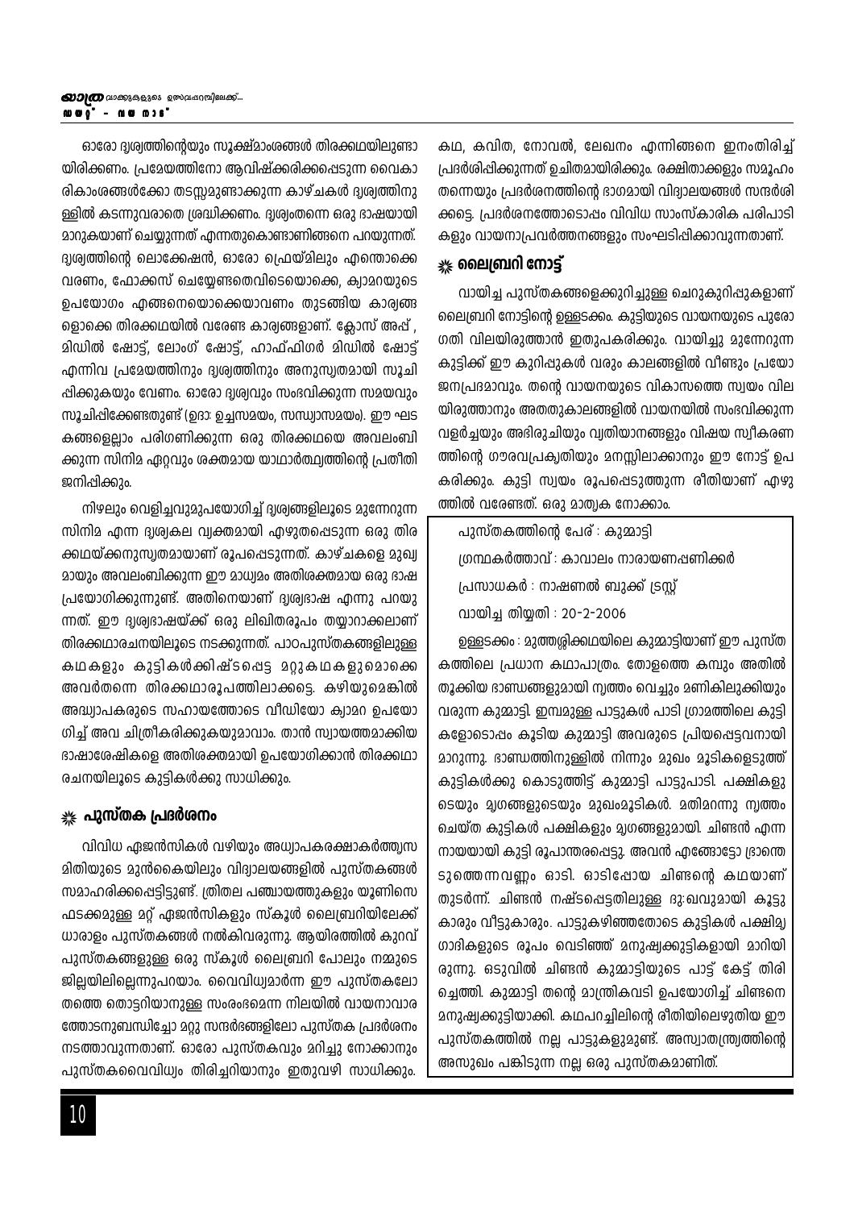ഓരോ ദൃശ്യത്തിന്റെയും സൂക്ഷ്മാംശങ്ങൾ തിരക്കഥയിലുണ്ടായിരിക്കണം. പ്രമേയത്തിനോ ആവിഷ്ക്കരിക്കപ്പെടുന്ന വൈകാരികാംശങ്ങൾക്കോ തടസ്സമുണ്ടാക്കുന്ന കാഴ്ചകൾ ദൃശ്യത്തിനുള്ളിൽ കടന്നുവരാതെ ശ്രദ്ധിക്കണം. ദൃശ്യംതന്നെ ഒരു ഭാഷയായി മാറുകയാണ് ചെയ്യുന്നത് എന്നതുകൊണ്ടാണിങ്ങനെ പറയുന്നത്. ദൃശ്യത്തിന്റെ ലൊക്കേഷൻ, ഓരോ ഫ്രെയ്മിലും എന്തൊക്കെ വരണം, ഫോക്കസ് ചെയ്യേണ്ടതെവിടെയൊക്കെ, ക്യാമറയുടെ ഉപയോഗം എങ്ങനെയൊക്കെയാവണം തുടങ്ങിയ കാര്യങ്ങളൊക്കെ തിരക്കഥയിൽ വരേണ്ട കാര്യങ്ങളാണ്. ക്ലോസ് അപ്, മിഡിൽ ഷോട്ട്, ലോംഗ് ഷോട്ട്, ഹാഫ്ഫിഗർ മിഡിൽ ഷോട്ട് എന്നിവ പ്രമേയത്തിനും ദൃശ്യത്തിനും അനുസൃതമായി സൂചിപ്പിക്കുകയും വേണം. ഓരോ ദൃശ്യവും സംഭവിക്കുന്ന സമയവും സൂചിപ്പിക്കേണ്ടതുണ്ട് (ഉദാ: ഉച്ചസമയം, സന്ധ്യാസമയം). ഈ ഘടകങ്ങളെല്ലാം പരിഗണിക്കുന്ന ഒരു തിരക്കഥയെ അവലംബിക്കുന്ന സിനിമ ഏറ്റവും ശക്തമായ യാഥാർത്ഥ്യത്തിന്റെ പ്രതീതി ജനിപ്പിക്കും.

നിഴലും വെളിച്ചവുമുപയോഗിച്ച് ദൃശ്യങ്ങളിലൂടെ മുന്നേറുന്ന സിനിമ എന്ന ദൃശ്യകല വ്യക്തമായി എഴുതപ്പെടുന്ന ഒരു തിരക്കഥയ്ക്കനുസൃതമായാണ് രൂപപ്പെടുന്നത്. കാഴ്ചകളെ മുഖ്യമായും അവലംബിക്കുന്ന ഈ മാധ്യമം അതിശക്തമായ ഒരു ഭാഷ പ്രയോഗിക്കുന്നുണ്ട്. അതിനെയാണ് ദൃശ്യഭാഷ എന്നു പറയുന്നത്. ഈ ദൃശ്യഭാഷയ്ക്ക് ഒരു ലിഖിതരൂപം തയ്യാറാക്കലാണ് തിരക്കഥാരചനയിലൂടെ നടക്കുന്നത്. പാഠപുസ്തകങ്ങളിലുള്ള കഥകളും കുട്ടികൾക്കിഷ്ടപ്പെട്ട മറ്റുകഥകളുമൊക്കെ അവർതന്നെ തിരക്കഥാരൂപത്തിലാക്കട്ടെ. കഴിയുമെങ്കിൽ അദ്ധ്യാപകരുടെ സഹായത്തോടെ വീഡിയോ ക്യാമറ ഉപയോഗിച്ച് അവ ചിത്രീകരിക്കുകയുമാവാം. താൻ സ്വായത്തമാക്കിയ ഭാഷാശേഷികളെ അതിശക്തമായി ഉപയോഗിക്കാൻ തിരക്കഥാരചനയിലൂടെ കുട്ടികൾക്കു സാധിക്കും.

## പുസ്തക പ്രദർശനം

വിവിധ ഏജൻസികൾ വഴിയും അധ്യാപകരക്ഷാകർത്തൃസമിതിയുടെ മുൻകൈയിലും വിദ്യാലയങ്ങളിൽ പുസ്തകങ്ങൾ സമാഹരിക്കപ്പെട്ടിട്ടുണ്ട്. ത്രിതല പഞ്ചായത്തുകളും യൂണിസെഫടക്കമുള്ള മറ്റ് ഏജൻസികളും സ്കൂൾ ലൈബ്രറിയിലേക്ക് ധാരാളം പുസ്തകങ്ങൾ നൽകിവരുന്നു. ആയിരത്തിൽ കുറവ് പുസ്തകങ്ങളുള്ള ഒരു സ്കൂൾ ലൈബ്രറി പോലും നമ്മുടെ ജില്ലയിലില്ലെന്നുപറയാം. വൈവിധ്യമാർന്ന ഈ പുസ്തകലോകത്തെ തൊട്ടറിയാനുള്ള സംരംഭമെന്ന നിലയിൽ വായനാവാരത്തോടനുബന്ധിച്ചോ മറ്റു സന്ദർഭങ്ങളിലോ പുസ്തക പ്രദർശനം നടത്താവുന്നതാണ്. ഓരോ പുസ്തകവും മറിച്ചു നോക്കാനും പുസ്തകവൈവിധ്യം തിരിച്ചറിയാനും ഇതുവഴി സാധിക്കും. കഥ, കവിത, നോവൽ, ലേഖനം എന്നിങ്ങനെ ഇനംതിരിച്ച് പ്രദർശിപ്പിക്കുന്നത് ഉചിതമായിരിക്കും. രക്ഷിതാക്കളും സമൂഹം തന്നെയും പ്രദർശനത്തിന്റെ ഭാഗമായി വിദ്യാലയങ്ങൾ സന്ദർശിക്കട്ടെ. പ്രദർശനത്തോടൊപ്പം വിവിധ സാംസ്കാരിക പരിപാടികളും വായനാപ്രവർത്തനങ്ങളും സംഘടിപ്പിക്കാവുന്നതാണ്.

## ലൈബ്രറി നോട്ട്

വായിച്ച പുസ്തകങ്ങളെക്കുറിച്ചുള്ള ചെറുകുറിപ്പുകളാണ് ലൈബ്രറി നോട്ടിന്റെ ഉള്ളടക്കം. കുട്ടിയുടെ വായനയുടെ പുരോഗതി വിലയിരുത്താൻ ഇതുപകരിക്കും. വായിച്ചു മുന്നേറുന്ന കുട്ടിക്ക് ഈ കുറിപ്പുകൾ വരും കാലങ്ങളിൽ വീണ്ടും പ്രയോജനപ്രദമാവും. തന്റെ വായനയുടെ വികാസത്തെ സ്വയം വിലയിരുത്താനും അതതുകാലങ്ങളിൽ വായനയിൽ സംഭവിക്കുന്ന വളർച്ചയും അഭിരുചിയും വ്യതിയാനങ്ങളും വിഷയ സ്വീകരണത്തിന്റെ ഗൗരവപ്രകൃതിയും മനസ്സിലാക്കാനും ഈ നോട്ട് ഉപകരിക്കും. കുട്ടി സ്വയം രൂപപ്പെടുത്തുന്ന രീതിയാണ് എഴുത്തിൽ വരേണ്ടത്. ഒരു മാതൃക നോക്കാം.

> പുസ്തകത്തിന്റെ പേര് : കുമ്മാട്ടി
>
> ഗ്രന്ഥകർത്താവ് : കാവാലം നാരായണപ്പണിക്കർ
>
> പ്രസാധകർ : നാഷണൽ ബുക്ക് ട്രസ്റ്റ്
>
> വായിച്ച തിയ്യതി : 20-2-2006
>
> ഉള്ളടക്കം : മുത്തശ്ശിക്കഥയിലെ കുമ്മാട്ടിയാണ് ഈ പുസ്തകത്തിലെ പ്രധാന കഥാപാത്രം. തോളത്തെ കമ്പും അതിൽ തൂക്കിയ ഭാണ്ഡങ്ങളുമായി നൃത്തം വെച്ചും മണികിലുക്കിയും വരുന്ന കുമ്മാട്ടി. ഇമ്പമുള്ള പാട്ടുകൾ പാടി ഗ്രാമത്തിലെ കുട്ടികളോടൊപ്പം കൂടിയ കുമ്മാട്ടി അവരുടെ പ്രിയപ്പെട്ടവനായി മാറുന്നു. ഭാണ്ഡത്തിനുള്ളിൽ നിന്നും മുഖം മൂടികളെടുത്ത് കുട്ടികൾക്കു കൊടുത്തിട്ട് കുമ്മാട്ടി പാട്ടുപാടി. പക്ഷികളുടെയും മൃഗങ്ങളുടെയും മുഖംമൂടികൾ. മതിമറന്നു നൃത്തം ചെയ്ത കുട്ടികൾ പക്ഷികളും മൃഗങ്ങളുമായി. ചിണ്ടൻ എന്ന നായയായി കുട്ടി രൂപാന്തരപ്പെട്ടു. അവൻ എങ്ങോട്ടോ ഭ്രാന്തെടുത്തെന്നവണ്ണം ഓടി. ഓടിപ്പോയ ചിണ്ടന്റെ കഥയാണ് തുടർന്ന്. ചിണ്ടൻ നഷ്ടപ്പെട്ടതിലുള്ള ദുഃഖവുമായി കൂട്ടുകാരും വീട്ടുകാരും. പാട്ടുകഴിഞ്ഞതോടെ കുട്ടികൾ പക്ഷിമൃഗാദികളുടെ രൂപം വെടിഞ്ഞ് മനുഷ്യക്കുട്ടികളായി മാറിയിരുന്നു. ഒടുവിൽ ചിണ്ടൻ കുമ്മാട്ടിയുടെ പാട്ട് കേട്ട് തിരിച്ചെത്തി. കുമ്മാട്ടി തന്റെ മാന്ത്രികവടി ഉപയോഗിച്ച് ചിണ്ടനെ മനുഷ്യക്കുട്ടിയാക്കി. കഥപറച്ചിലിന്റെ രീതിയിലെഴുതിയ ഈ പുസ്തകത്തിൽ നല്ല പാട്ടുകളുമുണ്ട്. അസ്വാതന്ത്ര്യത്തിന്റെ അസുഖം പങ്കിടുന്ന നല്ല ഒരു പുസ്തകമാണിത്.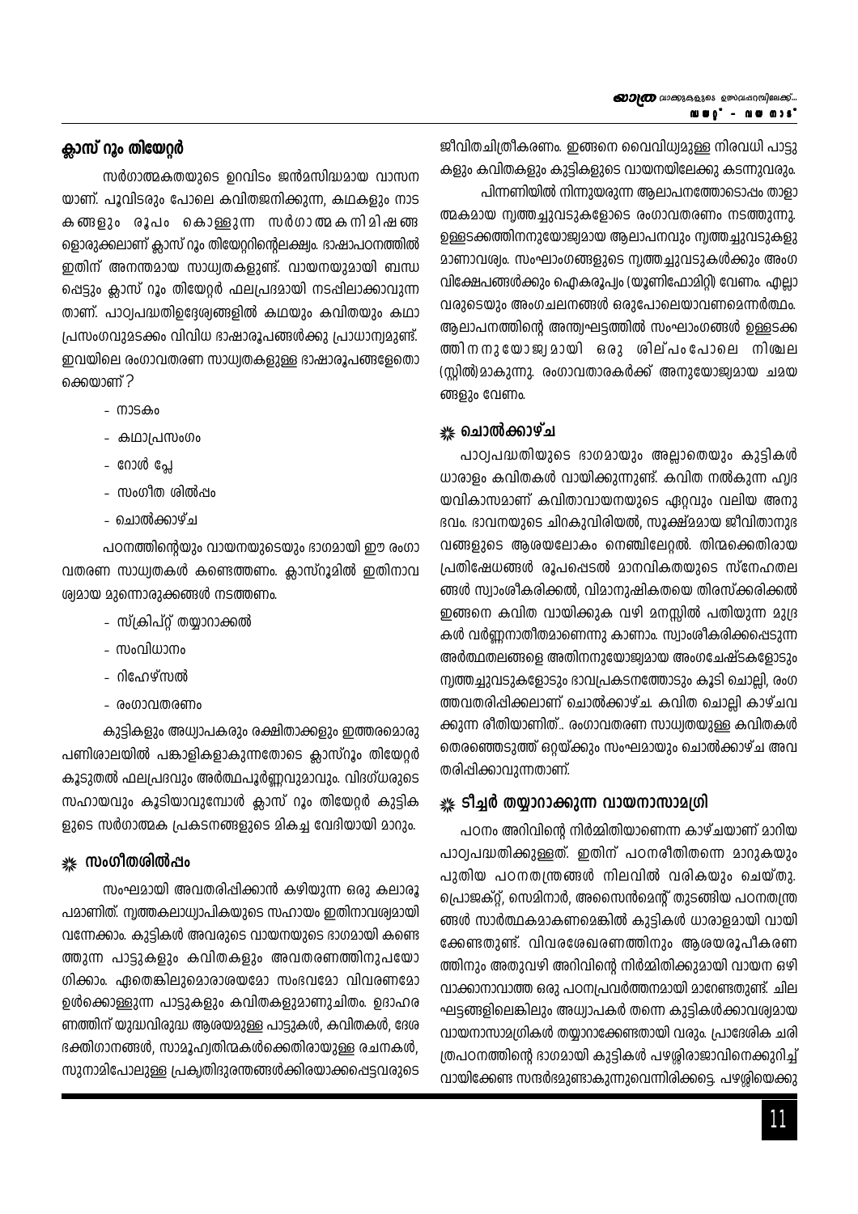## ക്ലാസ് റൂം തിയേറ്റർ

സർഗാത്മകതയുടെ ഉറവിടം ജന്മസിദ്ധമായ വാസന യാണ്. പൂവിടരും പോലെ കവിതജനിക്കുന്ന, കഥകളും നാട കങ്ങളും രൂപം കൊള്ളുന്ന സർഗാത്മകനിമിഷങ്ങ ളൊരുക്കലാണ് ക്ലാസ് റൂം തിയേറ്ററിന്റെലക്ഷ്യം. ഭാഷാപഠനത്തിൽ ഇതിന് അനന്തമായ സാധ്യതകളുണ്ട്. വായനയുമായി ബന്ധ പ്പെട്ടും ക്ലാസ് റൂം തിയേറ്റർ ഫലപ്രദമായി നടപ്പിലാക്കാവുന്ന താണ്. പാഠ്യപദ്ധതിഉദ്ദേശ്യങ്ങളിൽ കഥയും കവിതയും കഥാ പ്രസംഗവുമടക്കം വിവിധ ഭാഷാരൂപങ്ങൾക്കു പ്രാധാന്യമുണ്ട്. ഇവയിലെ രംഗാവതരണ സാധ്യതകളുള്ള ഭാഷാരൂപങ്ങളേതൊ ക്കെയാണ്?

- നാടകം
- കഥാപ്രസംഗം
- റോൾ പ്ലേ
- സംഗീത ശിൽപം
- ചൊൽക്കാഴ്ച

പഠനത്തിന്റെയും വായനയുടെയും ഭാഗമായി ഈ രംഗാ വതരണ സാധ്യതകൾ കണ്ടെത്തണം. ക്ലാസ്റൂമിൽ ഇതിനാവ ശ്യമായ മുന്നൊരുക്കങ്ങൾ നടത്തണം.

- സ്ക്രിപ്റ്റ് തയ്യാറാക്കൽ
- സംവിധാനം
- റിഹേഴ്സൽ
- രംഗാവതരണം

കുട്ടികളും അധ്യാപകരും രക്ഷിതാക്കളും ഇത്തരമൊരു പണിശാലയിൽ പങ്കാളികളാകുന്നതോടെ ക്ലാസ്റൂം തിയേറ്റർ കൂടുതൽ ഫലപ്രദവും അർത്ഥപൂർണ്ണവുമാവും. വിദഗ്ധരുടെ സഹായവും കൂടിയാവുമ്പോൾ ക്ലാസ് റൂം തിയേറ്റർ കുട്ടിക ളുടെ സർഗാത്മക പ്രകടനങ്ങളുടെ മികച്ച വേദിയായി മാറും.

### സംഗീതശിൽപം

സംഘമായി അവതരിപ്പിക്കാൻ കഴിയുന്ന ഒരു കലാരൂ പമാണിത്. നൃത്തകലാധ്യാപികയുടെ സഹായം ഇതിനാവശ്യമായി വന്നേക്കാം. കുട്ടികൾ അവരുടെ വായനയുടെ ഭാഗമായി കണ്ടെ ത്തുന്ന പാട്ടുകളും കവിതകളും അവതരണത്തിനുപയോ ഗിക്കാം. ഏതെങ്കിലുമൊരാശയമോ സംഭവമോ വിവരണമോ ഉൾക്കൊള്ളുന്ന പാട്ടുകളും കവിതകളുമാണുചിതം. ഉദാഹര ണത്തിന് യുദ്ധവിരുദ്ധ ആശയമുള്ള പാട്ടുകൾ, കവിതകൾ, ദേശ ഭക്തിഗാനങ്ങൾ, സാമൂഹ്യതിന്മകൾക്കെതിരായുള്ള രചനകൾ, സുനാമിപോലുള്ള പ്രകൃതിദുരന്തങ്ങൾക്കിരയാക്കപ്പെട്ടവരുടെ ജീവിതചിത്രീകരണം. ഇങ്ങനെ വൈവിധ്യമുള്ള നിരവധി പാട്ടു കളും കവിതകളും കുട്ടികളുടെ വായനയിലേക്കു കടന്നുവരും.

പിന്നണിയിൽ നിന്നുയരുന്ന ആലാപനത്തോടൊപ്പം താളാ ത്മകമായ നൃത്തച്ചുവടുകളോടെ രംഗാവതരണം നടത്തുന്നു. ഉള്ളടക്കത്തിനനുയോജ്യമായ ആലാപനവും നൃത്തച്ചുവടുകളു മാണാവശ്യം. സംഘാംഗങ്ങളുടെ നൃത്തച്ചുവടുകൾക്കും അംഗ വിക്ഷേപങ്ങൾക്കും ഐകരൂപ്യം (യൂണിഫോമിറ്റി) വേണം. എല്ലാ വരുടെയും അംഗചലനങ്ങൾ ഒരുപോലെയാവണമെന്നർത്ഥം. ആലാപനത്തിന്റെ അന്ത്യഘട്ടത്തിൽ സംഘാംഗങ്ങൾ ഉള്ളടക്ക ത്തിനനുയോജ്യമായി ഒരു ശില്പംപോലെ നിശ്ചല (സ്റ്റിൽ)മാകുന്നു. രംഗാവതാരകർക്ക് അനുയോജ്യമായ ചമയ ങ്ങളും വേണം.

### ചൊൽക്കാഴ്ച

പാഠ്യപദ്ധതിയുടെ ഭാഗമായും അല്ലാതെയും കുട്ടികൾ ധാരാളം കവിതകൾ വായിക്കുന്നുണ്ട്. കവിത നൽകുന്ന ഹൃദ യവികാസമാണ് കവിതാവായനയുടെ ഏറ്റവും വലിയ അനു ഭവം. ഭാവനയുടെ ചിറകുവിരിയൽ, സൂക്ഷ്മമായ ജീവിതാനുഭ വങ്ങളുടെ ആശയലോകം നെഞ്ചിലേറ്റൽ. തിന്മക്കെതിരായ പ്രതിഷേധങ്ങൾ രൂപപ്പെടൽ മാനവികതയുടെ സ്നേഹതല ങ്ങൾ സ്വാംശീകരിക്കൽ, വിമാനുഷികതയെ തിരസ്ക്കരിക്കൽ ഇങ്ങനെ കവിത വായിക്കുക വഴി മനസ്സിൽ പതിയുന്ന മുദ്ര കൾ വർണ്ണനാതീതമാണെന്നു കാണാം. സ്വാംശീകരിക്കപ്പെടുന്ന അർത്ഥതലങ്ങളെ അതിനനുയോജ്യമായ അംഗചേഷ്ടകളോടും നൃത്തച്ചുവടുകളോടും ഭാവപ്രകടനത്തോടും കൂടി ചൊല്ലി, രംഗ ത്തവതരിപ്പിക്കലാണ് ചൊൽക്കാഴ്ച. കവിത ചൊല്ലി കാഴ്ചവ ക്കുന്ന രീതിയാണിത്.. രംഗാവതരണ സാധ്യതയുള്ള കവിതകൾ തെരഞ്ഞെടുത്ത് ഒറ്റയ്ക്കും സംഘമായും ചൊൽക്കാഴ്ച അവ തരിപ്പിക്കാവുന്നതാണ്.

### ടീച്ചർ തയ്യാറാക്കുന്ന വായനാസാമഗ്രി

പഠനം അറിവിന്റെ നിർമ്മിതിയാണെന്ന കാഴ്ചയാണ് മാറിയ പാഠ്യപദ്ധതിക്കുള്ളത്. ഇതിന് പഠനരീതിതന്നെ മാറുകയും പുതിയ പഠനതന്ത്രങ്ങൾ നിലവിൽ വരികയും ചെയ്തു. പ്രൊജക്റ്റ്, സെമിനാർ, അസൈൻമെന്റ് തുടങ്ങിയ പഠനതന്ത്ര ങ്ങൾ സാർത്ഥകമാകണമെങ്കിൽ കുട്ടികൾ ധാരാളമായി വായി ക്കേണ്ടതുണ്ട്. വിവരശേഖരണത്തിനും ആശയരൂപീകരണ ത്തിനും അതുവഴി അറിവിന്റെ നിർമ്മിതിക്കുമായി വായന ഒഴി വാക്കാനാവാത്ത ഒരു പഠനപ്രവർത്തനമായി മാറേണ്ടതുണ്ട്. ചില ഘട്ടങ്ങളിലെങ്കിലും അധ്യാപകർ തന്നെ കുട്ടികൾക്കാവശ്യമായ വായനാസാമഗ്രികൾ തയ്യാറാക്കേണ്ടതായി വരും. പ്രാദേശിക ചരി ത്രപഠനത്തിന്റെ ഭാഗമായി കുട്ടികൾ പഴശ്ശിരാജാവിനെക്കുറിച്ച് വായിക്കേണ്ട സന്ദർഭമുണ്ടാകുന്നുവെന്നിരിക്കട്ടെ. പഴശ്ശിയെക്കു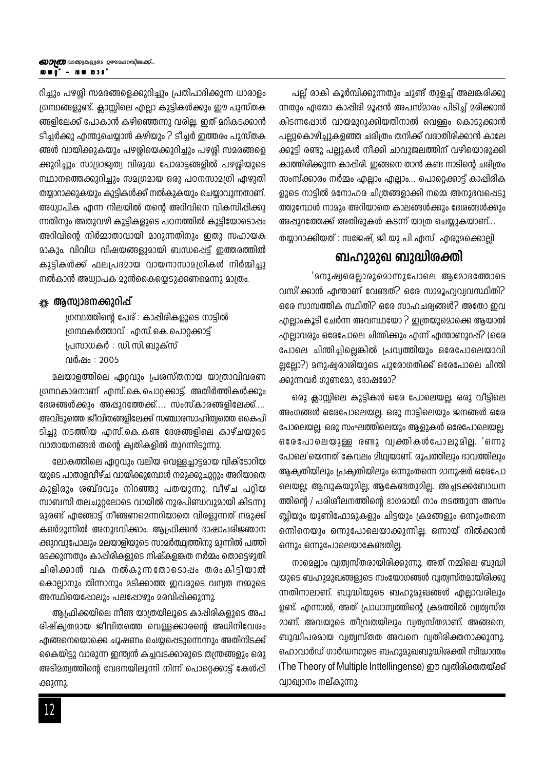റിച്ചും പഴശ്ശി സമരങ്ങളെക്കുറിച്ചും പ്രതിപാദിക്കുന്ന ധാരാളം ഗ്രന്ഥങ്ങളുണ്ട്. ക്ലാസ്സിലെ എല്ലാ കുട്ടികൾക്കും ഈ പുസ്തകങ്ങളിലേക്ക് പോകാൻ കഴിഞ്ഞെന്നു വരില്ല. ഇത് മറികടക്കാൻ ടീച്ചർക്കു എന്തുചെയ്യാൻ കഴിയും ? ടീച്ചർ ഇത്തരം പുസ്തകങ്ങൾ വായിക്കുകയും പഴശ്ശിയെക്കുറിച്ചും പഴശ്ശി സമരങ്ങളെക്കുറിച്ചും സാമ്രാജ്യത്വ വിരുദ്ധ പോരാട്ടങ്ങളിൽ പഴശ്ശിയുടെ സ്ഥാനത്തെക്കുറിച്ചും സമഗ്രമായ ഒരു പഠനസാമഗ്രി എഴുതി തയ്യാറാക്കുകയും കുട്ടികൾക്ക് നൽകുകയും ചെയ്യാവുന്നതാണ്. അധ്യാപിക എന്ന നിലയിൽ തന്റെ അറിവിനെ വികസിപ്പിക്കുന്നതിനും അതുവഴി കുട്ടികളുടെ പഠനത്തിൽ കുട്ടിയോടൊപ്പം അറിവിന്റെ നിർമ്മാതാവായി മാറുന്നതിനും ഇതു സഹായകമാകും. വിവിധ വിഷയങ്ങളുമായി ബന്ധപ്പെട്ട് ഇത്തരത്തിൽ കുട്ടികൾക്ക് ഫലപ്രദമായ വായനാസാമഗ്രികൾ നിർമ്മിച്ചു നൽകാൻ അധ്യാപക മുൻകൈയ്യെടുക്കണമെന്നു മാത്രം.

### ആസ്വാദനക്കുറിപ്പ്

ഗ്രന്ഥത്തിന്റെ പേര് : കാപ്പിരികളുടെ നാട്ടിൽ
ഗ്രന്ഥകർത്താവ് : എസ്.കെ.പൊറ്റക്കാട്ട്
പ്രസാധകർ : ഡി.സി.ബുക്സ്
വർഷം : 2005

മലയാളത്തിലെ ഏറ്റവും പ്രശസ്തനായ യാത്രാവിവരണ ഗ്രന്ഥകാരനാണ് എസ്.കെ.പൊറ്റക്കാട്ട്. അതിർത്തികൾക്കും ദേശങ്ങൾക്കും അപ്പുറത്തേക്ക്.... സംസ്കാരങ്ങളിലേക്ക്.... അവിടുത്തെ ജീവിതങ്ങളിലേക്ക് സഞ്ചാരസാഹിത്യത്തെ കൈപിടിച്ചു നടത്തിയ എസ്.കെ.കണ്ട ദേശങ്ങളിലെ കാഴ്ചയുടെ വാതായനങ്ങൾ തന്റെ കൃതികളിൽ തുറന്നിടുന്നു.

ലോകത്തിലെ ഏറ്റവും വലിയ വെള്ളച്ചാട്ടമായ വിക്ടോറിയയുടെ പാതാളവീഴ്ച വായിക്കുമ്പോൾ നമുക്കുചുറ്റും അറിയാതെ കുളിരും ശബ്ദവും നിറഞ്ഞു പതയുന്നു. വീഴ്ച പറ്റിയ സാബസി തലചുറ്റലോടെ വായിൽ നുരപിണ്ഡവുമായി കിടന്നു മുരണ്ട് എങ്ങോട്ട് നീങ്ങണമെന്നറിയാതെ വിരളുന്നത് നമുക്ക് കൺമുന്നിൽ അനുഭവിക്കാം. ആഫ്രിക്കൻ ഭാഷാപരിജ്ഞാനക്കുറവുപോലും മലയാളിയുടെ സാമർത്ഥ്യത്തിനു മുന്നിൽ പത്തിമടക്കുന്നതും കാപ്പിരികളുടെ നിഷ്കളങ്കത നർമ്മം തൊട്ടെഴുതി ചിരിക്കാൻ വക നൽകുന്നതോടൊപ്പം തരംകിട്ടിയാൽ കൊല്ലാനും തിന്നാനും മടിക്കാത്ത ഇവരുടെ വന്യത നമ്മുടെ അസ്ഥിയെപ്പോലും പലപ്പോഴും മരവിപ്പിക്കുന്നു.

ആഫ്രിക്കയിലെ നീണ്ട യാത്രയിലൂടെ കാപ്പിരികളുടെ അപരിഷ്കൃതമായ ജീവിതത്തെ വെള്ളക്കാരന്റെ അധിനിവേശം എങ്ങനെയൊക്കെ ചൂഷണം ചെയ്യപ്പെടുന്നെന്നും അതിനിടക്ക് കൈയിട്ടു വാരുന്ന ഇന്ത്യൻ കച്ചവടക്കാരുടെ തന്ത്രങ്ങളും ഒരു അടിമത്വത്തിന്റെ വേദനയിലൂന്നി നിന്ന് പൊറ്റെക്കാട്ട് കേൾപ്പിക്കുന്നു.

പല്ല് രാകി കൂർമ്പിക്കുന്നതും ചുണ്ട് തുളച്ച് അലങ്കരിക്കുന്നതും ഏതോ കാപ്പിരി മൂപ്പൻ അപസ്മാരം പിടിച്ച് മരിക്കാൻ കിടന്നപ്പോൾ വായമുറുക്കിയതിനാൽ വെള്ളം കൊടുക്കാൻ പല്ലുകൊഴിച്ചുകളഞ്ഞ ചരിത്രം തനിക്ക് വരാതിരിക്കാൻ കാലേക്കൂട്ടി രണ്ടു പല്ലുകൾ നീക്കി ചാവുജലത്തിന് വഴിയൊരുക്കി കാത്തിരിക്കുന്ന കാപ്പിരി. ഇങ്ങനെ താൻ കണ്ട നാടിന്റെ ചരിത്രം സംസ്ക്കാരം നർമ്മം എല്ലാം എല്ലാം... പൊറ്റെക്കാട്ട് കാപ്പിരികളുടെ നാട്ടിൽ മനോഹര ചിത്രങ്ങളാക്കി നമ്മെ അനുഭവപ്പെടുത്തുമ്പോൾ നാമും അറിയാതെ കാലങ്ങൾക്കും ദേശങ്ങൾക്കും അപ്പുറത്തേക്ക് അതിരുകൾ കടന്ന് യാത്ര ചെയ്യുകയാണ്...

തയ്യാറാക്കിയത് : സജേഷ്, ജി.യു.പി.എസ്. എരുമക്കൊല്ലി

## ബഹുമുഖ ബുദ്ധിശക്തി

'മനുഷ്യരെല്ലാരുമൊന്നുപോലെ ആമോദത്തോടെ വസി'ക്കാൻ എന്താണ് വേണ്ടത്? ഒരേ സാമൂഹ്യവ്യവസ്ഥിതി? ഒരേ സാമ്പത്തിക സ്ഥിതി? ഒരേ സാഹചര്യങ്ങൾ? അതോ ഇവ എല്ലാംകൂടി ചേർന്ന അവസ്ഥയോ ? ഇത്രയുമൊക്കെ ആയാൽ എല്ലാവരും ഒരേപോലെ ചിന്തിക്കും എന്ന് എന്താണുറപ്പ്? (ഒരേപോലെ ചിന്തിച്ചില്ലെങ്കിൽ പ്രവൃത്തിയും ഒരേപോലെയാവില്ലല്ലോ?) മനുഷ്യരാശിയുടെ പുരോഗതിക്ക് ഒരേപോലെ ചിന്തിക്കുന്നവർ ഗുണമോ, ദോഷമോ?

ഒരു ക്ലാസ്സിലെ കുട്ടികൾ ഒരേ പോലെയല്ല. ഒരു വീട്ടിലെ അംഗങ്ങൾ ഒരേപോലെയല്ല. ഒരു നാട്ടിലെയും ജനങ്ങൾ ഒരേപോലെയല്ല. ഒരു സംഘത്തിലെയും ആളുകൾ ഒരേപോലെയല്ല. ഒരേപോലെയുള്ള രണ്ടു വ്യക്തികൾപോലുമില്ല. 'ഒന്നുപോലെ'യെന്നത് കേവലം മിഥ്യയാണ്. രൂപത്തിലും ഭാവത്തിലും ആകൃതിയിലും പ്രകൃതിയിലും ഒന്നുംതന്നെ മാനുഷർ ഒരേപോലെയല്ല; ആവുകയുമില്ല; ആകേണ്ടതുമില്ല. അച്ചടക്കബോധനത്തിന്റെ / പരിശീലനത്തിന്റെ ഭാഗമായി നാം നടത്തുന്ന അസംബ്ലിയും യൂണിഫോമുകളും ചിട്ടയും ക്രമങ്ങളും ഒന്നുംതന്നെ ഒന്നിനെയും ഒന്നുപോലെയാക്കുന്നില്ല. ഒന്നായ് നിൽക്കാൻ ഒന്നും ഒന്നുപോലെയാകേണ്ടതില്ല.

നാമെല്ലാം വ്യത്യസ്തരായിരിക്കുന്നു. അത് നമ്മിലെ ബുദ്ധിയുടെ ബഹുമുഖങ്ങളുടെ സംയോഗങ്ങൾ വ്യത്യസ്തമായിരിക്കുന്നതിനാലാണ്. ബുദ്ധിയുടെ ബഹുമുഖങ്ങൾ എല്ലാവരിലും ഉണ്ട്. എന്നാൽ, അത് പ്രാധാന്യത്തിന്റെ ക്രമത്തിൽ വ്യത്യസ്തമാണ്. അവയുടെ തീവ്രതയിലും വ്യത്യസ്തമാണ്. അങ്ങനെ, ബുദ്ധിപരമായ വ്യത്യസ്തത അവനെ വ്യതിരിക്തനാക്കുന്നു. ഹൊവാർഡ് ഗാർഡനറുടെ ബഹുമുഖബുദ്ധിശക്തി സിദ്ധാന്തം (The Theory of Multiple Inttellingense) ഈ വ്യതിരിക്തതയ്ക്ക് വ്യാഖ്യാനം നല്കുന്നു.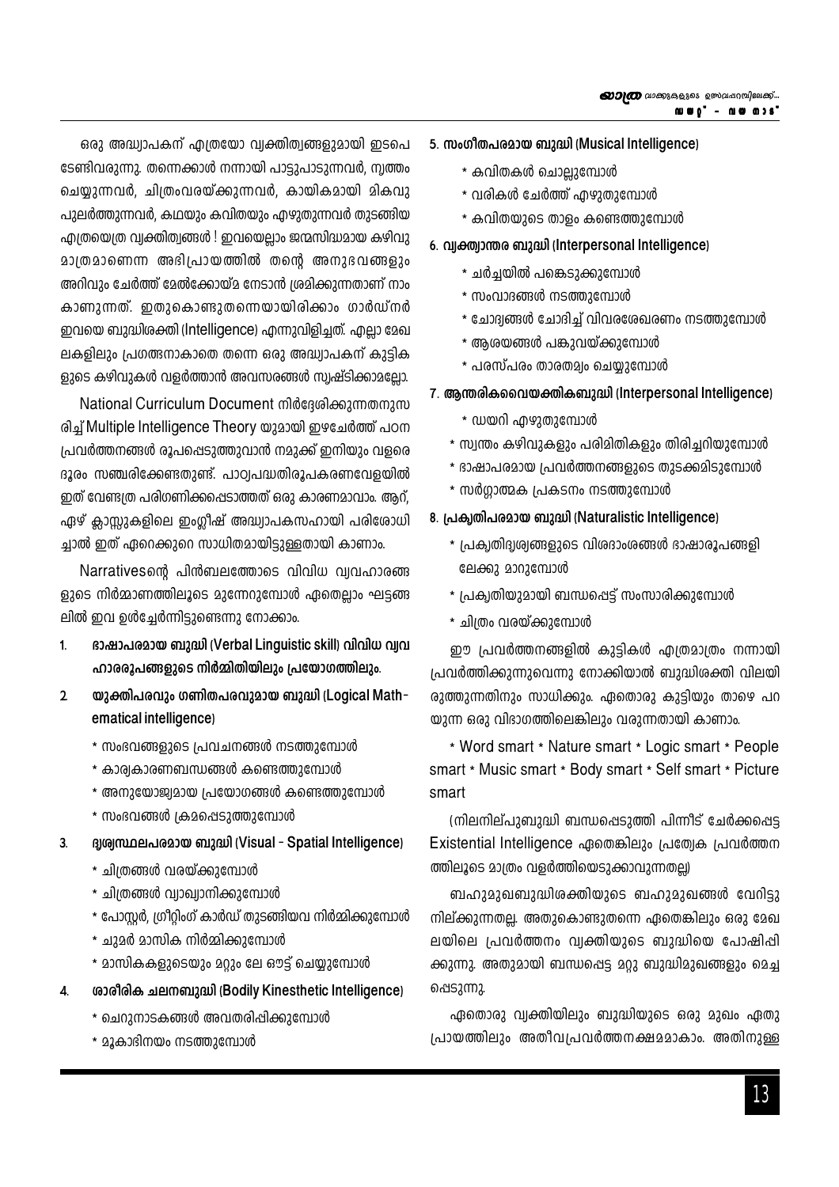ഒരു അദ്ധ്യാപകന് എത്രയോ വ്യക്തിത്വങ്ങളുമായി ഇടപെടേണ്ടിവരുന്നു. തന്നെക്കാൾ നന്നായി പാട്ടുപാടുന്നവർ, നൃത്തം ചെയ്യുന്നവർ, ചിത്രംവരയ്ക്കുന്നവർ, കായികമായി മികവു പുലർത്തുന്നവർ, കഥയും കവിതയും എഴുതുന്നവർ തുടങ്ങിയ എത്രയെത്ര വ്യക്തിത്വങ്ങൾ ! ഇവയെല്ലാം ജന്മസിദ്ധമായ കഴിവു മാത്രമാണെന്ന അഭിപ്രായത്തിൽ തന്റെ അനുഭവങ്ങളും അറിവും ചേർത്ത് മേൽക്കോയ്മ നേടാൻ ശ്രമിക്കുന്നതാണ് നാം കാണുന്നത്. ഇതുകൊണ്ടുതന്നെയായിരിക്കാം ഗാർഡ്നർ ഇവയെ ബുദ്ധിശക്തി (Intelligence) എന്നുവിളിച്ചത്. എല്ലാ മേഖലകളിലും പ്രഗത്ഭനാകാതെ തന്നെ ഒരു അദ്ധ്യാപകന് കുട്ടികളുടെ കഴിവുകൾ വളർത്താൻ അവസരങ്ങൾ സൃഷ്ടിക്കാമല്ലോ.

National Curriculum Document നിർദ്ദേശിക്കുന്നതനുസരിച്ച് Multiple Intelligence Theory യുമായി ഇഴചേർത്ത് പഠനപ്രവർത്തനങ്ങൾ രൂപപ്പെടുത്തുവാൻ നമുക്ക് ഇനിയും വളരെ ദൂരം സഞ്ചരിക്കേണ്ടതുണ്ട്. പാഠ്യപദ്ധതിരൂപകരണവേളയിൽ ഇത് വേണ്ടത്ര പരിഗണിക്കപ്പെടാത്തത് ഒരു കാരണമാവാം. ആറ്, ഏഴ് ക്ലാസ്സുകളിലെ ഇംഗ്ലീഷ് അദ്ധ്യാപകസഹായി പരിശോധിച്ചാൽ ഇത് ഏറെക്കുറെ സാധിതമായിട്ടുള്ളതായി കാണാം.

Narrativesന്റെ പിൻബലത്തോടെ വിവിധ വ്യവഹാരങ്ങളുടെ നിർമ്മാണത്തിലൂടെ മുന്നേറുമ്പോൾ ഏതെല്ലാം ഘട്ടങ്ങളിൽ ഇവ ഉൾച്ചേർന്നിട്ടുണ്ടെന്നു നോക്കാം.

1. **ഭാഷാപരമായ ബുദ്ധി (Verbal Linguistic skill) വിവിധ വ്യവഹാരരൂപങ്ങളുടെ നിർമ്മിതിയിലും പ്രയോഗത്തിലും.**

2. **യുക്തിപരവും ഗണിതപരവുമായ ബുദ്ധി (Logical Mathematical intelligence)**
   * സംഭവങ്ങളുടെ പ്രവചനങ്ങൾ നടത്തുമ്പോൾ
   * കാര്യകാരണബന്ധങ്ങൾ കണ്ടെത്തുമ്പോൾ
   * അനുയോജ്യമായ പ്രയോഗങ്ങൾ കണ്ടെത്തുമ്പോൾ
   * സംഭവങ്ങൾ ക്രമപ്പെടുത്തുമ്പോൾ

3. **ദൃശ്യസ്ഥലപരമായ ബുദ്ധി (Visual - Spatial Intelligence)**
   * ചിത്രങ്ങൾ വരയ്ക്കുമ്പോൾ
   * ചിത്രങ്ങൾ വ്യാഖ്യാനിക്കുമ്പോൾ
   * പോസ്റ്റർ, ഗ്രീറ്റിംഗ് കാർഡ് തുടങ്ങിയവ നിർമ്മിക്കുമ്പോൾ
   * ചുമർ മാസിക നിർമ്മിക്കുമ്പോൾ
   * മാസികകളുടെയും മറ്റും ലേ ഔട്ട് ചെയ്യുമ്പോൾ

4. **ശാരീരിക ചലനബുദ്ധി (Bodily Kinesthetic Intelligence)**
   * ചെറുനാടകങ്ങൾ അവതരിപ്പിക്കുമ്പോൾ
   * മൂകാഭിനയം നടത്തുമ്പോൾ

5. **സംഗീതപരമായ ബുദ്ധി (Musical Intelligence)**
   * കവിതകൾ ചൊല്ലുമ്പോൾ
   * വരികൾ ചേർത്ത് എഴുതുമ്പോൾ
   * കവിതയുടെ താളം കണ്ടെത്തുമ്പോൾ

6. **വ്യക്ത്യാന്തര ബുദ്ധി (Interpersonal Intelligence)**
   * ചർച്ചയിൽ പങ്കെടുക്കുമ്പോൾ
   * സംവാദങ്ങൾ നടത്തുമ്പോൾ
   * ചോദ്യങ്ങൾ ചോദിച്ച് വിവരശേഖരണം നടത്തുമ്പോൾ
   * ആശയങ്ങൾ പങ്കുവയ്ക്കുമ്പോൾ
   * പരസ്പരം താരതമ്യം ചെയ്യുമ്പോൾ

7. **ആന്തരികവൈയക്തികബുദ്ധി (Interpersonal Intelligence)**
   * ഡയറി എഴുതുമ്പോൾ
   * സ്വന്തം കഴിവുകളും പരിമിതികളും തിരിച്ചറിയുമ്പോൾ
   * ഭാഷാപരമായ പ്രവർത്തനങ്ങളുടെ തുടക്കമിടുമ്പോൾ
   * സർഗ്ഗാത്മക പ്രകടനം നടത്തുമ്പോൾ

8. **പ്രകൃതിപരമായ ബുദ്ധി (Naturalistic Intelligence)**
   * പ്രകൃതിദൃശ്യങ്ങളുടെ വിശദാംശങ്ങൾ ഭാഷാരൂപങ്ങളിലേക്കു മാറുമ്പോൾ
   * പ്രകൃതിയുമായി ബന്ധപ്പെട്ട് സംസാരിക്കുമ്പോൾ
   * ചിത്രം വരയ്ക്കുമ്പോൾ

ഈ പ്രവർത്തനങ്ങളിൽ കുട്ടികൾ എത്രമാത്രം നന്നായി പ്രവർത്തിക്കുന്നുവെന്നു നോക്കിയാൽ ബുദ്ധിശക്തി വിലയിരുത്തുന്നതിനും സാധിക്കും. ഏതൊരു കുട്ടിയും താഴെ പറയുന്ന ഒരു വിഭാഗത്തിലെങ്കിലും വരുന്നതായി കാണാം.

* Word smart * Nature smart * Logic smart * People smart * Music smart * Body smart * Self smart * Picture smart

(നിലനില്പുബുദ്ധി ബന്ധപ്പെടുത്തി പിന്നീട് ചേർക്കപ്പെട്ട Existential Intelligence ഏതെങ്കിലും പ്രത്യേക പ്രവർത്തനത്തിലൂടെ മാത്രം വളർത്തിയെടുക്കാവുന്നതല്ല)

ബഹുമുഖബുദ്ധിശക്തിയുടെ ബഹുമുഖങ്ങൾ വേറിട്ടു നില്ക്കുന്നതല്ല. അതുകൊണ്ടുതന്നെ ഏതെങ്കിലും ഒരു മേഖലയിലെ പ്രവർത്തനം വ്യക്തിയുടെ ബുദ്ധിയെ പോഷിപ്പിക്കുന്നു. അതുമായി ബന്ധപ്പെട്ട മറ്റു ബുദ്ധിമുഖങ്ങളും മെച്ചപ്പെടുന്നു.

ഏതൊരു വ്യക്തിയിലും ബുദ്ധിയുടെ ഒരു മുഖം ഏതു പ്രായത്തിലും അതീവപ്രവർത്തനക്ഷമമാകാം. അതിനുള്ള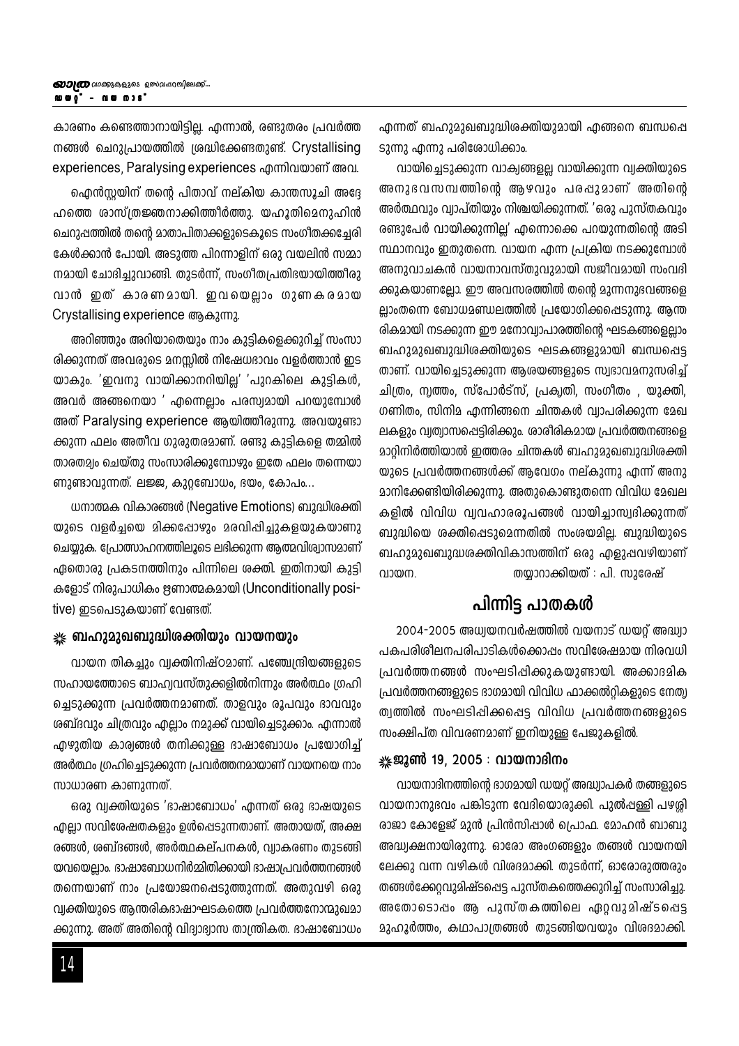കാരണം കണ്ടെത്താനായിട്ടില്ല. എന്നാൽ, രണ്ടുതരം പ്രവർത്തനങ്ങൾ ചെറുപ്രായത്തിൽ ശ്രദ്ധിക്കേണ്ടതുണ്ട്. Crystallising experiences, Paralysing experiences എന്നിവയാണ് അവ.

ഐൻസ്റ്റയിന് തന്റെ പിതാവ് നല്കിയ കാന്തസൂചി അദ്ദേഹത്തെ ശാസ്ത്രജ്ഞനാക്കിത്തീർത്തു. യഹൂതിമെനുഹിൻ ചെറുപ്പത്തിൽ തന്റെ മാതാപിതാക്കളുടെകൂടെ സംഗീതക്കച്ചേരി കേൾക്കാൻ പോയി. അടുത്ത പിറന്നാളിന് ഒരു വയലിൻ സമ്മാനമായി ചോദിച്ചുവാങ്ങി. തുടർന്ന്, സംഗീതപ്രതിഭയായിത്തീരുവാൻ ഇത് കാരണമായി. ഇവയെല്ലാം ഗുണകരമായ Crystallising experience ആകുന്നു.

അറിഞ്ഞും അറിയാതെയും നാം കുട്ടികളെക്കുറിച്ച് സംസാരിക്കുന്നത് അവരുടെ മനസ്സിൽ നിഷേധഭാവം വളർത്താൻ ഇടയാകും. 'ഇവനു വായിക്കാനറിയില്ല' 'പുറകിലെ കുട്ടികൾ, അവർ അങ്ങനെയാ ' എന്നെല്ലാം പരസ്യമായി പറയുമ്പോൾ അത് Paralysing experience ആയിത്തീരുന്നു. അവയുണ്ടാക്കുന്ന ഫലം അതീവ ഗുരുതരമാണ്. രണ്ടു കുട്ടികളെ തമ്മിൽ താരതമ്യം ചെയ്തു സംസാരിക്കുമ്പോഴും ഇതേ ഫലം തന്നെയാണുണ്ടാവുന്നത്. ലജ്ജ, കുറ്റബോധം, ഭയം, കോപം...

ധനാത്മക വികാരങ്ങൾ (Negative Emotions) ബുദ്ധിശക്തിയുടെ വളർച്ചയെ മിക്കപ്പോഴും മരവിപ്പിച്ചുകളയുകയാണു ചെയ്യുക. പ്രോത്സാഹനത്തിലൂടെ ലഭിക്കുന്ന ആത്മവിശ്വാസമാണ് ഏതൊരു പ്രകടനത്തിനും പിന്നിലെ ശക്തി. ഇതിനായി കുട്ടികളോട് നിരുപാധികം ഋണാത്മകമായി (Unconditionally positive) ഇടപെടുകയാണ് വേണ്ടത്.

### ബഹുമുഖബുദ്ധിശക്തിയും വായനയും

വായന തികച്ചും വ്യക്തിനിഷ്ഠമാണ്. പഞ്ചേന്ദ്രിയങ്ങളുടെ സഹായത്തോടെ ബാഹ്യവസ്തുക്കളിൽനിന്നും അർത്ഥം ഗ്രഹിച്ചെടുക്കുന്ന പ്രവർത്തനമാണത്. താളവും രൂപവും ഭാവവും ശബ്ദവും ചിത്രവും എല്ലാം നമുക്ക് വായിച്ചെടുക്കാം. എന്നാൽ എഴുതിയ കാര്യങ്ങൾ തനിക്കുള്ള ഭാഷാബോധം പ്രയോഗിച്ച് അർത്ഥം ഗ്രഹിച്ചെടുക്കുന്ന പ്രവർത്തനമായാണ് വായനയെ നാം സാധാരണ കാണുന്നത്.

ഒരു വ്യക്തിയുടെ 'ഭാഷാബോധം' എന്നത് ഒരു ഭാഷയുടെ എല്ലാ സവിശേഷതകളും ഉൾപ്പെടുന്നതാണ്. അതായത്, അക്ഷരങ്ങൾ, ശബ്ദങ്ങൾ, അർത്ഥകല്പനകൾ, വ്യാകരണം തുടങ്ങിയവയെല്ലാം. ഭാഷാബോധനിർമ്മിതിക്കായി ഭാഷാപ്രവർത്തനങ്ങൾ തന്നെയാണ് നാം പ്രയോജനപ്പെടുത്തുന്നത്. അതുവഴി ഒരു വ്യക്തിയുടെ ആന്തരികഭാഷാഘടകത്തെ പ്രവർത്തനോന്മുഖമാക്കുന്നു. അത് അതിന്റെ വിദ്യാഭ്യാസ താന്ത്രികത. ഭാഷാബോധം എന്നത് ബഹുമുഖബുദ്ധിശക്തിയുമായി എങ്ങനെ ബന്ധപ്പെടുന്നു എന്നു പരിശോധിക്കാം.

വായിച്ചെടുക്കുന്ന വാക്യങ്ങളല്ല വായിക്കുന്ന വ്യക്തിയുടെ അനുഭവസമ്പത്തിന്റെ ആഴവും പരപ്പുമാണ് അതിന്റെ അർത്ഥവും വ്യാപ്തിയും നിശ്ചയിക്കുന്നത്. 'ഒരു പുസ്തകവും രണ്ടുപേർ വായിക്കുന്നില്ല' എന്നൊക്കെ പറയുന്നതിന്റെ അടിസ്ഥാനവും ഇതുതന്നെ. വായന എന്ന പ്രക്രിയ നടക്കുമ്പോൾ അനുവാചകൻ വായനാവസ്തുവുമായി സജീവമായി സംവദിക്കുകയാണല്ലോ. ഈ അവസരത്തിൽ തന്റെ മുന്നനുഭവങ്ങളെല്ലാംതന്നെ ബോധമണ്ഡലത്തിൽ പ്രയോഗിക്കപ്പെടുന്നു. ആന്തരികമായി നടക്കുന്ന ഈ മനോവ്യാപാരത്തിന്റെ ഘടകങ്ങളെല്ലാം ബഹുമുഖബുദ്ധിശക്തിയുടെ ഘടകങ്ങളുമായി ബന്ധപ്പെട്ടതാണ്. വായിച്ചെടുക്കുന്ന ആശയങ്ങളുടെ സ്വഭാവമനുസരിച്ച് ചിത്രം, നൃത്തം, സ്പോർട്സ്, പ്രകൃതി, സംഗീതം , യുക്തി, ഗണിതം, സിനിമ എന്നിങ്ങനെ ചിന്തകൾ വ്യാപരിക്കുന്ന മേഖലകളും വ്യത്യാസപ്പെട്ടിരിക്കും. ശാരീരികമായ പ്രവർത്തനങ്ങളെ മാറ്റിനിർത്തിയാൽ ഇത്തരം ചിന്തകൾ ബഹുമുഖബുദ്ധിശക്തിയുടെ പ്രവർത്തനങ്ങൾക്ക് ആവേഗം നല്കുന്നു എന്ന് അനുമാനിക്കേണ്ടിയിരിക്കുന്നു. അതുകൊണ്ടുതന്നെ വിവിധ മേഖലകളിൽ വിവിധ വ്യവഹാരരൂപങ്ങൾ വായിച്ചാസ്വദിക്കുന്നത് ബുദ്ധിയെ ശക്തിപ്പെടുമെന്നതിൽ സംശയമില്ല. ബുദ്ധിയുടെ ബഹുമുഖബുദ്ധശക്തിവികാസത്തിന് ഒരു എളുപ്പവഴിയാണ് വായന.

തയ്യാറാക്കിയത് : പി. സുരേഷ്

## പിന്നിട്ട പാതകൾ

2004-2005 അധ്യയനവർഷത്തിൽ വയനാട് ഡയറ്റ് അദ്ധ്യാപകപരിശീലനപരിപാടികൾക്കൊപ്പം സവിശേഷമായ നിരവധി പ്രവർത്തനങ്ങൾ സംഘടിപ്പിക്കുകയുണ്ടായി. അക്കാദമിക പ്രവർത്തനങ്ങളുടെ ഭാഗമായി വിവിധ ഫാക്കൽറ്റികളുടെ നേതൃത്വത്തിൽ സംഘടിപ്പിക്കപ്പെട്ട വിവിധ പ്രവർത്തനങ്ങളുടെ സംക്ഷിപ്ത വിവരണമാണ് ഇനിയുള്ള പേജുകളിൽ.

### ജൂൺ 19, 2005 : വായനാദിനം

വായനാദിനത്തിന്റെ ഭാഗമായി ഡയറ്റ് അദ്ധ്യാപകർ തങ്ങളുടെ വായനാനുഭവം പങ്കിടുന്ന വേദിയൊരുക്കി. പുൽപ്പള്ളി പഴശ്ശിരാജാ കോളേജ് മുൻ പ്രിൻസിപ്പാൾ പ്രൊഫ. മോഹൻ ബാബു അദ്ധ്യക്ഷനായിരുന്നു. ഓരോ അംഗങ്ങളും തങ്ങൾ വായനയിലേക്കു വന്ന വഴികൾ വിശദമാക്കി. തുടർന്ന്, ഓരോരുത്തരും തങ്ങൾക്കേറ്റവുമിഷ്ടപ്പെട്ട പുസ്തകത്തെക്കുറിച്ച് സംസാരിച്ചു. അതോടൊപ്പം ആ പുസ്തകത്തിലെ ഏറ്റവുമിഷ്ടപ്പെട്ട മുഹൂർത്തം, കഥാപാത്രങ്ങൾ തുടങ്ങിയവയും വിശദമാക്കി.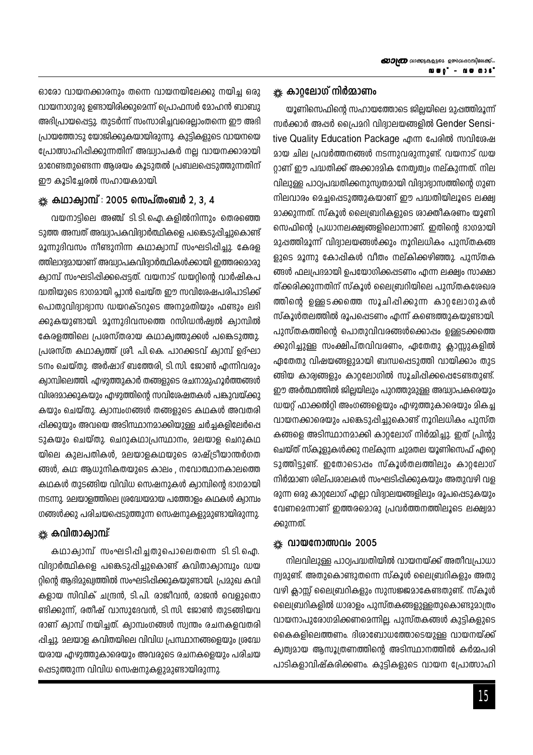ഓരോ വായനക്കാരനും തന്നെ വായനയിലേക്കു നയിച്ച ഒരു വായനാഗുരു ഉണ്ടായിരിക്കുമെന്ന് പ്രൊഫസർ മോഹൻ ബാബു അഭിപ്രായപ്പെട്ടു. തുടർന്ന് സംസാരിച്ചവരെല്ലാംതന്നെ ഈ അഭിപ്രായത്തോടു യോജിക്കുകയായിരുന്നു. കുട്ടികളുടെ വായനയെ പ്രോത്സാഹിപ്പിക്കുന്നതിന് അദ്ധ്യാപകർ നല്ല വായനക്കാരായി മാറേണ്ടതുണ്ടെന്ന ആശയം കൂടുതൽ പ്രബലപ്പെടുത്തുന്നതിന് ഈ കൂടിച്ചേരൽ സഹായകമായി.

## ❋ കഥാക്യാമ്പ് : 2005 സെപ്തംബർ 2, 3, 4

വയനാട്ടിലെ അഞ്ച് ടി.ടി.ഐ.കളിൽനിന്നും തെരഞ്ഞെടുത്ത അമ്പത് അദ്ധ്യാപകവിദ്യാർത്ഥികളെ പങ്കെടുപ്പിച്ചുകൊണ്ട് മൂന്നുദിവസം നീണ്ടുനിന്ന കഥാക്യാമ്പ് സംഘടിപ്പിച്ചു. കേരളത്തിലാദ്യമായാണ് അദ്ധ്യാപകവിദ്യാർത്ഥികൾക്കായി ഇത്തരമൊരു ക്യാമ്പ് സംഘടിപ്പിക്കപ്പെട്ടത്. വയനാട് ഡയറ്റിന്റെ വാർഷികപദ്ധതിയുടെ ഭാഗമായി പ്ലാൻ ചെയ്ത ഈ സവിശേഷപരിപാടിക്ക് പൊതുവിദ്യാഭ്യാസ ഡയറക്ടറുടെ അനുമതിയും ഫണ്ടും ലഭിക്കുകയുണ്ടായി. മൂന്നുദിവസത്തെ റസിഡൻഷ്യൽ ക്യാമ്പിൽ കേരളത്തിലെ പ്രശസ്തരായ കഥാകൃത്തുക്കൾ പങ്കെടുത്തു. പ്രശസ്ത കഥാകൃത്ത് ശ്രീ. പി.കെ. പാറക്കടവ് ക്യാമ്പ് ഉദ്ഘാടനം ചെയ്തു. അർഷാദ് ബത്തേരി, ടി.സി. ജോൺ എന്നിവരും ക്യാമ്പിലെത്തി. എഴുത്തുകാർ തങ്ങളുടെ രചനാമുഹൂർത്തങ്ങൾ വിശദമാക്കുകയും എഴുത്തിന്റെ സവിശേഷതകൾ പങ്കുവയ്ക്കുകയും ചെയ്തു. ക്യാമ്പംഗങ്ങൾ തങ്ങളുടെ കഥകൾ അവതരിപ്പിക്കുകയും അവയെ അടിസ്ഥാനമാക്കിയുള്ള ചർച്ചകളിലേർപ്പെടുകയും ചെയ്തു. ചെറുകഥാപ്രസ്ഥാനം, മലയാള ചെറുകഥയിലെ കുലപതികൾ, മലയാളകഥയുടെ രാഷ്ട്രീയാന്തർഗതങ്ങൾ, കഥ: ആധുനികതയുടെ കാലം , നവോത്ഥാനകാലത്തെ കഥകൾ തുടങ്ങിയ വിവിധ സെഷനുകൾ ക്യാമ്പിന്റെ ഭാഗമായി നടന്നു. മലയാളത്തിലെ ശ്രദ്ധേയമായ പത്തോളം കഥകൾ ക്യാമ്പംഗങ്ങൾക്കു പരിചയപ്പെടുത്തുന്ന സെഷനുകളുമുണ്ടായിരുന്നു.

## ❋ കവിതാക്യാമ്പ്

കഥാക്യാമ്പ് സംഘടിപ്പിച്ചതുപൊലെതന്നെ ടി.ടി.ഐ. വിദ്യാർത്ഥികളെ പങ്കെടുപ്പിച്ചുകൊണ്ട് കവിതാക്യാമ്പും ഡയറ്റിന്റെ ആഭിമുഖ്യത്തിൽ സംഘടിപ്പിക്കുകയുണ്ടായി. പ്രമുഖ കവികളായ സിവിക് ചന്ദ്രൻ, ടി.പി. രാജീവൻ, രാജൻ വെളുതൊണ്ടിക്കുന്ന്, രതീഷ് വാസുദേവൻ, ടി.സി. ജോൺ തുടങ്ങിയവരാണ് ക്യാമ്പ് നയിച്ചത്. ക്യാമ്പംഗങ്ങൾ സ്വന്തം രചനകളവതരിപ്പിച്ചു. മലയാള കവിതയിലെ വിവിധ പ്രസ്ഥാനങ്ങളെയും ശ്രദ്ധേയരായ എഴുത്തുകാരെയും അവരുടെ രചനകളെയും പരിചയപ്പെടുത്തുന്ന വിവിധ സെഷനുകളുമുണ്ടായിരുന്നു.

## ❋ കാറ്റലോഗ് നിർമ്മാണം

യൂണിസെഫിന്റെ സഹായത്തോടെ ജില്ലയിലെ മുപ്പത്തിമൂന്ന് സർക്കാർ അപ്പർ പ്രൈമറി വിദ്യാലയങ്ങളിൽ Gender Sensitive Quality Education Package എന്ന പേരിൽ സവിശേഷമായ ചില പ്രവർത്തനങ്ങൾ നടന്നുവരുന്നുണ്ട്. വയനാട് ഡയറ്റാണ് ഈ പദ്ധതിക്ക് അക്കാദമിക നേതൃത്വം നല്കുന്നത്. നിലവിലുള്ള പാഠ്യപദ്ധതിക്കനുസൃതമായി വിദ്യാഭ്യാസത്തിന്റെ ഗുണനിലവാരം മെച്ചപ്പെടുത്തുകയാണ് ഈ പദ്ധതിയിലൂടെ ലക്ഷ്യമാക്കുന്നത്. സ്കൂൾ ലൈബ്രറികളുടെ ശാക്തീകരണം യൂണിസെഫിന്റെ പ്രധാനലക്ഷ്യങ്ങളിലൊന്നാണ്. ഇതിന്റെ ഭാഗമായി മുപ്പത്തിമൂന്ന് വിദ്യാലയങ്ങൾക്കും നൂറിലധികം പുസ്തകങ്ങളുടെ മൂന്നു കോപ്പികൾ വീതം നല്കിക്കഴിഞ്ഞു. പുസ്തകങ്ങൾ ഫലപ്രദമായി ഉപയോഗിക്കപ്പെടണം എന്ന ലക്ഷ്യം സാക്ഷാത്ക്കരിക്കുന്നതിന് സ്കൂൾ ലൈബ്രറിയിലെ പുസ്തകശേഖരത്തിന്റെ ഉള്ളടക്കത്തെ സൂചിപ്പിക്കുന്ന കാറ്റലോഗുകൾ സ്കൂൾതലത്തിൽ രൂപപ്പെടണം എന്ന് കണ്ടെത്തുകയുണ്ടായി. പുസ്തകത്തിന്റെ പൊതുവിവരങ്ങൾക്കൊപ്പം ഉള്ളടക്കത്തെക്കുറിച്ചുള്ള സംക്ഷിപ്തവിവരണം, ഏതേതു ക്ലാസ്സുകളിൽ ഏതേതു വിഷയങ്ങളുമായി ബന്ധപ്പെടുത്തി വായിക്കാം തുടങ്ങിയ കാര്യങ്ങളും കാറ്റലോഗിൽ സൂചിപ്പിക്കപ്പെടേണ്ടതുണ്ട്. ഈ അർത്ഥത്തിൽ ജില്ലയിലും പുറത്തുമുള്ള അദ്ധ്യാപകരെയും ഡയറ്റ് ഫാക്കൽറ്റി അംഗങ്ങളെയും എഴുത്തുകാരെയും മികച്ച വായനക്കാരെയും പങ്കെടുപ്പിച്ചുകൊണ്ട് നൂറിലധികം പുസ്തകങ്ങളെ അടിസ്ഥാനമാക്കി കാറ്റലോഗ് നിർമ്മിച്ചു. ഇത് പ്രിന്റു ചെയ്ത് സ്കൂളുകൾക്കു നല്കുന്ന ചുമതല യൂണിസെഫ് ഏറ്റെടുത്തിട്ടുണ്ട്. ഇതോടൊപ്പം സ്കൂൾതലത്തിലും കാറ്റലോഗ് നിർമ്മാണ ശില്പശാലകൾ സംഘടിപ്പിക്കുകയും അതുവഴി വളരുന്ന ഒരു കാറ്റലോഗ് എല്ലാ വിദ്യാലയങ്ങളിലും രൂപപ്പെടുകയും വേണമെന്നാണ് ഇത്തരമൊരു പ്രവർത്തനത്തിലൂടെ ലക്ഷ്യമാക്കുന്നത്.

## ❋ വായനോത്സവം 2005

നിലവിലുള്ള പാഠ്യപദ്ധതിയിൽ വായനയ്ക്ക് അതീവപ്രാധാന്യമുണ്ട്. അതുകൊണ്ടുതന്നെ സ്കൂൾ ലൈബ്രറികളും അതുവഴി ക്ലാസ്സ് ലൈബ്രറികളും സുസജ്ജമാകേണ്ടതുണ്ട്. സ്കൂൾ ലൈബ്രറികളിൽ ധാരാളം പുസ്തകങ്ങളുള്ളതുകൊണ്ടുമാത്രം വായനാപുരോഗമിക്കണമെന്നില്ല. പുസ്തകങ്ങൾ കുട്ടികളുടെ കൈകളിലെത്തണം. ദിശാബോധത്തോടെയുള്ള വായനയ്ക്ക് കൃത്യമായ ആസൂത്രണത്തിന്റെ അടിസ്ഥാനത്തിൽ കർമ്മപരിപാടികളാവിഷ്കരിക്കണം. കുട്ടികളുടെ വായന പ്രോത്സാഹി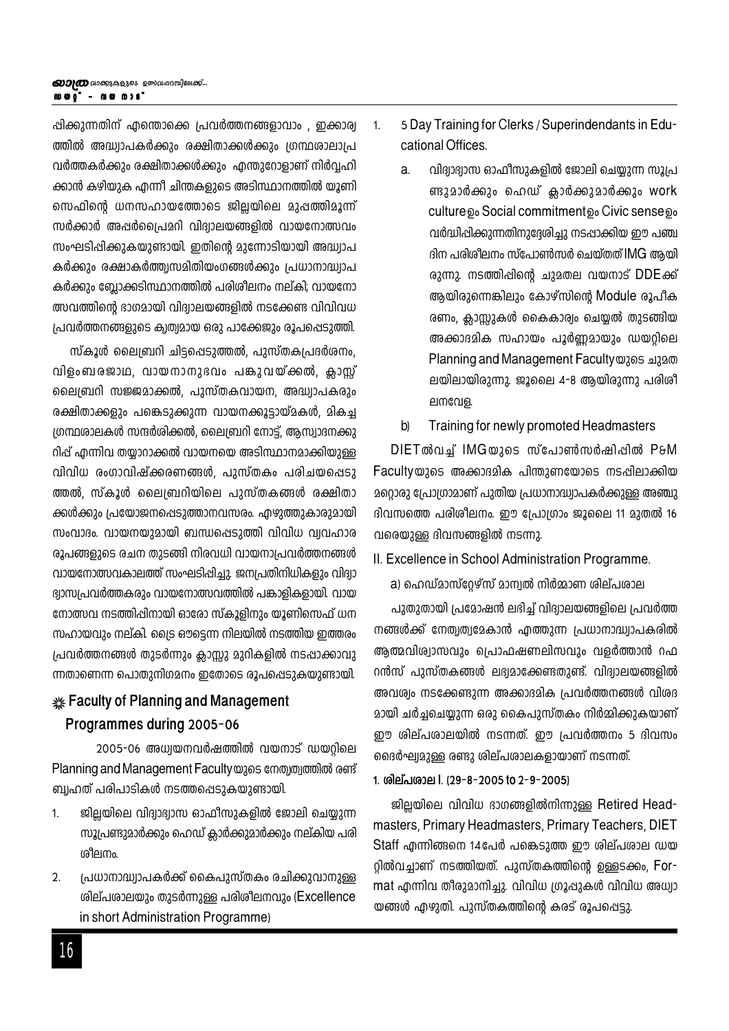പ്പിക്കുന്നതിന് എന്തൊക്കെ പ്രവർത്തനങ്ങളാവാം , ഇക്കാര്യത്തിൽ അദ്ധ്യാപകർക്കും രക്ഷിതാക്കൾക്കും ഗ്രന്ഥശാലാപ്രവർത്തകർക്കും രക്ഷിതാക്കൾക്കും എന്തുറോളാണ് നിർവ്വഹിക്കാൻ കഴിയുക എന്നീ ചിന്തകളുടെ അടിസ്ഥാനത്തിൽ യൂണിസെഫിന്റെ ധനസഹായത്തോടെ ജില്ലയിലെ മുപ്പത്തിമൂന്ന് സർക്കാർ അപ്പർപ്രൈമറി വിദ്യാലയങ്ങളിൽ വായനോത്സവം സംഘടിപ്പിക്കുകയുണ്ടായി. ഇതിന്റെ മുന്നോടിയായി അദ്ധ്യാപകർക്കും രക്ഷാകർത്തൃസമിതിയംഗങ്ങൾക്കും പ്രധാനാദ്ധ്യാപകർക്കും ബ്ലോക്കടിസ്ഥാനത്തിൽ പരിശീലനം നല്കി; വായനോത്സവത്തിന്റെ ഭാഗമായി വിദ്യാലയങ്ങളിൽ നടക്കേണ്ട വിവിധ പ്രവർത്തനങ്ങളുടെ കൃത്യമായ ഒരു പാക്കേജും രൂപപ്പെടുത്തി.

സ്കൂൾ ലൈബ്രറി ചിട്ടപ്പെടുത്തൽ, പുസ്തകപ്രദർശനം, വിളംബരജാഥ, വായനാനുഭവം പങ്കുവയ്ക്കൽ, ക്ലാസ്സ് ലൈബ്രറി സജ്ജമാക്കൽ, പുസ്തകവായന, അദ്ധ്യാപകരും രക്ഷിതാക്കളും പങ്കെടുക്കുന്ന വായനക്കൂട്ടായ്മകൾ, മികച്ച ഗ്രന്ഥശാലകൾ സന്ദർശിക്കൽ, ലൈബ്രറി നോട്ട്, ആസ്വാദനക്കുറിപ്പ് എന്നിവ തയ്യാറാക്കൽ വായനയെ അടിസ്ഥാനമാക്കിയുള്ള വിവിധ രംഗാവിഷ്ക്കരണങ്ങൾ, പുസ്തകം പരിചയപ്പെടുത്തൽ, സ്കൂൾ ലൈബ്രറിയിലെ പുസ്തകങ്ങൾ രക്ഷിതാക്കൾക്കും പ്രയോജനപ്പെടുത്താനവസരം. എഴുത്തുകാരുമായി സംവാദം. വായനയുമായി ബന്ധപ്പെടുത്തി വിവിധ വ്യവഹാര രൂപങ്ങളുടെ രചന തുടങ്ങി നിരവധി വായനാപ്രവർത്തനങ്ങൾ വായനോത്സവകാലത്ത് സംഘടിപ്പിച്ചു. ജനപ്രതിനിധികളും വിദ്യാഭ്യാസപ്രവർത്തകരും വായനോത്സവത്തിൽ പങ്കാളികളായി. വായനോത്സവ നടത്തിപ്പിനായി ഓരോ സ്കൂളിനും യൂണിസെഫ് ധനസഹായവും നല്കി. ട്രൈ ഔട്ടെന്ന നിലയിൽ നടത്തിയ ഇത്തരം പ്രവർത്തനങ്ങൾ തുടർന്നും ക്ലാസ്സു മുറികളിൽ നടപ്പാക്കാവുന്നതാണെന്ന പൊതുനിഗമനം ഇതോടെ രൂപപ്പെടുകയുണ്ടായി.

## Faculty of Planning and Management Programmes during 2005-06

2005-06 അധ്യയനവർഷത്തിൽ വയനാട് ഡയറ്റിലെ Planning and Management Facultyയുടെ നേതൃത്വത്തിൽ രണ്ട് ബൃഹത്ത് പരിപാടികൾ നടത്തപ്പെടുകയുണ്ടായി.

1. ജില്ലയിലെ വിദ്യാഭ്യാസ ഓഫീസുകളിൽ ജോലി ചെയ്യുന്ന സൂപ്രണ്ടുമാർക്കും ഹെഡ് ക്ലാർക്കുമാർക്കും നല്കിയ പരിശീലനം.
2. പ്രധാനാദ്ധ്യാപകർക്ക് കൈപുസ്തകം രചിക്കുവാനുള്ള ശില്പശാലയും തുടർന്നുള്ള പരിശീലനവും (Excellence in short Administration Programme)

1. 5 Day Training for Clerks / Superindendants in Educational Offices.

   a. വിദ്യാഭ്യാസ ഓഫീസുകളിൽ ജോലി ചെയ്യുന്ന സൂപ്രണ്ടുമാർക്കും ഹെഡ് ക്ലാർക്കുമാർക്കും work cultureഉം Social commitmentഉം Civic senseഉം വർദ്ധിപ്പിക്കുന്നതിനുദ്ദേശിച്ചു നടപ്പാക്കിയ ഈ പഞ്ചദിന പരിശീലനം സ്പോൺസർ ചെയ്തത് IMG ആയിരുന്നു. നടത്തിപ്പിന്റെ ചുമതല വയനാട് DDEക്ക് ആയിരുന്നെങ്കിലും കോഴ്സിന്റെ Module രൂപീകരണം, ക്ലാസ്സുകൾ കൈകാര്യം ചെയ്യൽ തുടങ്ങിയ അക്കാദമിക സഹായം പൂർണ്ണമായും ഡയറ്റിലെ Planning and Management Facultyയുടെ ചുമതലയിലായിരുന്നു. ജൂലൈ 4-8 ആയിരുന്നു പരിശീലനവേള.

   b) Training for newly promoted Headmasters

DIETൽവച്ച് IMGയുടെ സ്പോൺസർഷിപ്പിൽ P&M Facultyയുടെ അക്കാദമിക പിന്തുണയോടെ നടപ്പിലാക്കിയ മറ്റൊരു പ്രോഗ്രാമാണ് പുതിയ പ്രധാനാദ്ധ്യാപകർക്കുള്ള അഞ്ചു ദിവസത്തെ പരിശീലനം. ഈ പ്രോഗ്രാം ജൂലൈ 11 മുതൽ 16 വരെയുള്ള ദിവസങ്ങളിൽ നടന്നു.

II. Excellence in School Administration Programme.

a) ഹെഡ്മാസ്റ്റേഴ്സ് മാന്വൽ നിർമ്മാണ ശില്പശാല

പുതുതായി പ്രമോഷൻ ലഭിച്ച് വിദ്യാലയങ്ങളിലെ പ്രവർത്തനങ്ങൾക്ക് നേതൃത്വമേകാൻ എത്തുന്ന പ്രധാനാദ്ധ്യാപകരിൽ ആത്മവിശ്വാസവും പ്രൊഫഷണലിസവും വളർത്താൻ റഫറൻസ് പുസ്തകങ്ങൾ ലഭ്യമാക്കേണ്ടതുണ്ട്. വിദ്യാലയങ്ങളിൽ അവശ്യം നടക്കേണ്ടുന്ന അക്കാദമിക പ്രവർത്തനങ്ങൾ വിശദമായി ചർച്ചചെയ്യുന്ന ഒരു കൈപുസ്തകം നിർമ്മിക്കുകയാണ് ഈ ശില്പശാലയിൽ നടന്നത്. ഈ പ്രവർത്തനം 5 ദിവസം ദൈർഘ്യമുള്ള രണ്ടു ശില്പശാലകളായാണ് നടന്നത്.

**1. ശില്പശാല I. (29-8-2005 to 2-9-2005)**

ജില്ലയിലെ വിവിധ ഭാഗങ്ങളിൽനിന്നുള്ള Retired Headmasters, Primary Headmasters, Primary Teachers, DIET Staff എന്നിങ്ങനെ 14പേർ പങ്കെടുത്ത ഈ ശില്പശാല ഡയറ്റിൽവച്ചാണ് നടത്തിയത്. പുസ്തകത്തിന്റെ ഉള്ളടക്കം, Format എന്നിവ തീരുമാനിച്ചു. വിവിധ ഗ്രൂപ്പുകൾ വിവിധ അധ്യായങ്ങൾ എഴുതി. പുസ്തകത്തിന്റെ കരട് രൂപപ്പെട്ടു.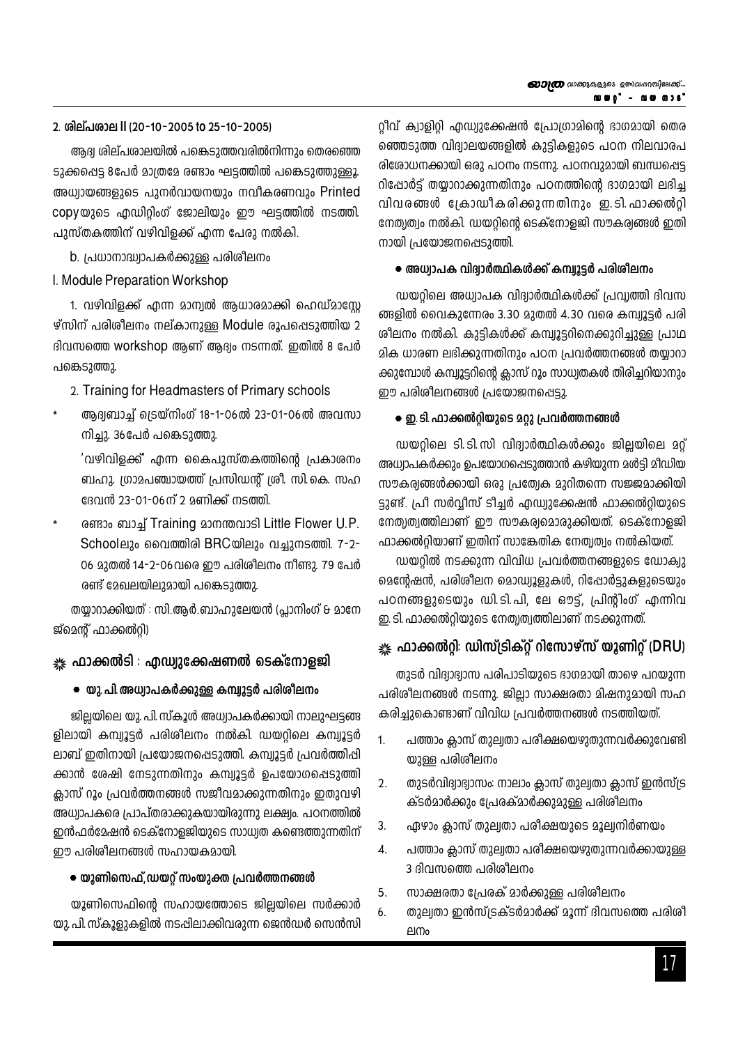### 2. ശില്പശാല II (20-10-2005 to 25-10-2005)

ആദ്യ ശില്പശാലയിൽ പങ്കെടുത്തവരിൽനിന്നും തെരഞ്ഞെടുക്കപ്പെട്ട 8പേർ മാത്രമേ രണ്ടാം ഘട്ടത്തിൽ പങ്കെടുത്തുള്ളൂ. അധ്യായങ്ങളുടെ പുനർവായനയും നവീകരണവും Printed copyയുടെ എഡിറ്റിംഗ് ജോലിയും ഈ ഘട്ടത്തിൽ നടത്തി. പുസ്തകത്തിന് വഴിവിളക്ക് എന്ന പേരു നൽകി.

b. പ്രധാനാദ്ധ്യാപകർക്കുള്ള പരിശീലനം

I. Module Preparation Workshop

1. വഴിവിളക്ക് എന്ന മാന്വൽ ആധാരമാക്കി ഹെഡ്മാസ്റ്റേഴ്സിന് പരിശീലനം നല്കാനുള്ള Module രൂപപ്പെടുത്തിയ 2 ദിവസത്തെ workshop ആണ് ആദ്യം നടന്നത്. ഇതിൽ 8 പേർ പങ്കെടുത്തു.

2. Training for Headmasters of Primary schools

- ആദ്യബാച്ച് ട്രെയ്നിംഗ് 18-1-06ൽ 23-01-06ൽ അവസാനിച്ചു. 36പേർ പങ്കെടുത്തു.

  'വഴിവിളക്ക്' എന്ന കൈപുസ്തകത്തിന്റെ പ്രകാശനം ബഹു. ഗ്രാമപഞ്ചായത്ത് പ്രസിഡന്റ് ശ്രീ. സി.കെ. സഹദേവൻ 23-01-06ന് 2 മണിക്ക് നടത്തി.

- രണ്ടാം ബാച്ച് Training മാനന്തവാടി Little Flower U.P. Schoolലും വൈത്തിരി BRCയിലും വച്ചുനടത്തി. 7-2-06 മുതൽ 14-2-06വരെ ഈ പരിശീലനം നീണ്ടു. 79 പേർ രണ്ട് മേഖലയിലുമായി പങ്കെടുത്തു.

തയ്യാറാക്കിയത് : സി.ആർ.ബാഹുലേയൻ (പ്ലാനിംഗ് & മാനേജ്മെന്റ് ഫാക്കൽറ്റി)

## ഫാക്കൽടി : എഡ്യുക്കേഷണൽ ടെക്നോളജി

**• യു. പി. അധ്യാപകർക്കുള്ള കമ്പ്യൂട്ടർ പരിശീലനം**

ജില്ലയിലെ യു. പി. സ്കൂൾ അധ്യാപകർക്കായി നാലുഘട്ടങ്ങളിലായി കമ്പ്യൂട്ടർ പരിശീലനം നൽകി. ഡയറ്റിലെ കമ്പ്യൂട്ടർ ലാബ് ഇതിനായി പ്രയോജനപ്പെടുത്തി. കമ്പ്യൂട്ടർ പ്രവർത്തിപ്പിക്കാൻ ശേഷി നേടുന്നതിനും കമ്പ്യൂട്ടർ ഉപയോഗപ്പെടുത്തി ക്ലാസ് റൂം പ്രവർത്തനങ്ങൾ സജീവമാക്കുന്നതിനും ഇതുവഴി അധ്യാപകരെ പ്രാപ്തരാക്കുകയായിരുന്നു ലക്ഷ്യം. പഠനത്തിൽ ഇൻഫർമേഷൻ ടെക്നോളജിയുടെ സാധ്യത കണ്ടെത്തുന്നതിന് ഈ പരിശീലനങ്ങൾ സഹായകമായി.

**• യൂണിസെഫ്, ഡയറ്റ് സംയുക്ത പ്രവർത്തനങ്ങൾ**

യൂണിസെഫിന്റെ സഹായത്തോടെ ജില്ലയിലെ സർക്കാർ യു. പി. സ്കൂളുകളിൽ നടപ്പിലാക്കിവരുന്ന ജെൻഡർ സെൻസിറ്റീവ് ക്വാളിറ്റി എഡ്യുക്കേഷൻ പ്രോഗ്രാമിന്റെ ഭാഗമായി തെരഞ്ഞെടുത്ത വിദ്യാലയങ്ങളിൽ കുട്ടികളുടെ പഠന നിലവാരപരിശോധനക്കായി ഒരു പഠനം നടന്നു. പഠനവുമായി ബന്ധപ്പെട്ട റിപ്പോർട്ട് തയ്യാറാക്കുന്നതിനും പഠനത്തിന്റെ ഭാഗമായി ലഭിച്ച വിവരങ്ങൾ ക്രോഡീകരിക്കുന്നതിനും ഇ. ടി. ഫാക്കൽറ്റി നേതൃത്വം നൽകി. ഡയറ്റിന്റെ ടെക്നോളജി സൗകര്യങ്ങൾ ഇതിനായി പ്രയോജനപ്പെടുത്തി.

**• അധ്യാപക വിദ്യാർത്ഥികൾക്ക് കമ്പ്യൂട്ടർ പരിശീലനം**

ഡയറ്റിലെ അധ്യാപക വിദ്യാർത്ഥികൾക്ക് പ്രവൃത്തി ദിവസങ്ങളിൽ വൈകുന്നേരം 3.30 മുതൽ 4.30 വരെ കമ്പ്യൂട്ടർ പരിശീലനം നൽകി. കുട്ടികൾക്ക് കമ്പ്യൂട്ടറിനെക്കുറിച്ചുള്ള പ്രാഥമിക ധാരണ ലഭിക്കുന്നതിനും പഠന പ്രവർത്തനങ്ങൾ തയ്യാറാക്കുമ്പോൾ കമ്പ്യൂട്ടറിന്റെ ക്ലാസ് റൂം സാധ്യതകൾ തിരിച്ചറിയാനും ഈ പരിശീലനങ്ങൾ പ്രയോജനപ്പെട്ടു.

**• ഇ. ടി. ഫാക്കൽറ്റിയുടെ മറ്റു പ്രവർത്തനങ്ങൾ**

ഡയറ്റിലെ ടി. ടി. സി വിദ്യാർത്ഥികൾക്കും ജില്ലയിലെ മറ്റ് അധ്യാപകർക്കും ഉപയോഗപ്പെടുത്താൻ കഴിയുന്ന മൾട്ടി മീഡിയ സൗകര്യങ്ങൾക്കായി ഒരു പ്രത്യേക മുറിതന്നെ സജ്ജമാക്കിയിട്ടുണ്ട്. പ്രീ സർവ്വീസ് ടീച്ചർ എഡ്യുക്കേഷൻ ഫാക്കൽറ്റിയുടെ നേതൃത്വത്തിലാണ് ഈ സൗകര്യമൊരുക്കിയത്. ടെക്നോളജി ഫാക്കൽറ്റിയാണ് ഇതിന് സാങ്കേതിക നേതൃത്വം നൽകിയത്.

ഡയറ്റിൽ നടക്കുന്ന വിവിധ പ്രവർത്തനങ്ങളുടെ ഡോക്യുമെന്റേഷൻ, പരിശീലന മൊഡ്യൂളുകൾ, റിപ്പോർട്ടുകളുടെയും പഠനങ്ങളുടെയും ഡി. ടി. പി, ലേ ഔട്ട്, പ്രിന്റിംഗ് എന്നിവ ഇ. ടി. ഫാക്കൽറ്റിയുടെ നേതൃത്വത്തിലാണ് നടക്കുന്നത്.

## ഫാക്കൽറ്റി: ഡിസ്ട്രിക്റ്റ് റിസോഴ്സ് യൂണിറ്റ് (DRU)

തുടർ വിദ്യാഭ്യാസ പരിപാടിയുടെ ഭാഗമായി താഴെ പറയുന്ന പരിശീലനങ്ങൾ നടന്നു. ജില്ലാ സാക്ഷരതാ മിഷനുമായി സഹകരിച്ചുകൊണ്ടാണ് വിവിധ പ്രവർത്തനങ്ങൾ നടത്തിയത്.

1. പത്താം ക്ലാസ് തുല്യതാ പരീക്ഷയെഴുതുന്നവർക്കുവേണ്ടിയുള്ള പരിശീലനം
2. തുടർവിദ്യാഭ്യാസം: നാലാം ക്ലാസ് തുല്യതാ ക്ലാസ് ഇൻസ്ട്രക്ടർമാർക്കും പ്രേരക്മാർക്കുമുള്ള പരിശീലനം
3. ഏഴാം ക്ലാസ് തുല്യതാ പരീക്ഷയുടെ മൂല്യനിർണയം
4. പത്താം ക്ലാസ് തുല്യതാ പരീക്ഷയെഴുതുന്നവർക്കായുള്ള 3 ദിവസത്തെ പരിശീലനം
5. സാക്ഷരതാ പ്രേരക് മാർക്കുള്ള പരിശീലനം
6. തുല്യതാ ഇൻസ്ട്രക്ടർമാർക്ക് മൂന്ന് ദിവസത്തെ പരിശീലനം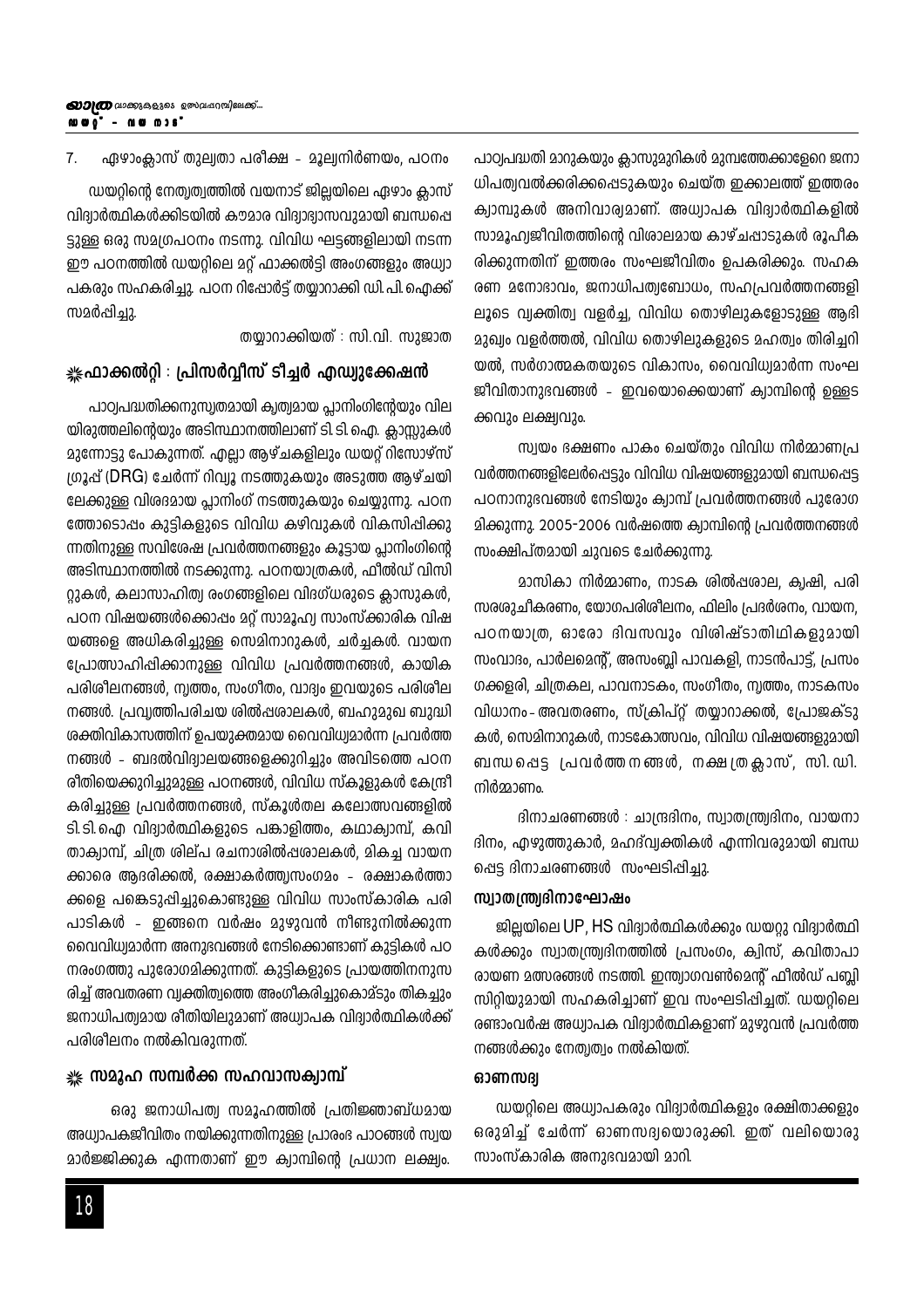7. ഏഴാംക്ലാസ് തുല്യതാ പരീക്ഷ - മൂല്യനിർണയം, പഠനം

ഡയറ്റിന്റെ നേതൃത്വത്തിൽ വയനാട് ജില്ലയിലെ ഏഴാം ക്ലാസ് വിദ്യാർത്ഥികൾക്കിടയിൽ കൗമാര വിദ്യാഭ്യാസവുമായി ബന്ധപ്പെട്ടുള്ള ഒരു സമഗ്രപഠനം നടന്നു. വിവിധ ഘട്ടങ്ങളിലായി നടന്ന ഈ പഠനത്തിൽ ഡയറ്റിലെ മറ്റ് ഫാക്കൽട്ടി അംഗങ്ങളും അധ്യാപകരും സഹകരിച്ചു. പഠന റിപ്പോർട്ട് തയ്യാറാക്കി ഡി.പി.ഐക്ക് സമർപ്പിച്ചു.

തയ്യാറാക്കിയത് : സി.വി. സുജാത

## ഫാക്കൽറ്റി : പ്രിസർവ്വീസ് ടീച്ചർ എഡ്യുക്കേഷൻ

പാഠ്യപദ്ധതിക്കനുസൃതമായി കൃത്യമായ പ്ലാനിംഗിന്റേയും വിലയിരുത്തലിന്റെയും അടിസ്ഥാനത്തിലാണ് ടി.ടി.ഐ. ക്ലാസ്സുകൾ മുന്നോട്ടു പോകുന്നത്. എല്ലാ ആഴ്ചകളിലും ഡയറ്റ് റിസോഴ്സ് ഗ്രൂപ്പ് (DRG) ചേർന്ന് റിവ്യൂ നടത്തുകയും അടുത്ത ആഴ്ചയിലേക്കുള്ള വിശദമായ പ്ലാനിംഗ് നടത്തുകയും ചെയ്യുന്നു. പഠനത്തോടൊപ്പം കുട്ടികളുടെ വിവിധ കഴിവുകൾ വികസിപ്പിക്കുന്നതിനുള്ള സവിശേഷ പ്രവർത്തനങ്ങളും കൂട്ടായ പ്ലാനിംഗിന്റെ അടിസ്ഥാനത്തിൽ നടക്കുന്നു. പഠനയാത്രകൾ, ഫീൽഡ് വിസിറ്റുകൾ, കലാസാഹിത്യ രംഗങ്ങളിലെ വിദഗ്ധരുടെ ക്ലാസുകൾ, പഠന വിഷയങ്ങൾക്കൊപ്പം മറ്റ് സാമൂഹ്യ സാംസ്ക്കാരിക വിഷയങ്ങളെ അധികരിച്ചുള്ള സെമിനാറുകൾ, ചർച്ചകൾ. വായന പ്രോത്സാഹിപ്പിക്കാനുള്ള വിവിധ പ്രവർത്തനങ്ങൾ, കായിക പരിശീലനങ്ങൾ, നൃത്തം, സംഗീതം, വാദ്യം ഇവയുടെ പരിശീലനങ്ങൾ. പ്രവൃത്തിപരിചയ ശിൽപ്പശാലകൾ, ബഹുമുഖ ബുദ്ധിശക്തിവികാസത്തിന് ഉപയുക്തമായ വൈവിധ്യമാർന്ന പ്രവർത്തനങ്ങൾ - ബദൽവിദ്യാലയങ്ങളെക്കുറിച്ചും അവിടത്തെ പഠന രീതിയെക്കുറിച്ചുമുള്ള പഠനങ്ങൾ, വിവിധ സ്കൂളുകൾ കേന്ദ്രീകരിച്ചുള്ള പ്രവർത്തനങ്ങൾ, സ്കൂൾതല കലോത്സവങ്ങളിൽ ടി.ടി.ഐ വിദ്യാർത്ഥികളുടെ പങ്കാളിത്തം, കഥാക്യാമ്പ്, കവിതാക്യാമ്പ്, ചിത്ര ശില്പ രചനാശിൽപ്പശാലകൾ, മികച്ച വായനക്കാരെ ആദരിക്കൽ, രക്ഷാകർത്തൃസംഗമം - രക്ഷാകർത്താക്കളെ പങ്കെടുപ്പിച്ചുകൊണ്ടുള്ള വിവിധ സാംസ്കാരിക പരിപാടികൾ - ഇങ്ങനെ വർഷം മുഴുവൻ നീണ്ടുനിൽക്കുന്ന വൈവിധ്യമാർന്ന അനുഭവങ്ങൾ നേടിക്കൊണ്ടാണ് കുട്ടികൾ പഠനരംഗത്തു പുരോഗമിക്കുന്നത്. കുട്ടികളുടെ പ്രായത്തിനനുസരിച്ച് അവതരണ വ്യക്തിത്വത്തെ അംഗീകരിച്ചുകൊണ്ടും തികച്ചും ജനാധിപത്യമായ രീതിയിലുമാണ് അധ്യാപക വിദ്യാർത്ഥികൾക്ക് പരിശീലനം നൽകിവരുന്നത്.

## സമൂഹ സമ്പർക്ക സഹവാസക്യാമ്പ്

ഒരു ജനാധിപത്യ സമൂഹത്തിൽ പ്രതിജ്ഞാബദ്ധമായ അധ്യാപകജീവിതം നയിക്കുന്നതിനുള്ള പ്രാരംഭ പാഠങ്ങൾ സ്വയമാർജ്ജിക്കുക എന്നതാണ് ഈ ക്യാമ്പിന്റെ പ്രധാന ലക്ഷ്യം. പാഠ്യപദ്ധതി മാറുകയും ക്ലാസുമുറികൾ മുമ്പത്തേക്കാളേറെ ജനാധിപത്യവൽക്കരിക്കപ്പെടുകയും ചെയ്ത ഇക്കാലത്ത് ഇത്തരം ക്യാമ്പുകൾ അനിവാര്യമാണ്. അധ്യാപക വിദ്യാർത്ഥികളിൽ സാമൂഹ്യജീവിതത്തിന്റെ വിശാലമായ കാഴ്ചപ്പാടുകൾ രൂപീകരിക്കുന്നതിന് ഇത്തരം സംഘജീവിതം ഉപകരിക്കും. സഹകരണ മനോഭാവം, ജനാധിപത്യബോധം, സഹപ്രവർത്തനങ്ങളിലൂടെ വ്യക്തിത്വ വളർച്ച, വിവിധ തൊഴിലുകളോടുള്ള ആഭിമുഖ്യം വളർത്തൽ, വിവിധ തൊഴിലുകളുടെ മഹത്വം തിരിച്ചറിയൽ, സർഗാത്മകതയുടെ വികാസം, വൈവിധ്യമാർന്ന സംഘജീവിതാനുഭവങ്ങൾ - ഇവയൊക്കെയാണ് ക്യാമ്പിന്റെ ഉള്ളടക്കവും ലക്ഷ്യവും.

സ്വയം ഭക്ഷണം പാകം ചെയ്തും വിവിധ നിർമ്മാണപ്രവർത്തനങ്ങളിലേർപ്പെട്ടും വിവിധ വിഷയങ്ങളുമായി ബന്ധപ്പെട്ട പഠനാനുഭവങ്ങൾ നേടിയും ക്യാമ്പ് പ്രവർത്തനങ്ങൾ പുരോഗമിക്കുന്നു. 2005-2006 വർഷത്തെ ക്യാമ്പിന്റെ പ്രവർത്തനങ്ങൾ സംക്ഷിപ്തമായി ചുവടെ ചേർക്കുന്നു.

മാസികാ നിർമ്മാണം, നാടക ശിൽപ്പശാല, കൃഷി, പരിസരശുചീകരണം, യോഗപരിശീലനം, ഫിലിം പ്രദർശനം, വായന, പഠനയാത്ര, ഓരോ ദിവസവും വിശിഷ്ടാതിഥികളുമായി സംവാദം, പാർലമെന്റ്, അസംബ്ലി പാവകളി, നാടൻപാട്ട്, പ്രസംഗക്കളരി, ചിത്രകല, പാവനാടകം, സംഗീതം, നൃത്തം, നാടകസംവിധാനം- അവതരണം, സ്ക്രിപ്റ്റ് തയ്യാറാക്കൽ, പ്രോജക്ടുകൾ, സെമിനാറുകൾ, നാടകോത്സവം, വിവിധ വിഷയങ്ങളുമായി ബന്ധപ്പെട്ട പ്രവർത്തനങ്ങൾ, നക്ഷത്രക്ലാസ്, സി.ഡി. നിർമ്മാണം.

ദിനാചരണങ്ങൾ : ചാന്ദ്രദിനം, സ്വാതന്ത്ര്യദിനം, വായനാദിനം, എഴുത്തുകാർ, മഹദ്‌വ്യക്തികൾ എന്നിവരുമായി ബന്ധപ്പെട്ട ദിനാചരണങ്ങൾ സംഘടിപ്പിച്ചു.

### സ്വാതന്ത്ര്യദിനാഘോഷം

ജില്ലയിലെ UP, HS വിദ്യാർത്ഥികൾക്കും ഡയറ്റു വിദ്യാർത്ഥികൾക്കും സ്വാതന്ത്ര്യദിനത്തിൽ പ്രസംഗം, ക്വിസ്, കവിതാപാരായണ മത്സരങ്ങൾ നടത്തി. ഇന്ത്യാഗവൺമെന്റ് ഫീൽഡ് പബ്ലിസിറ്റിയുമായി സഹകരിച്ചാണ് ഇവ സംഘടിപ്പിച്ചത്. ഡയറ്റിലെ രണ്ടാംവർഷ അധ്യാപക വിദ്യാർത്ഥികളാണ് മുഴുവൻ പ്രവർത്തനങ്ങൾക്കും നേതൃത്വം നൽകിയത്.

### ഓണസദ്യ

ഡയറ്റിലെ അധ്യാപകരും വിദ്യാർത്ഥികളും രക്ഷിതാക്കളും ഒരുമിച്ച് ചേർന്ന് ഓണസദ്യയൊരുക്കി. ഇത് വലിയൊരു സാംസ്കാരിക അനുഭവമായി മാറി.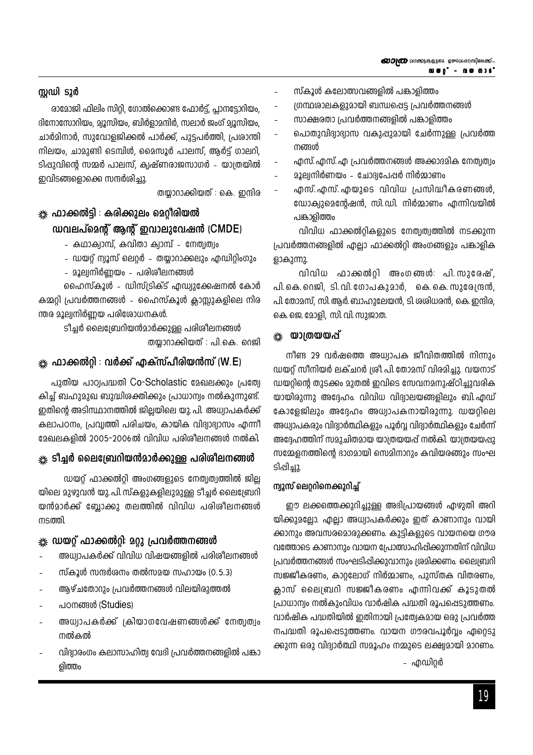## സ്റ്റഡി ടൂർ

രാമോജി ഫിലിം സിറ്റി, ഗോൽക്കൊണ്ട ഫോർട്ട്, പ്ലാനട്ടോറിയം, ദിനോസോറിയം, മ്യൂസിയം, ബിർളാമന്ദിർ, സലാർ ജംഗ് മ്യൂസിയം, ചാർമിനാർ, സുവോളജിക്കൽ പാർക്ക്, പുട്ടപർത്തി, പ്രശാന്തി നിലയം, ചാമുണ്ടി ടെമ്പിൾ, മൈസൂർ പാലസ്, ആർട്ട് ഗാലറി, ടിപ്പുവിന്റെ സമ്മർ പാലസ്, കൃഷ്ണരാജസാഗർ - യാത്രയിൽ ഇവിടങ്ങളൊക്കെ സന്ദർശിച്ചു.

തയ്യാറാക്കിയത് : കെ. ഇന്ദിര

## ഫാക്കൽട്ടി : കരിക്കുലം മെറ്റീരിയൽ ഡവലപ്മെന്റ് ആന്റ് ഇവാലുവേഷൻ (CMDE)

- കഥാക്യാമ്പ്, കവിതാ ക്യാമ്പ് - നേതൃത്വം
- ഡയറ്റ് ന്യൂസ് ലെറ്റർ - തയ്യാറാക്കലും എഡിറ്റിംഗും
- മൂല്യനിർണ്ണയം - പരിശീലനങ്ങൾ

ഹൈസ്കൂൾ - ഡിസ്ട്രിക്ട് എഡ്യുക്കേഷനൽ കോർ കമ്മറ്റി പ്രവർത്തനങ്ങൾ - ഹൈസ്കൂൾ ക്ലാസ്സുകളിലെ നിരന്തര മൂല്യനിർണ്ണയ പരിശോധനകൾ.

ടീച്ചർ ലൈബ്രേറിയൻമാർക്കുള്ള പരിശീലനങ്ങൾ

തയ്യാറാക്കിയത് : പി.കെ. റെജി

## ഫാക്കൽറ്റി : വർക്ക് എക്സ്പീരിയൻസ് (W.E)

പുതിയ പാഠ്യപദ്ധതി Co-Scholastic മേഖലക്കും പ്രത്യേകിച്ച് ബഹുമുഖ ബുദ്ധിശക്തിക്കും പ്രാധാന്യം നൽകുന്നുണ്ട്. ഇതിന്റെ അടിസ്ഥാനത്തിൽ ജില്ലയിലെ യു.പി. അധ്യാപകർക്ക് കലാപഠനം, പ്രവൃത്തി പരിചയം, കായിക വിദ്യാഭ്യാസം എന്നീ മേഖലകളിൽ 2005-2006ൽ വിവിധ പരിശീലനങ്ങൾ നൽകി.

## ടീച്ചർ ലൈബ്രേറിയൻമാർക്കുള്ള പരിശീലനങ്ങൾ

ഡയറ്റ് ഫാക്കൽറ്റി അംഗങ്ങളുടെ നേതൃത്വത്തിൽ ജില്ലയിലെ മുഴുവൻ യു.പി.സ്കൂളുകളിലുമുള്ള ടീച്ചർ ലൈബ്രേറിയൻമാർക്ക് ബ്ലോക്കു തലത്തിൽ വിവിധ പരിശീലനങ്ങൾ നടത്തി.

## ഡയറ്റ് ഫാക്കൽറ്റി: മറ്റു പ്രവർത്തനങ്ങൾ

- അധ്യാപകർക്ക് വിവിധ വിഷയങ്ങളിൽ പരിശീലനങ്ങൾ
- സ്കൂൾ സന്ദർശനം തൽസമയ സഹായം (0.5.3)
- ആഴ്ചതോറും പ്രവർത്തനങ്ങൾ വിലയിരുത്തൽ
- പഠനങ്ങൾ (Studies)
- അധ്യാപകർക്ക് ക്രിയാഗവേഷണങ്ങൾക്ക് നേതൃത്വം നൽകൽ
- വിദ്യാരംഗം കലാസാഹിത്യ വേദി പ്രവർത്തനങ്ങളിൽ പങ്കാളിത്തം
- സ്കൂൾ കലോത്സവങ്ങളിൽ പങ്കാളിത്തം
- ഗ്രന്ഥശാലകളുമായി ബന്ധപ്പെട്ട പ്രവർത്തനങ്ങൾ
- സാക്ഷരതാ പ്രവർത്തനങ്ങളിൽ പങ്കാളിത്തം
- പൊതുവിദ്യാഭ്യാസ വകുപ്പുമായി ചേർന്നുള്ള പ്രവർത്തനങ്ങൾ
- എസ്.എസ്.എ പ്രവർത്തനങ്ങൾ അക്കാദമിക നേതൃത്വം
- മൂല്യനിർണയം - ചോദ്യപേപ്പർ നിർമ്മാണം
- എസ്.എസ്.എയുടെ വിവിധ പ്രസിദ്ധീകരണങ്ങൾ, ഡോക്യുമെന്റേഷൻ, സി.ഡി. നിർമ്മാണം എന്നിവയിൽ പങ്കാളിത്തം

വിവിധ ഫാക്കൽറ്റികളുടെ നേതൃത്വത്തിൽ നടക്കുന്ന പ്രവർത്തനങ്ങളിൽ എല്ലാ ഫാക്കൽറ്റി അംഗങ്ങളും പങ്കാളികളാകുന്നു.

വിവിധ ഫാക്കൽറ്റി അംഗങ്ങൾ: പി.സുരേഷ്, പി.കെ.റെജി, ടി.വി.ഗോപകുമാർ, കെ.കെ.സുരേന്ദ്രൻ, പി.തോമസ്, സി.ആർ.ബാഹുലേയൻ, ടി.ശശിധരൻ, കെ.ഇന്ദിര, കെ.ജെ.മോളി, സി.വി.സുജാത.

## യാത്രയയപ്പ്

നീണ്ട 29 വർഷത്തെ അധ്യാപക ജീവിതത്തിൽ നിന്നും ഡയറ്റ് സീനിയർ ലക്ചറർ ശ്രീ.പി.തോമസ് വിരമിച്ചു. വയനാട് ഡയറ്റിന്റെ തുടക്കം മുതൽ ഇവിടെ സേവനമനുഷ്ഠിച്ചുവരികയായിരുന്നു അദ്ദേഹം. വിവിധ വിദ്യാലയങ്ങളിലും ബി.എഡ് കോളേജിലും അദ്ദേഹം അധ്യാപകനായിരുന്നു. ഡയറ്റിലെ അധ്യാപകരും വിദ്യാർത്ഥികളും പൂർവ്വ വിദ്യാർത്ഥികളും ചേർന്ന് അദ്ദേഹത്തിന് സമുചിതമായ യാത്രയയപ്പ് നൽകി. യാത്രയയപ്പു സമ്മേളനത്തിന്റെ ഭാഗമായി സെമിനാറും കവിയരങ്ങും സംഘടിപ്പിച്ചു.

### ന്യൂസ് ലെറ്ററിനെക്കുറിച്ച്

ഈ ലക്കത്തെക്കുറിച്ചുള്ള അഭിപ്രായങ്ങൾ എഴുതി അറിയിക്കുമല്ലോ. എല്ലാ അധ്യാപകർക്കും ഇത് കാണാനും വായിക്കാനും അവസരമൊരുക്കണം. കുട്ടികളുടെ വായനയെ ഗൗരവത്തോടെ കാണാനും വായന പ്രോത്സാഹിപ്പിക്കുന്നതിന് വിവിധ പ്രവർത്തനങ്ങൾ സംഘടിപ്പിക്കുവാനും ശ്രമിക്കണം. ലൈബ്രറി സജ്ജീകരണം, കാറ്റലോഗ് നിർമ്മാണം, പുസ്തക വിതരണം, ക്ലാസ് ലൈബ്രറി സജ്ജീകരണം എന്നിവക്ക് കൂടുതൽ പ്രാധാന്യം നൽകുംവിധം വാർഷിക പദ്ധതി രൂപപ്പെടുത്തണം. വാർഷിക പദ്ധതിയിൽ ഇതിനായി പ്രത്യേകമായ ഒരു പ്രവർത്തനപദ്ധതി രൂപപ്പെടുത്തണം. വായന ഗൗരവപൂർവ്വം ഏറ്റെടുക്കുന്ന ഒരു വിദ്യാർത്ഥി സമൂഹം നമ്മുടെ ലക്ഷ്യമായി മാറണം.

- എഡിറ്റർ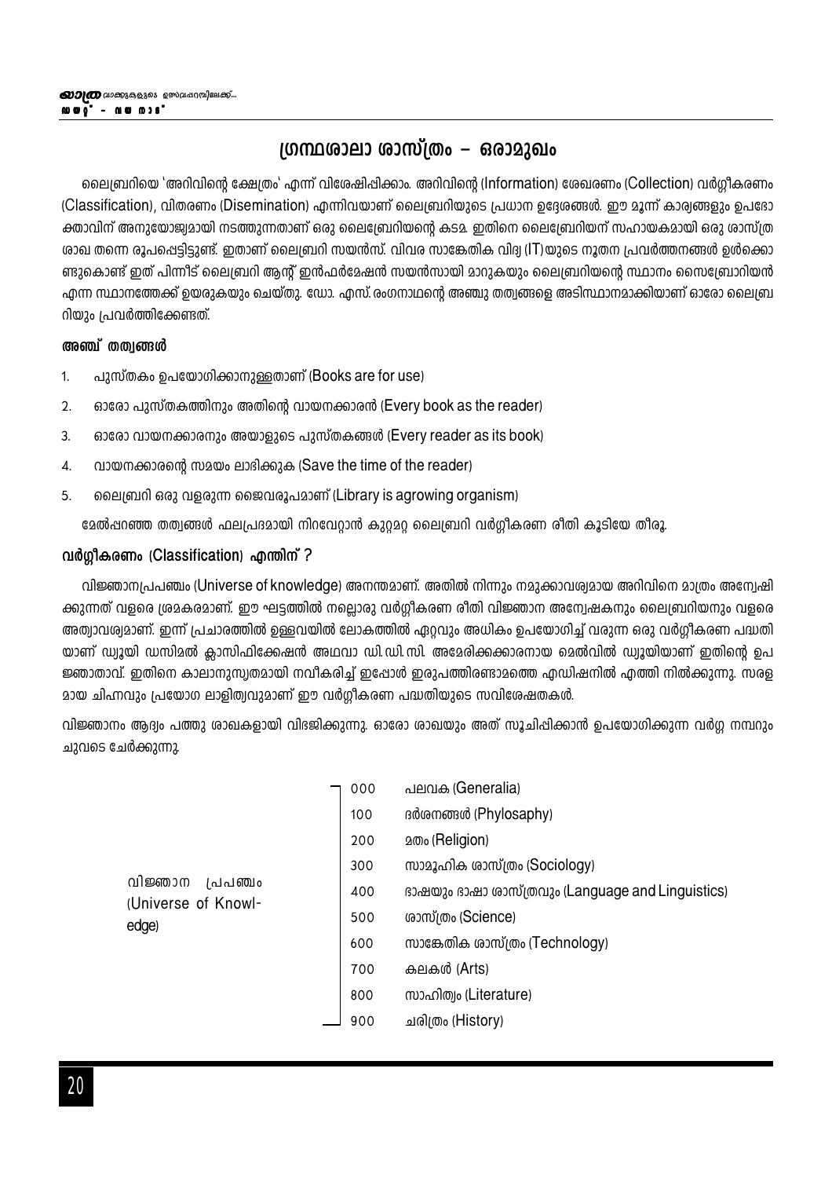# ഗ്രന്ഥശാലാ ശാസ്ത്രം – ഒരാമുഖം

ലൈബ്രറിയെ 'അറിവിന്റെ ക്ഷേത്രം' എന്ന് വിശേഷിപ്പിക്കാം. അറിവിന്റെ (Information) ശേഖരണം (Collection) വർഗ്ഗീകരണം (Classification), വിതരണം (Disemination) എന്നിവയാണ് ലൈബ്രറിയുടെ പ്രധാന ഉദ്ദേശങ്ങൾ. ഈ മൂന്ന് കാര്യങ്ങളും ഉപഭോക്താവിന് അനുയോജ്യമായി നടത്തുന്നതാണ് ഒരു ലൈബ്രേറിയന്റെ കടമ. ഇതിനെ ലൈബ്രേറിയന് സഹായകമായി ഒരു ശാസ്ത്രശാഖ തന്നെ രൂപപ്പെട്ടിട്ടുണ്ട്. ഇതാണ് ലൈബ്രറി സയൻസ്. വിവര സാങ്കേതിക വിദ്യ (IT) യുടെ നൂതന പ്രവർത്തനങ്ങൾ ഉൾക്കൊണ്ടുകൊണ്ട് ഇത് പിന്നീട് ലൈബ്രറി ആന്റ് ഇൻഫർമേഷൻ സയൻസായി മാറുകയും ലൈബ്രറിയന്റെ സ്ഥാനം സൈബ്രോറിയൻ എന്ന സ്ഥാനത്തേക്ക് ഉയരുകയും ചെയ്തു. ഡോ. എസ്. രംഗനാഥന്റെ അഞ്ചു തത്വങ്ങളെ അടിസ്ഥാനമാക്കിയാണ് ഓരോ ലൈബ്രറിയും പ്രവർത്തിക്കേണ്ടത്.

### അഞ്ച് തത്വങ്ങൾ

1. പുസ്തകം ഉപയോഗിക്കാനുള്ളതാണ് (Books are for use)
2. ഓരോ പുസ്തകത്തിനും അതിന്റെ വായനക്കാരൻ (Every book as the reader)
3. ഓരോ വായനക്കാരനും അയാളുടെ പുസ്തകങ്ങൾ (Every reader as its book)
4. വായനക്കാരന്റെ സമയം ലാഭിക്കുക (Save the time of the reader)
5. ലൈബ്രറി ഒരു വളരുന്ന ജൈവരൂപമാണ് (Library is agrowing organism)

മേൽപ്പറഞ്ഞ തത്വങ്ങൾ ഫലപ്രദമായി നിറവേറ്റാൻ കുറ്റമറ്റ ലൈബ്രറി വർഗ്ഗീകരണ രീതി കൂടിയേ തീരൂ.

### വർഗ്ഗീകരണം (Classification) എന്തിന് ?

വിജ്ഞാനപ്രപഞ്ചം (Universe of knowledge) അനന്തമാണ്. അതിൽ നിന്നും നമുക്കാവശ്യമായ അറിവിനെ മാത്രം അന്വേഷിക്കുന്നത് വളരെ ശ്രമകരമാണ്. ഈ ഘട്ടത്തിൽ നല്ലൊരു വർഗ്ഗീകരണ രീതി വിജ്ഞാന അന്വേഷകനും ലൈബ്രറിയനും വളരെ അത്യാവശ്യമാണ്. ഇന്ന് പ്രചാരത്തിൽ ഉള്ളവയിൽ ലോകത്തിൽ ഏറ്റവും അധികം ഉപയോഗിച്ച് വരുന്ന ഒരു വർഗ്ഗീകരണ പദ്ധതിയാണ് ഡ്യൂയി ഡസിമൽ ക്ലാസിഫിക്കേഷൻ അഥവാ ഡി.ഡി.സി. അമേരിക്കക്കാരനായ മെൽവിൽ ഡ്യൂയിയാണ് ഇതിന്റെ ഉപജ്ഞാതാവ്. ഇതിനെ കാലാനുസൃതമായി നവീകരിച്ച് ഇപ്പോൾ ഇരുപത്തിരണ്ടാമത്തെ എഡിഷനിൽ എത്തി നിൽക്കുന്നു. സരളമായ ചിഹ്നവും പ്രയോഗ ലാളിത്യവുമാണ് ഈ വർഗ്ഗീകരണ പദ്ധതിയുടെ സവിശേഷതകൾ.

വിജ്ഞാനം ആദ്യം പത്തു ശാഖകളായി വിഭജിക്കുന്നു. ഓരോ ശാഖയും അത് സൂചിപ്പിക്കാൻ ഉപയോഗിക്കുന്ന വർഗ്ഗ നമ്പറും ചുവടെ ചേർക്കുന്നു.

| വിജ്ഞാന പ്രപഞ്ചം (Universe of Knowledge) | | |
|---|---|---|
| | 000 | പലവക (Generalia) |
| | 100 | ദർശനങ്ങൾ (Phylosaphy) |
| | 200 | മതം (Religion) |
| | 300 | സാമൂഹിക ശാസ്ത്രം (Sociology) |
| | 400 | ഭാഷയും ഭാഷാ ശാസ്ത്രവും (Language and Linguistics) |
| | 500 | ശാസ്ത്രം (Science) |
| | 600 | സാങ്കേതിക ശാസ്ത്രം (Technology) |
| | 700 | കലകൾ (Arts) |
| | 800 | സാഹിത്യം (Literature) |
| | 900 | ചരിത്രം (History) |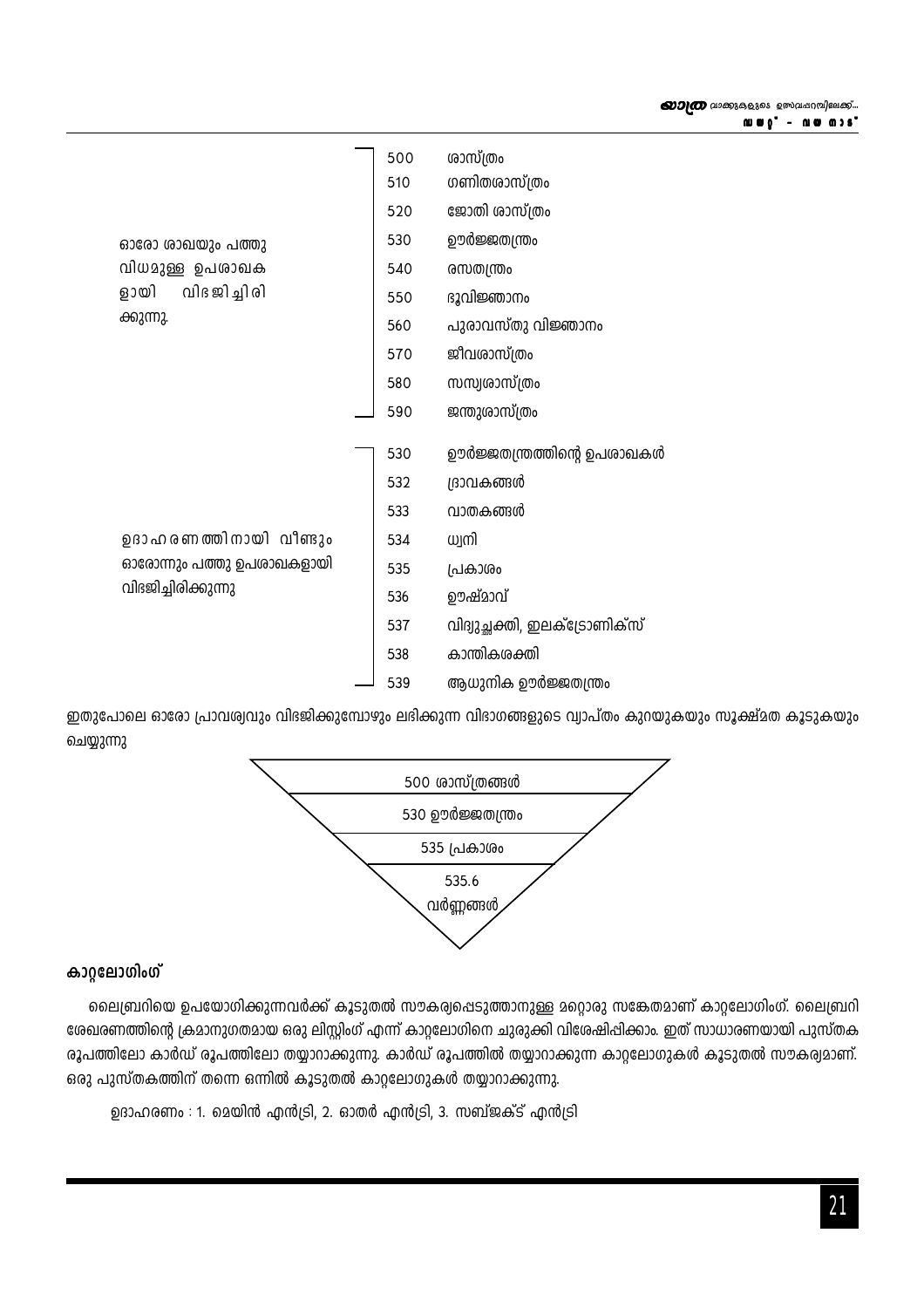| | | |
|---|---|---|
| ഓരോ ശാഖയും പത്തു വിധമുള്ള ഉപശാഖകളായി വിഭജിച്ചിരിക്കുന്നു. | 500 | ശാസ്ത്രം |
| | 510 | ഗണിതശാസ്ത്രം |
| | 520 | ജോതി ശാസ്ത്രം |
| | 530 | ഊർജ്ജതന്ത്രം |
| | 540 | രസതന്ത്രം |
| | 550 | ഭൂവിജ്ഞാനം |
| | 560 | പുരാവസ്തു വിജ്ഞാനം |
| | 570 | ജീവശാസ്ത്രം |
| | 580 | സസ്യശാസ്ത്രം |
| | 590 | ജന്തുശാസ്ത്രം |

| | | |
|---|---|---|
| ഉദാഹരണത്തിനായി വീണ്ടും ഓരോന്നും പത്തു ഉപശാഖകളായി വിഭജിച്ചിരിക്കുന്നു | 530 | ഊർജ്ജതന്ത്രത്തിന്റെ ഉപശാഖകൾ |
| | 532 | ദ്രാവകങ്ങൾ |
| | 533 | വാതകങ്ങൾ |
| | 534 | ധ്വനി |
| | 535 | പ്രകാശം |
| | 536 | ഊഷ്മാവ് |
| | 537 | വിദ്യുച്ഛക്തി, ഇലക്ട്രോണിക്സ് |
| | 538 | കാന്തികശക്തി |
| | 539 | ആധുനിക ഊർജ്ജതന്ത്രം |

ഇതുപോലെ ഓരോ പ്രാവശ്യവും വിഭജിക്കുമ്പോഴും ലഭിക്കുന്ന വിഭാഗങ്ങളുടെ വ്യാപ്തം കുറയുകയും സൂക്ഷ്മത കൂടുകയും ചെയ്യുന്നു

500 ശാസ്ത്രങ്ങൾ

530 ഊർജ്ജതന്ത്രം

535 പ്രകാശം

535.6 വർണ്ണങ്ങൾ

### കാറ്റലോഗിംഗ്

ലൈബ്രറിയെ ഉപയോഗിക്കുന്നവർക്ക് കൂടുതൽ സൗകര്യപ്പെടുത്താനുള്ള മറ്റൊരു സങ്കേതമാണ് കാറ്റലോഗിംഗ്. ലൈബ്രറി ശേഖരണത്തിന്റെ ക്രമാനുഗതമായ ഒരു ലിസ്റ്റിംഗ് എന്ന് കാറ്റലോഗിനെ ചുരുക്കി വിശേഷിപ്പിക്കാം. ഇത് സാധാരണയായി പുസ്തക രൂപത്തിലോ കാർഡ് രൂപത്തിലോ തയ്യാറാക്കുന്നു. കാർഡ് രൂപത്തിൽ തയ്യാറാക്കുന്ന കാറ്റലോഗുകൾ കൂടുതൽ സൗകര്യമാണ്. ഒരു പുസ്തകത്തിന് തന്നെ ഒന്നിൽ കൂടുതൽ കാറ്റലോഗുകൾ തയ്യാറാക്കുന്നു.

ഉദാഹരണം : 1. മെയിൻ എൻട്രി, 2. ഓതർ എൻട്രി, 3. സബ്ജക്ട് എൻട്രി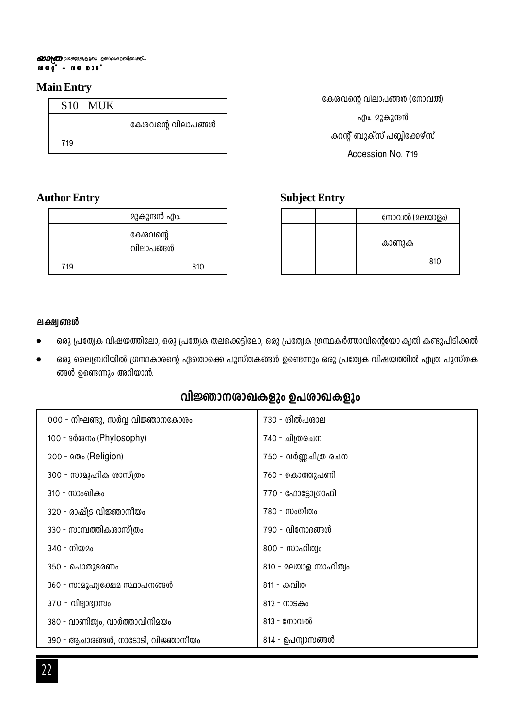## Main Entry

| S10 | MUK | |
|---|---|---|
| | | കേശവന്റെ വിലാപങ്ങൾ |
| 719 | | |

കേശവന്റെ വിലാപങ്ങൾ (നോവൽ)

എം. മുകുന്ദൻ

കറന്റ് ബുക്സ് പബ്ലിക്കേഴ്സ്

Accession No. 719

## Author Entry

| | | മുകുന്ദൻ എം. |
|---|---|---|
| | | കേശവന്റെ വിലാപങ്ങൾ |
| 719 | | 810 |

## Subject Entry

| | | നോവൽ (മലയാളം) |
|---|---|---|
| | | കാണുക<br>810 |

**ലക്ഷ്യങ്ങൾ**

- ഒരു പ്രത്യേക വിഷയത്തിലോ, ഒരു പ്രത്യേക തലക്കെട്ടിലോ, ഒരു പ്രത്യേക ഗ്രന്ഥകർത്താവിന്റെയോ കൃതി കണ്ടുപിടിക്കൽ
- ഒരു ലൈബ്രറിയിൽ ഗ്രന്ഥകാരന്റെ ഏതൊക്കെ പുസ്തകങ്ങൾ ഉണ്ടെന്നും ഒരു പ്രത്യേക വിഷയത്തിൽ എത്ര പുസ്തകങ്ങൾ ഉണ്ടെന്നും അറിയാൻ.

## വിജ്ഞാനശാഖകളും ഉപശാഖകളും

| | |
|---|---|
| 000 - നിഘണ്ടു, സർവ്വ വിജ്ഞാനകോശം | 730 - ശിൽപശാല |
| 100 - ദർശനം (Phylosophy) | 740 - ചിത്രരചന |
| 200 - മതം (Religion) | 750 - വർണ്ണചിത്ര രചന |
| 300 - സാമൂഹിക ശാസ്ത്രം | 760 - കൊത്തുപണി |
| 310 - സാംഖികം | 770 - ഫോട്ടോഗ്രാഫി |
| 320 - രാഷ്ട്ര വിജ്ഞാനീയം | 780 - സംഗീതം |
| 330 - സാമ്പത്തികശാസ്ത്രം | 790 - വിനോദങ്ങൾ |
| 340 - നിയമം | 800 - സാഹിത്യം |
| 350 - പൊതുഭരണം | 810 - മലയാള സാഹിത്യം |
| 360 - സാമൂഹ്യക്ഷേമ സ്ഥാപനങ്ങൾ | 811 - കവിത |
| 370 - വിദ്യാഭ്യാസം | 812 - നാടകം |
| 380 - വാണിജ്യം, വാർത്താവിനിമയം | 813 - നോവൽ |
| 390 - ആചാരങ്ങൾ, നാടോടി, വിജ്ഞാനീയം | 814 - ഉപന്യാസങ്ങൾ |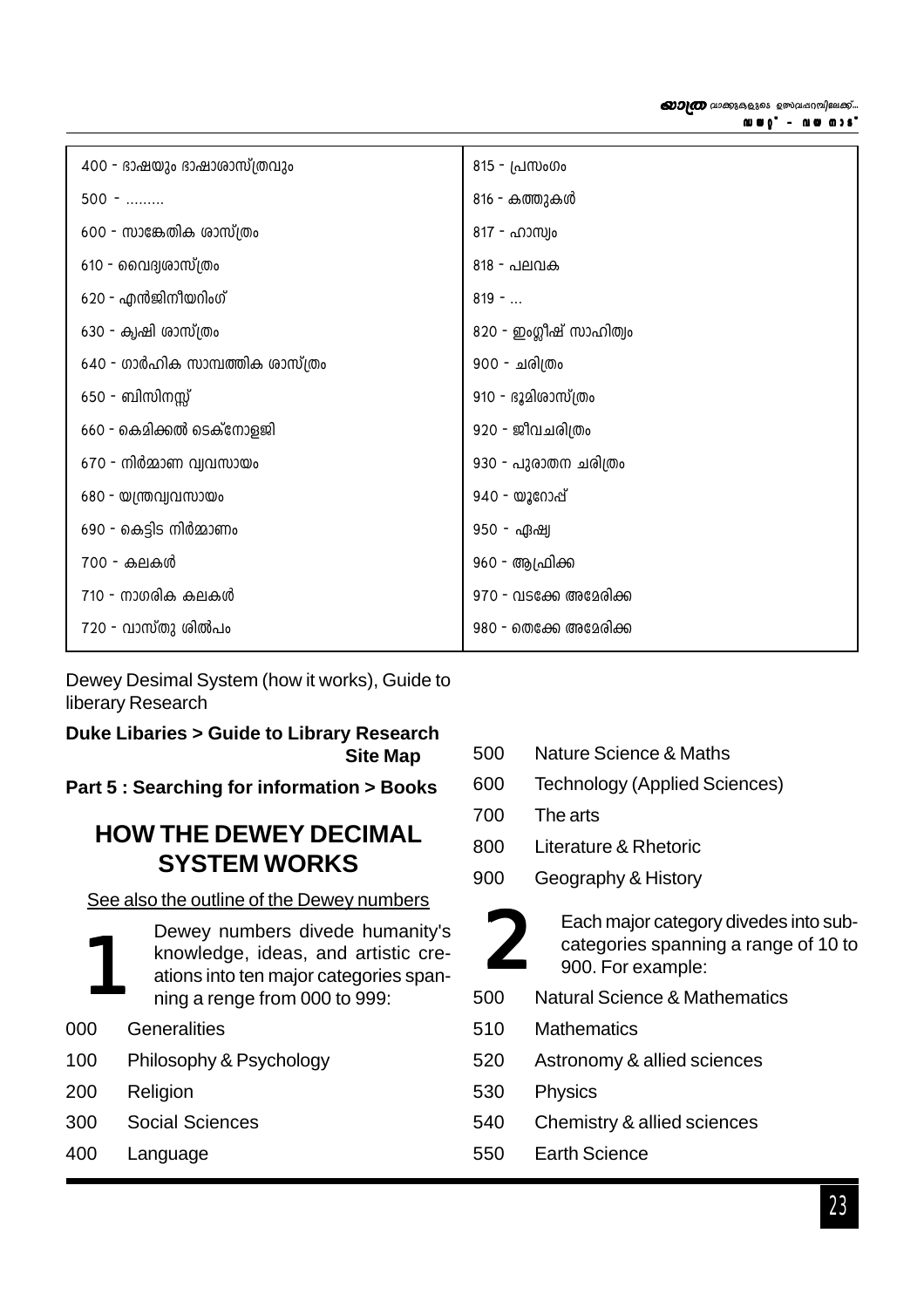| | |
|---|---|
| 400 - ഭാഷയും ഭാഷാശാസ്ത്രവും | 815 - പ്രസംഗം |
| 500 - ......... | 816 - കത്തുകൾ |
| 600 - സാങ്കേതിക ശാസ്ത്രം | 817 - ഹാസ്യം |
| 610 - വൈദ്യശാസ്ത്രം | 818 - പലവക |
| 620 - എൻജിനീയറിംഗ് | 819 - ... |
| 630 - കൃഷി ശാസ്ത്രം | 820 - ഇംഗ്ലീഷ് സാഹിത്യം |
| 640 - ഗാർഹിക സാമ്പത്തിക ശാസ്ത്രം | 900 - ചരിത്രം |
| 650 - ബിസിനസ്സ് | 910 - ഭൂമിശാസ്ത്രം |
| 660 - കെമിക്കൽ ടെക്നോളജി | 920 - ജീവചരിത്രം |
| 670 - നിർമ്മാണ വ്യവസായം | 930 - പുരാതന ചരിത്രം |
| 680 - യന്ത്രവ്യവസായം | 940 - യൂറോപ്പ് |
| 690 - കെട്ടിട നിർമ്മാണം | 950 - ഏഷ്യ |
| 700 - കലകൾ | 960 - ആഫ്രിക്ക |
| 710 - നാഗരിക കലകൾ | 970 - വടക്കേ അമേരിക്ക |
| 720 - വാസ്തു ശിൽപം | 980 - തെക്കേ അമേരിക്ക |

Dewey Desimal System (how it works), Guide to liberary Research

**Duke Libaries > Guide to Library Research Site Map**

**Part 5 : Searching for information > Books**

## HOW THE DEWEY DECIMAL SYSTEM WORKS

See also the outline of the Dewey numbers

**1** Dewey numbers divede humanity's knowledge, ideas, and artistic creations into ten major categories spanning a renge from 000 to 999:

- 000 Generalities
- 100 Philosophy & Psychology
- 200 Religion
- 300 Social Sciences
- 400 Language
- 500 Nature Science & Maths
- 600 Technology (Applied Sciences)
- 700 The arts
- 800 Literature & Rhetoric
- 900 Geography & History

**2** Each major category divedes into sub-categories spanning a range of 10 to 900. For example:

- 500 Natural Science & Mathematics
- 510 Mathematics
- 520 Astronomy & allied sciences
- 530 Physics
- 540 Chemistry & allied sciences
- 550 Earth Science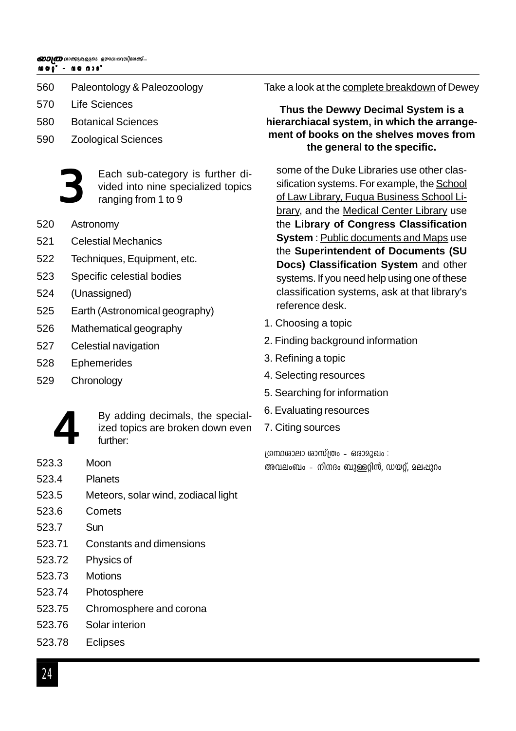| | |
|---|---|
| 560 | Paleontology & Paleozoology |
| 570 | Life Sciences |
| 580 | Botanical Sciences |
| 590 | Zoological Sciences |

**3** Each sub-category is further divided into nine specialized topics ranging from 1 to 9

| | |
|---|---|
| 520 | Astronomy |
| 521 | Celestial Mechanics |
| 522 | Techniques, Equipment, etc. |
| 523 | Specific celestial bodies |
| 524 | (Unassigned) |
| 525 | Earth (Astronomical geography) |
| 526 | Mathematical geography |
| 527 | Celestial navigation |
| 528 | Ephemerides |
| 529 | Chronology |

**4** By adding decimals, the specialized topics are broken down even further:

| | |
|---|---|
| 523.3 | Moon |
| 523.4 | Planets |
| 523.5 | Meteors, solar wind, zodiacal light |
| 523.6 | Comets |
| 523.7 | Sun |
| 523.71 | Constants and dimensions |
| 523.72 | Physics of |
| 523.73 | Motions |
| 523.74 | Photosphere |
| 523.75 | Chromosphere and corona |
| 523.76 | Solar interion |
| 523.78 | Eclipses |

Take a look at the complete breakdown of Dewey

**Thus the Dewwy Decimal System is a hierarchiacal system, in which the arrangement of books on the shelves moves from the general to the specific.**

some of the Duke Libraries use other classification systems. For example, the School of Law Library, Fuqua Business School Library, and the Medical Center Library use the **Library of Congress Classification System** : Public documents and Maps use the **Superintendent of Documents (SU Docs) Classification System** and other systems. If you need help using one of these classification systems, ask at that library's reference desk.

1. Choosing a topic
2. Finding background information
3. Refining a topic
4. Selecting resources
5. Searching for information
6. Evaluating resources
7. Citing sources

ഗ്രന്ഥശാലാ ശാസ്ത്രം - ഒരാമുഖം :
അവലംബം - നിനദം ബുള്ളറ്റിൻ, ഡയറ്റ്, മലപ്പുറം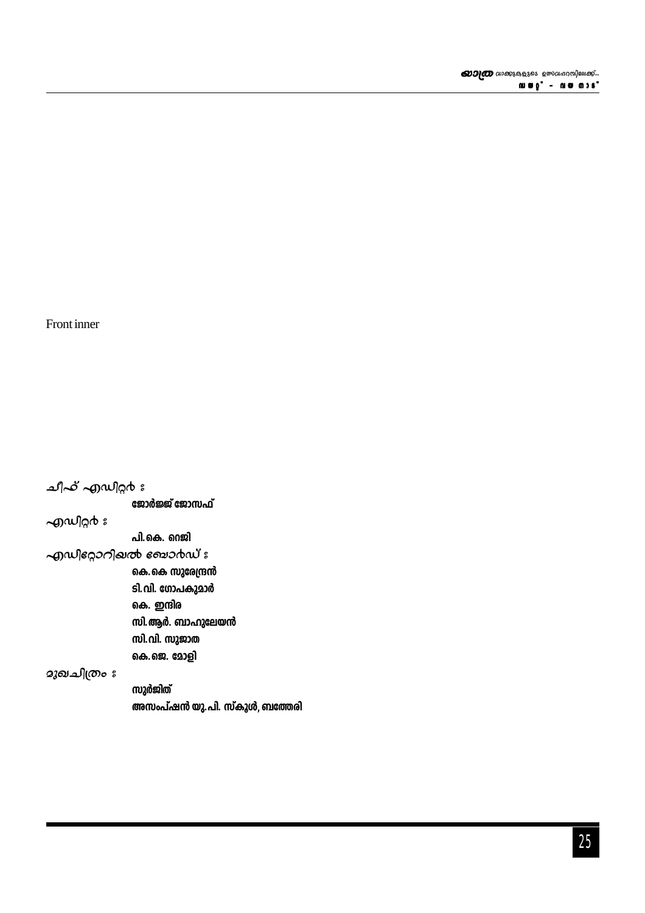Front inner

ചീഫ് എഡിറ്റർ :

**ജോർജ്ജ് ജോസഫ്**

എഡിറ്റർ :

**പി.കെ. റെജി**

എഡിറ്റോറിയൽ ബോർഡ് :

**കെ.കെ സുരേന്ദ്രൻ**

**ടി.വി. ഗോപകുമാർ**

**കെ. ഇന്ദിര**

**സി.ആർ. ബാഹുലേയൻ**

**സി.വി. സുജാത**

**കെ.ജെ. മോളി**

മുഖചിത്രം :

**സുർജിത്**

**അസംപ്ഷൻ യു.പി. സ്കൂൾ, ബത്തേരി**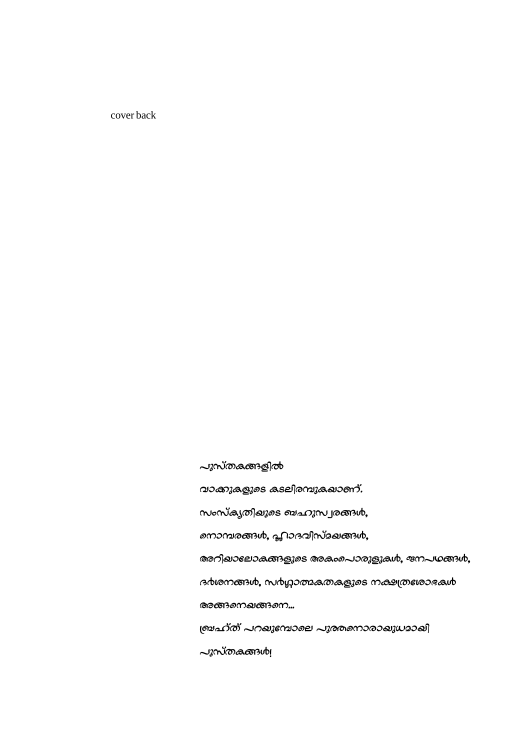cover back

പുസ്തകങ്ങളിൽ

വാക്കുകളുടെ കടലിരമ്പുകയാണ്.

സംസ്കൃതിയുടെ ബഹുസ്വരങ്ങൾ,

നൊമ്പരങ്ങൾ, ഹ്ലാദവിസ്മയങ്ങൾ,

അറിയാലോകങ്ങളുടെ അകംപൊരുളുകൾ, ജനപഥങ്ങൾ,

ദർശനങ്ങൾ, സർഗ്ഗാത്മകതകളുടെ നക്ഷത്രശോഭകൾ

അങ്ങനെയങ്ങനെ...

ബ്രഹ്ത് പറയുമ്പോലെ പുത്തനൊരായുധമായി

പുസ്തകങ്ങൾ!